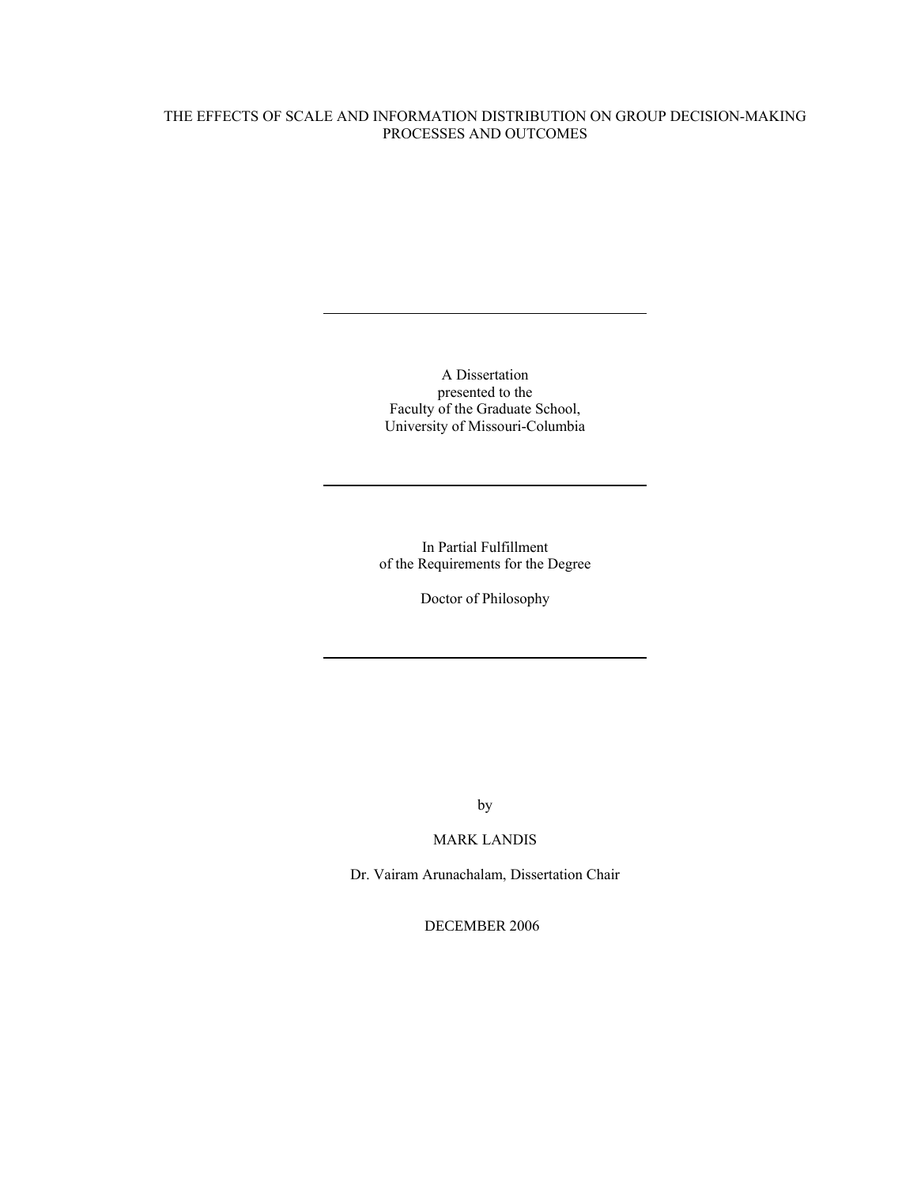# THE EFFECTS OF SCALE AND INFORMATION DISTRIBUTION ON GROUP DECISION-MAKING PROCESSES AND OUTCOMES

---

A Dissertation
presented to the
Faculty of the Graduate School,
University of Missouri-Columbia

---

In Partial Fulfillment
of the Requirements for the Degree

Doctor of Philosophy

---

by

MARK LANDIS

Dr. Vairam Arunachalam, Dissertation Chair

DECEMBER 2006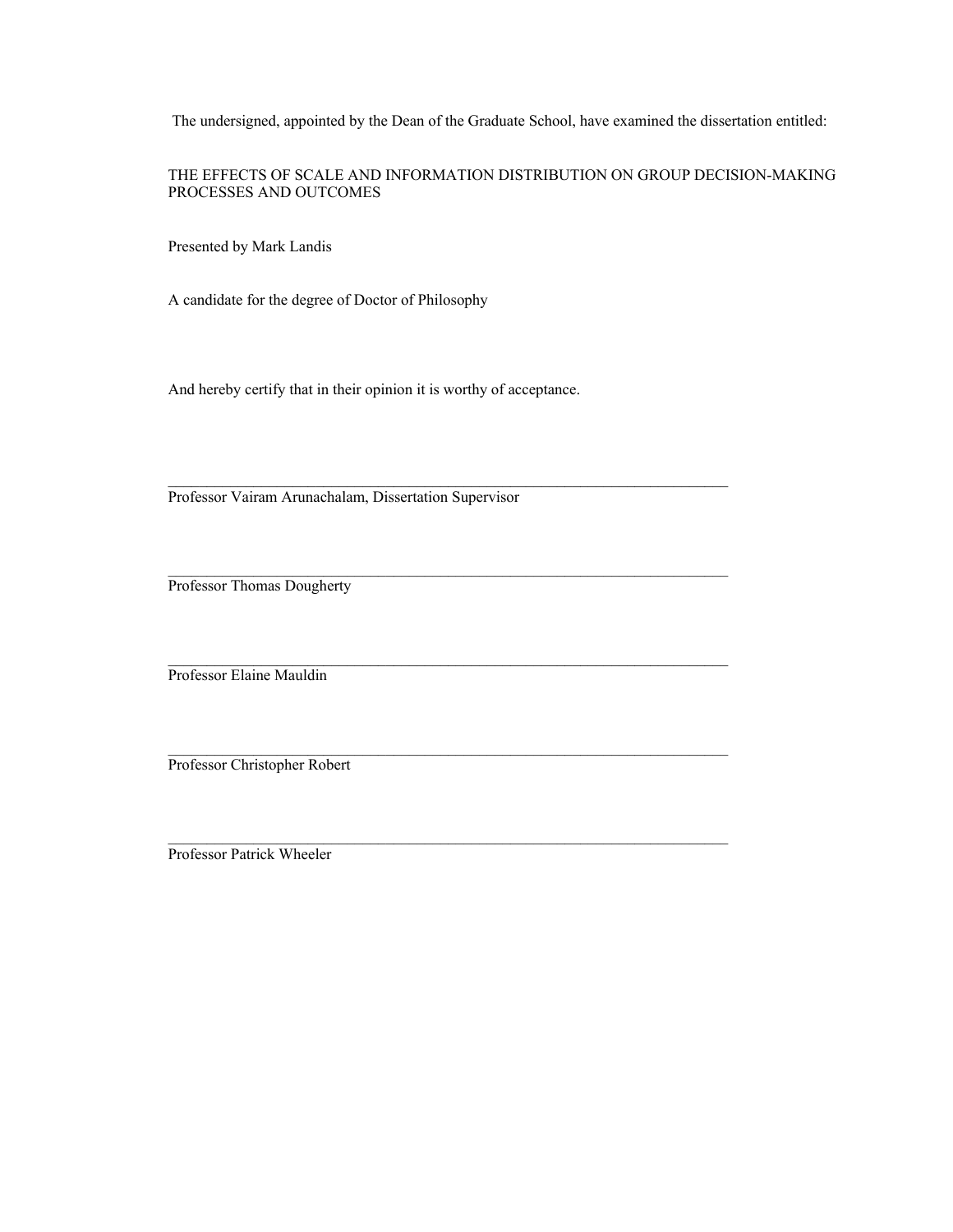The undersigned, appointed by the Dean of the Graduate School, have examined the dissertation entitled:

THE EFFECTS OF SCALE AND INFORMATION DISTRIBUTION ON GROUP DECISION-MAKING PROCESSES AND OUTCOMES

Presented by Mark Landis

A candidate for the degree of Doctor of Philosophy

And hereby certify that in their opinion it is worthy of acceptance.

\_\_\_\_\_\_\_\_\_\_\_\_\_\_\_\_\_\_\_\_\_\_\_\_\_\_\_\_\_\_\_\_\_\_\_\_\_\_\_\_\_\_\_\_\_\_\_\_\_\_\_\_\_\_\_\_\_\_\_\_\_\_\_\_\_\_\_\_\_\_\_\_

Professor Vairam Arunachalam, Dissertation Supervisor

\_\_\_\_\_\_\_\_\_\_\_\_\_\_\_\_\_\_\_\_\_\_\_\_\_\_\_\_\_\_\_\_\_\_\_\_\_\_\_\_\_\_\_\_\_\_\_\_\_\_\_\_\_\_\_\_\_\_\_\_\_\_\_\_\_\_\_\_\_\_\_\_

Professor Thomas Dougherty

\_\_\_\_\_\_\_\_\_\_\_\_\_\_\_\_\_\_\_\_\_\_\_\_\_\_\_\_\_\_\_\_\_\_\_\_\_\_\_\_\_\_\_\_\_\_\_\_\_\_\_\_\_\_\_\_\_\_\_\_\_\_\_\_\_\_\_\_\_\_\_\_

Professor Elaine Mauldin

\_\_\_\_\_\_\_\_\_\_\_\_\_\_\_\_\_\_\_\_\_\_\_\_\_\_\_\_\_\_\_\_\_\_\_\_\_\_\_\_\_\_\_\_\_\_\_\_\_\_\_\_\_\_\_\_\_\_\_\_\_\_\_\_\_\_\_\_\_\_\_\_

Professor Christopher Robert

\_\_\_\_\_\_\_\_\_\_\_\_\_\_\_\_\_\_\_\_\_\_\_\_\_\_\_\_\_\_\_\_\_\_\_\_\_\_\_\_\_\_\_\_\_\_\_\_\_\_\_\_\_\_\_\_\_\_\_\_\_\_\_\_\_\_\_\_\_\_\_\_

Professor Patrick Wheeler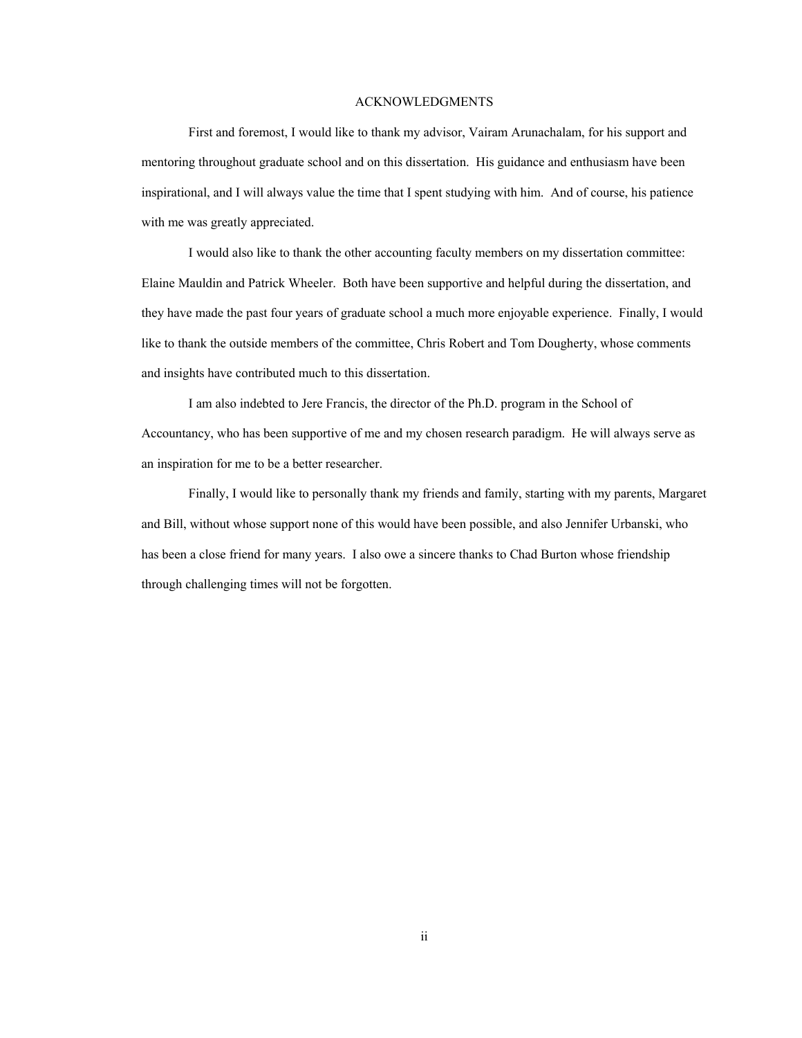# ACKNOWLEDGMENTS

First and foremost, I would like to thank my advisor, Vairam Arunachalam, for his support and mentoring throughout graduate school and on this dissertation. His guidance and enthusiasm have been inspirational, and I will always value the time that I spent studying with him. And of course, his patience with me was greatly appreciated.

I would also like to thank the other accounting faculty members on my dissertation committee: Elaine Mauldin and Patrick Wheeler. Both have been supportive and helpful during the dissertation, and they have made the past four years of graduate school a much more enjoyable experience. Finally, I would like to thank the outside members of the committee, Chris Robert and Tom Dougherty, whose comments and insights have contributed much to this dissertation.

I am also indebted to Jere Francis, the director of the Ph.D. program in the School of Accountancy, who has been supportive of me and my chosen research paradigm. He will always serve as an inspiration for me to be a better researcher.

Finally, I would like to personally thank my friends and family, starting with my parents, Margaret and Bill, without whose support none of this would have been possible, and also Jennifer Urbanski, who has been a close friend for many years. I also owe a sincere thanks to Chad Burton whose friendship through challenging times will not be forgotten.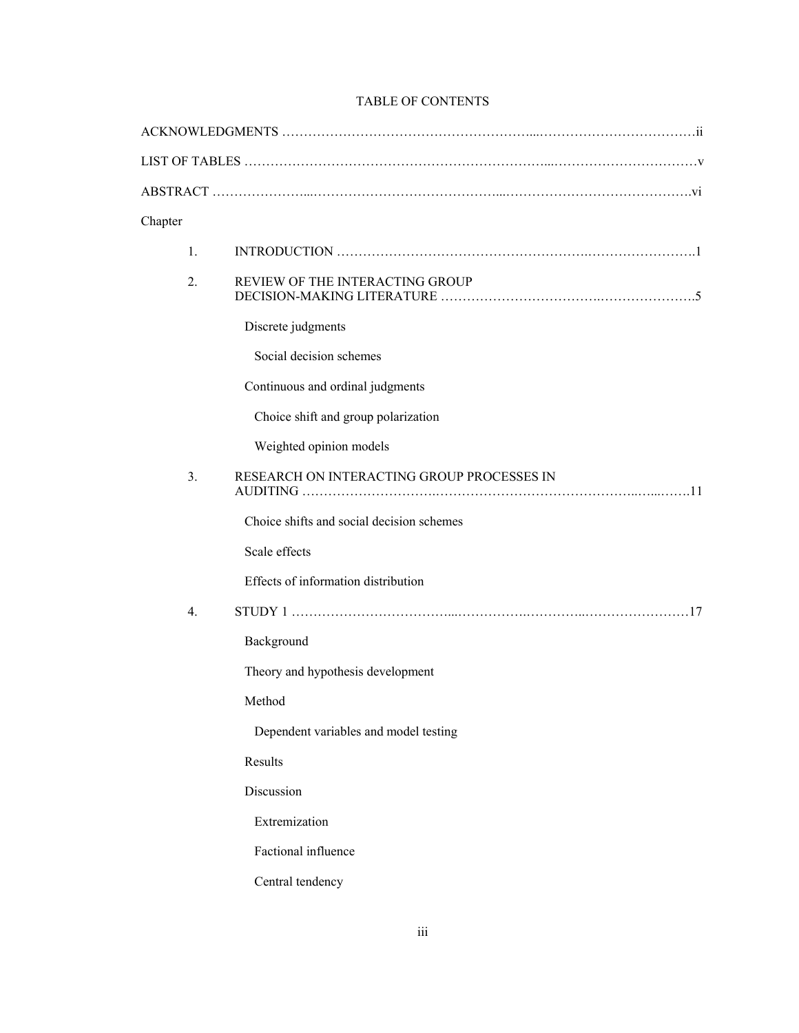# TABLE OF CONTENTS

ACKNOWLEDGMENTS .......................................................................................ii

LIST OF TABLES ..........................................................................................v

ABSTRACT ....................................................................................................vi

Chapter

1. INTRODUCTION ...........................................................................................1

2. REVIEW OF THE INTERACTING GROUP DECISION-MAKING LITERATURE ..........................................................5

    Discrete judgments

        Social decision schemes

    Continuous and ordinal judgments

        Choice shift and group polarization

        Weighted opinion models

3. RESEARCH ON INTERACTING GROUP PROCESSES IN AUDITING .....................................................................................................11

    Choice shifts and social decision schemes

    Scale effects

    Effects of information distribution

4. STUDY 1 .......................................................................................................17

    Background

    Theory and hypothesis development

    Method

        Dependent variables and model testing

    Results

    Discussion

        Extremization

        Factional influence

        Central tendency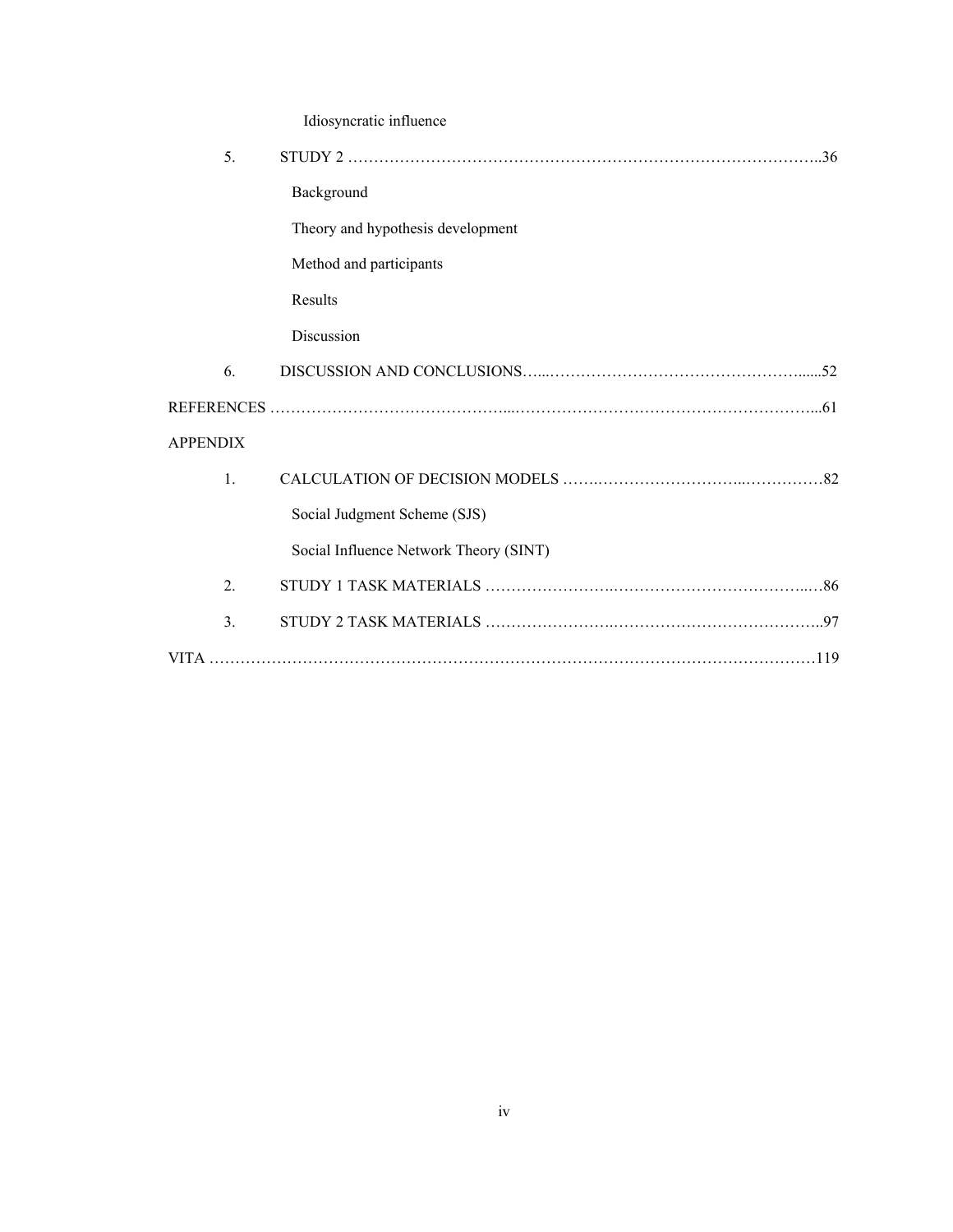Idiosyncratic influence

5. STUDY 2 ..................................................................................................36

Background

Theory and hypothesis development

Method and participants

Results

Discussion

6. DISCUSSION AND CONCLUSIONS............................................................52

REFERENCES ..................................................................................................61

APPENDIX

1. CALCULATION OF DECISION MODELS ..................................................82

Social Judgment Scheme (SJS)

Social Influence Network Theory (SINT)

2. STUDY 1 TASK MATERIALS ..................................................................86

3. STUDY 2 TASK MATERIALS ..................................................................97

VITA ..............................................................................................................119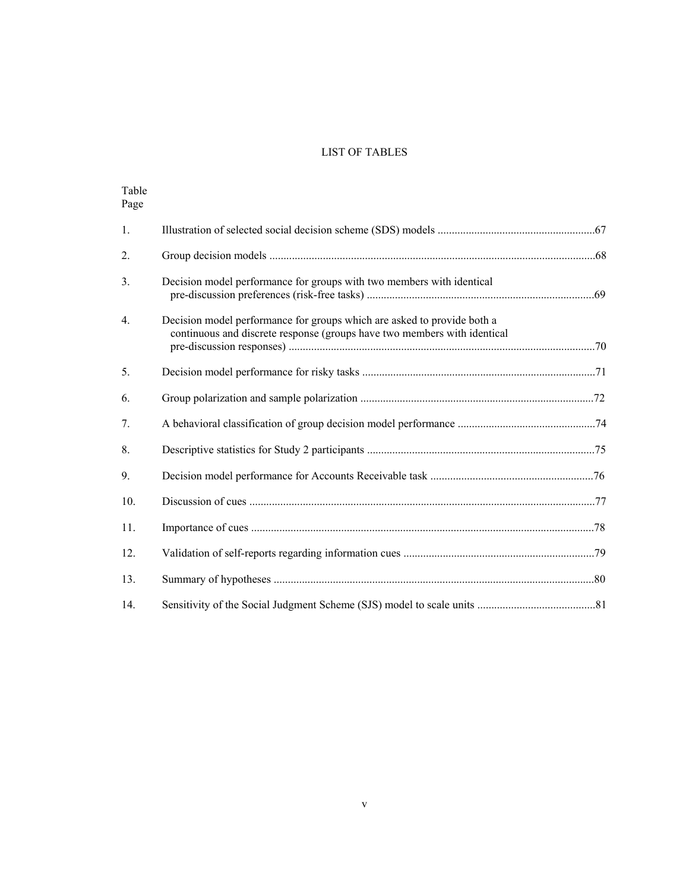# LIST OF TABLES

| Table | | Page |
|---|---|---|
| 1. | Illustration of selected social decision scheme (SDS) models | 67 |
| 2. | Group decision models | 68 |
| 3. | Decision model performance for groups with two members with identical pre-discussion preferences (risk-free tasks) | 69 |
| 4. | Decision model performance for groups which are asked to provide both a continuous and discrete response (groups have two members with identical pre-discussion responses) | 70 |
| 5. | Decision model performance for risky tasks | 71 |
| 6. | Group polarization and sample polarization | 72 |
| 7. | A behavioral classification of group decision model performance | 74 |
| 8. | Descriptive statistics for Study 2 participants | 75 |
| 9. | Decision model performance for Accounts Receivable task | 76 |
| 10. | Discussion of cues | 77 |
| 11. | Importance of cues | 78 |
| 12. | Validation of self-reports regarding information cues | 79 |
| 13. | Summary of hypotheses | 80 |
| 14. | Sensitivity of the Social Judgment Scheme (SJS) model to scale units | 81 |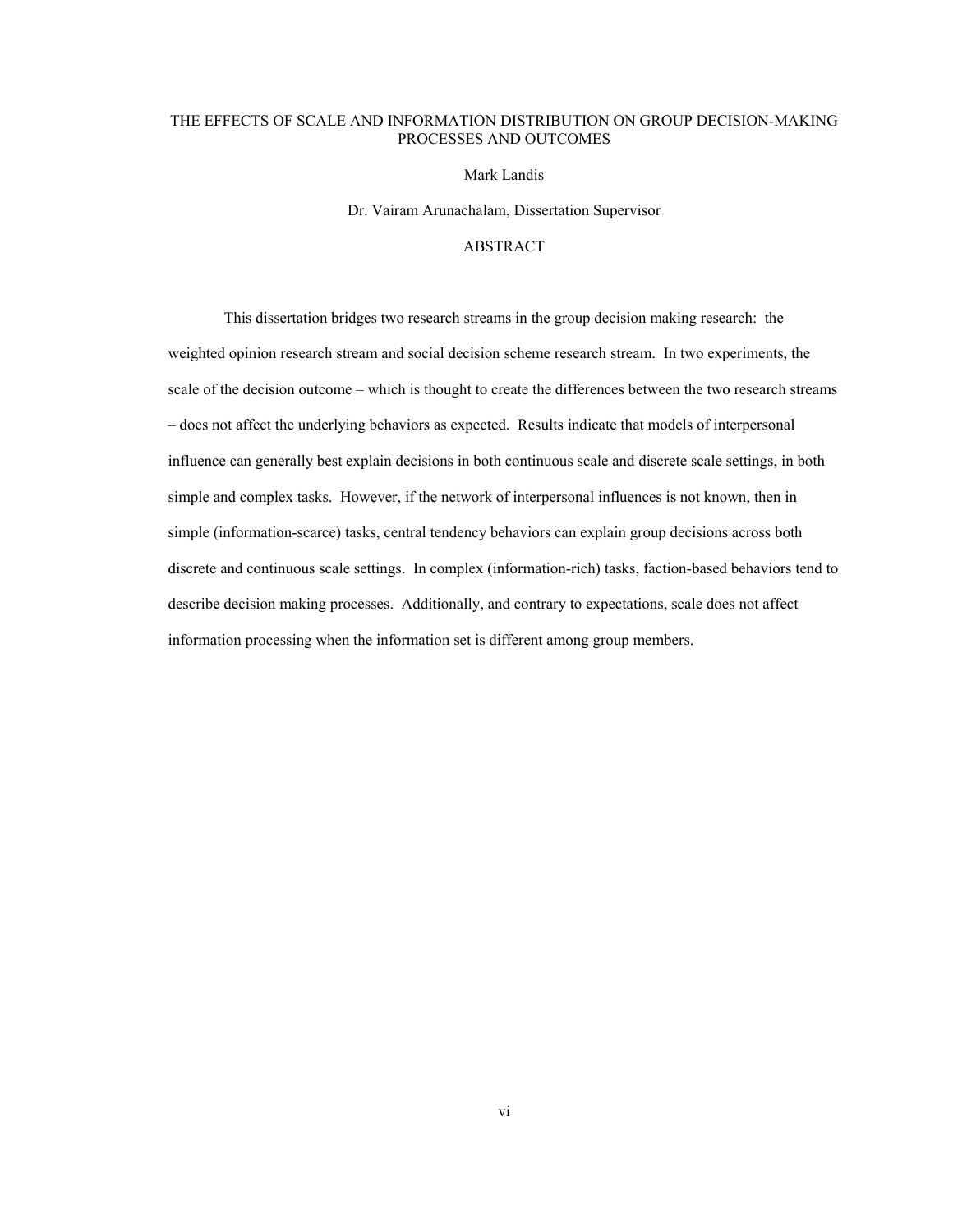# THE EFFECTS OF SCALE AND INFORMATION DISTRIBUTION ON GROUP DECISION-MAKING PROCESSES AND OUTCOMES

Mark Landis

Dr. Vairam Arunachalam, Dissertation Supervisor

## ABSTRACT

This dissertation bridges two research streams in the group decision making research: the weighted opinion research stream and social decision scheme research stream. In two experiments, the scale of the decision outcome – which is thought to create the differences between the two research streams – does not affect the underlying behaviors as expected. Results indicate that models of interpersonal influence can generally best explain decisions in both continuous scale and discrete scale settings, in both simple and complex tasks. However, if the network of interpersonal influences is not known, then in simple (information-scarce) tasks, central tendency behaviors can explain group decisions across both discrete and continuous scale settings. In complex (information-rich) tasks, faction-based behaviors tend to describe decision making processes. Additionally, and contrary to expectations, scale does not affect information processing when the information set is different among group members.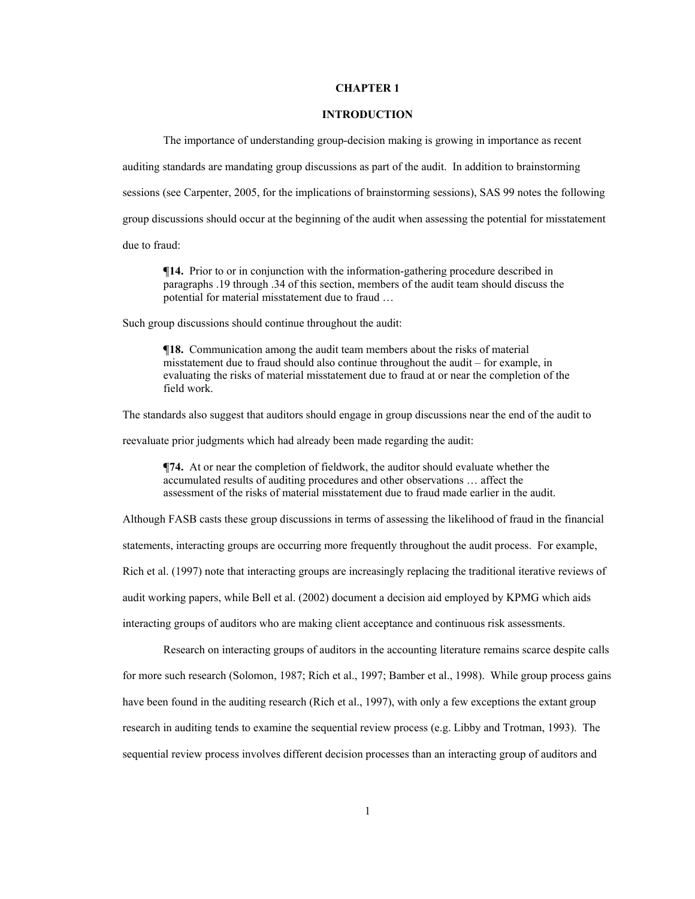# CHAPTER 1

## INTRODUCTION

The importance of understanding group-decision making is growing in importance as recent auditing standards are mandating group discussions as part of the audit. In addition to brainstorming sessions (see Carpenter, 2005, for the implications of brainstorming sessions), SAS 99 notes the following group discussions should occur at the beginning of the audit when assessing the potential for misstatement due to fraud:

> **¶14.** Prior to or in conjunction with the information-gathering procedure described in paragraphs .19 through .34 of this section, members of the audit team should discuss the potential for material misstatement due to fraud …

Such group discussions should continue throughout the audit:

> **¶18.** Communication among the audit team members about the risks of material misstatement due to fraud should also continue throughout the audit – for example, in evaluating the risks of material misstatement due to fraud at or near the completion of the field work.

The standards also suggest that auditors should engage in group discussions near the end of the audit to reevaluate prior judgments which had already been made regarding the audit:

> **¶74.** At or near the completion of fieldwork, the auditor should evaluate whether the accumulated results of auditing procedures and other observations … affect the assessment of the risks of material misstatement due to fraud made earlier in the audit.

Although FASB casts these group discussions in terms of assessing the likelihood of fraud in the financial statements, interacting groups are occurring more frequently throughout the audit process. For example, Rich et al. (1997) note that interacting groups are increasingly replacing the traditional iterative reviews of audit working papers, while Bell et al. (2002) document a decision aid employed by KPMG which aids interacting groups of auditors who are making client acceptance and continuous risk assessments.

Research on interacting groups of auditors in the accounting literature remains scarce despite calls for more such research (Solomon, 1987; Rich et al., 1997; Bamber et al., 1998). While group process gains have been found in the auditing research (Rich et al., 1997), with only a few exceptions the extant group research in auditing tends to examine the sequential review process (e.g. Libby and Trotman, 1993). The sequential review process involves different decision processes than an interacting group of auditors and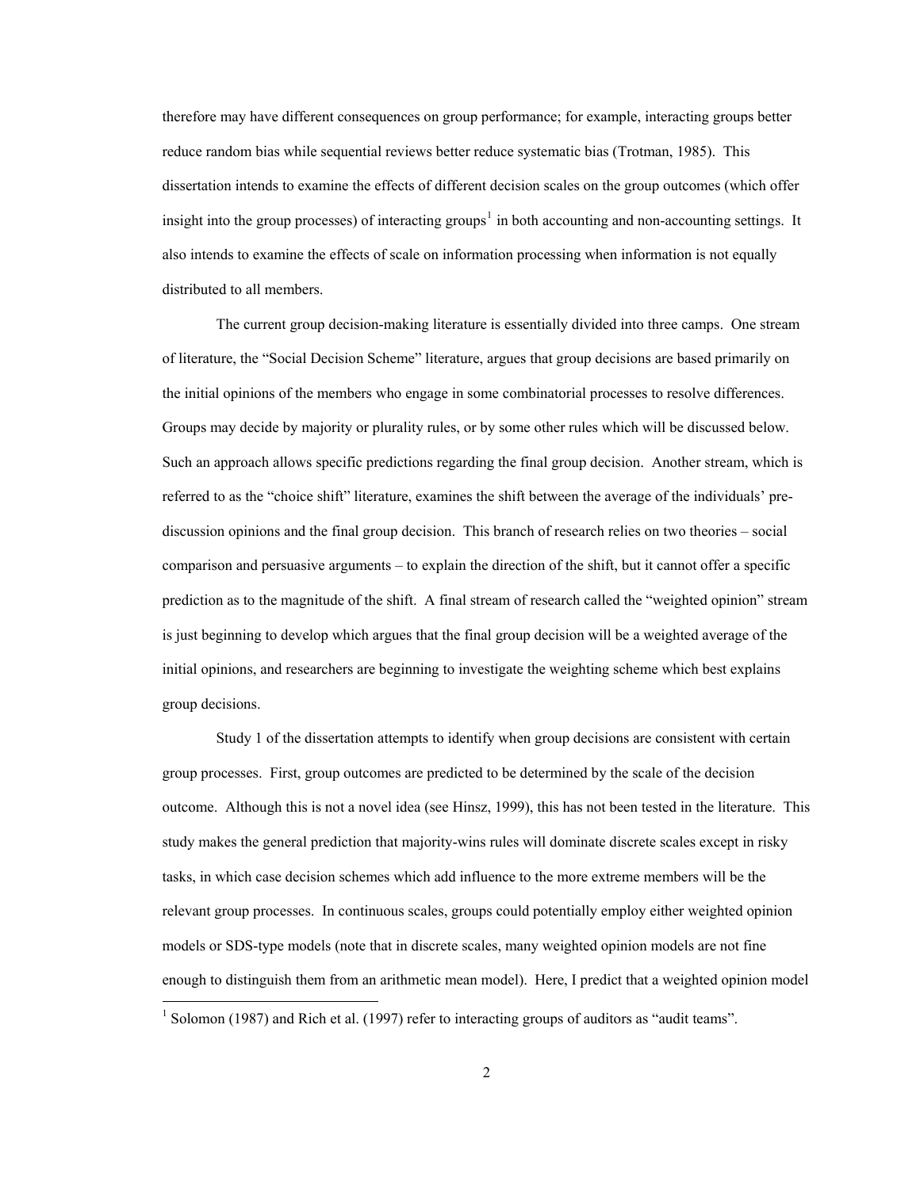therefore may have different consequences on group performance; for example, interacting groups better reduce random bias while sequential reviews better reduce systematic bias (Trotman, 1985). This dissertation intends to examine the effects of different decision scales on the group outcomes (which offer insight into the group processes) of interacting groups[1] in both accounting and non-accounting settings. It also intends to examine the effects of scale on information processing when information is not equally distributed to all members.

The current group decision-making literature is essentially divided into three camps. One stream of literature, the "Social Decision Scheme" literature, argues that group decisions are based primarily on the initial opinions of the members who engage in some combinatorial processes to resolve differences. Groups may decide by majority or plurality rules, or by some other rules which will be discussed below. Such an approach allows specific predictions regarding the final group decision. Another stream, which is referred to as the "choice shift" literature, examines the shift between the average of the individuals' pre-discussion opinions and the final group decision. This branch of research relies on two theories – social comparison and persuasive arguments – to explain the direction of the shift, but it cannot offer a specific prediction as to the magnitude of the shift. A final stream of research called the "weighted opinion" stream is just beginning to develop which argues that the final group decision will be a weighted average of the initial opinions, and researchers are beginning to investigate the weighting scheme which best explains group decisions.

Study 1 of the dissertation attempts to identify when group decisions are consistent with certain group processes. First, group outcomes are predicted to be determined by the scale of the decision outcome. Although this is not a novel idea (see Hinsz, 1999), this has not been tested in the literature. This study makes the general prediction that majority-wins rules will dominate discrete scales except in risky tasks, in which case decision schemes which add influence to the more extreme members will be the relevant group processes. In continuous scales, groups could potentially employ either weighted opinion models or SDS-type models (note that in discrete scales, many weighted opinion models are not fine enough to distinguish them from an arithmetic mean model). Here, I predict that a weighted opinion model

[1] Solomon (1987) and Rich et al. (1997) refer to interacting groups of auditors as "audit teams".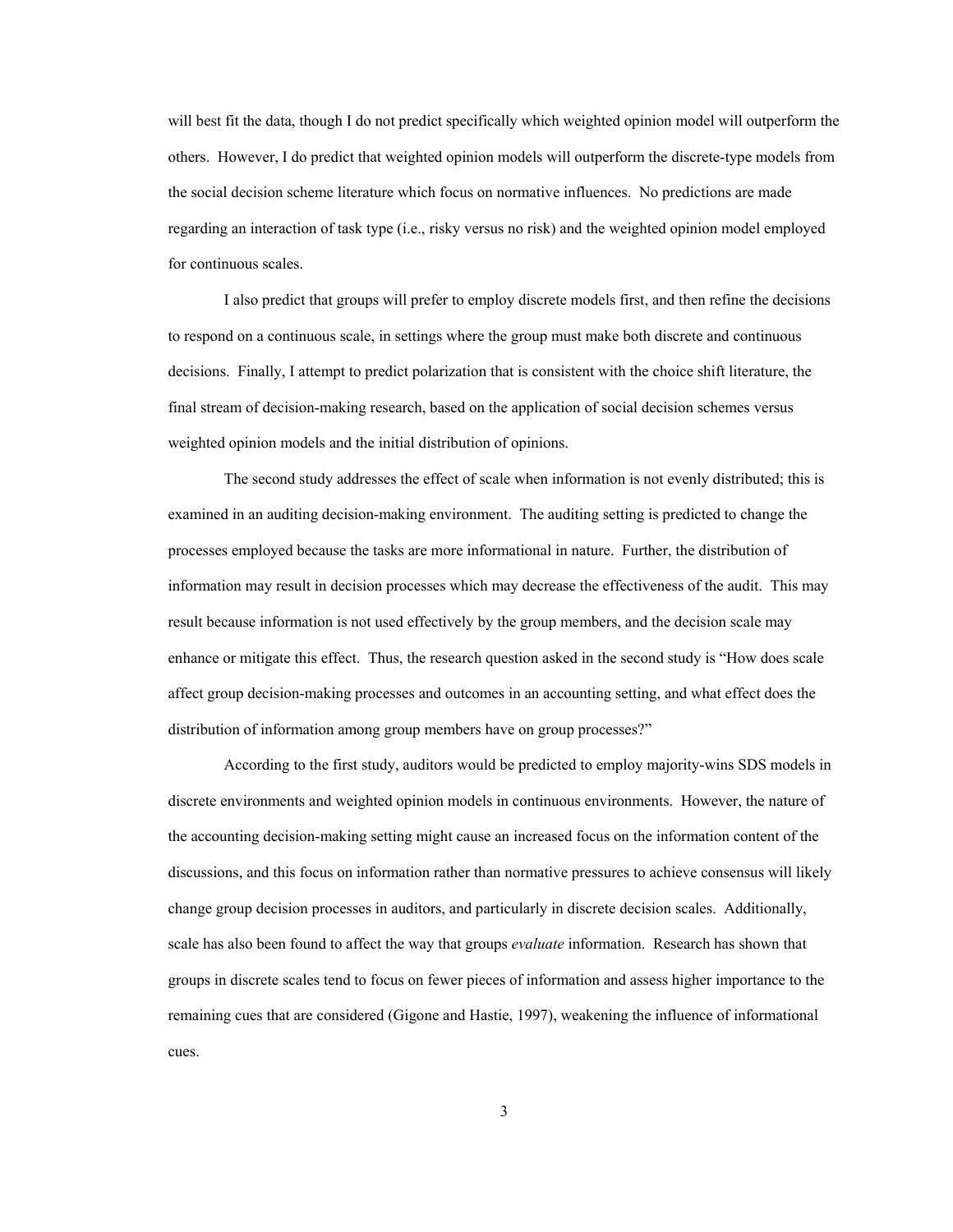will best fit the data, though I do not predict specifically which weighted opinion model will outperform the others. However, I do predict that weighted opinion models will outperform the discrete-type models from the social decision scheme literature which focus on normative influences. No predictions are made regarding an interaction of task type (i.e., risky versus no risk) and the weighted opinion model employed for continuous scales.

I also predict that groups will prefer to employ discrete models first, and then refine the decisions to respond on a continuous scale, in settings where the group must make both discrete and continuous decisions. Finally, I attempt to predict polarization that is consistent with the choice shift literature, the final stream of decision-making research, based on the application of social decision schemes versus weighted opinion models and the initial distribution of opinions.

The second study addresses the effect of scale when information is not evenly distributed; this is examined in an auditing decision-making environment. The auditing setting is predicted to change the processes employed because the tasks are more informational in nature. Further, the distribution of information may result in decision processes which may decrease the effectiveness of the audit. This may result because information is not used effectively by the group members, and the decision scale may enhance or mitigate this effect. Thus, the research question asked in the second study is "How does scale affect group decision-making processes and outcomes in an accounting setting, and what effect does the distribution of information among group members have on group processes?"

According to the first study, auditors would be predicted to employ majority-wins SDS models in discrete environments and weighted opinion models in continuous environments. However, the nature of the accounting decision-making setting might cause an increased focus on the information content of the discussions, and this focus on information rather than normative pressures to achieve consensus will likely change group decision processes in auditors, and particularly in discrete decision scales. Additionally, scale has also been found to affect the way that groups *evaluate* information. Research has shown that groups in discrete scales tend to focus on fewer pieces of information and assess higher importance to the remaining cues that are considered (Gigone and Hastie, 1997), weakening the influence of informational cues.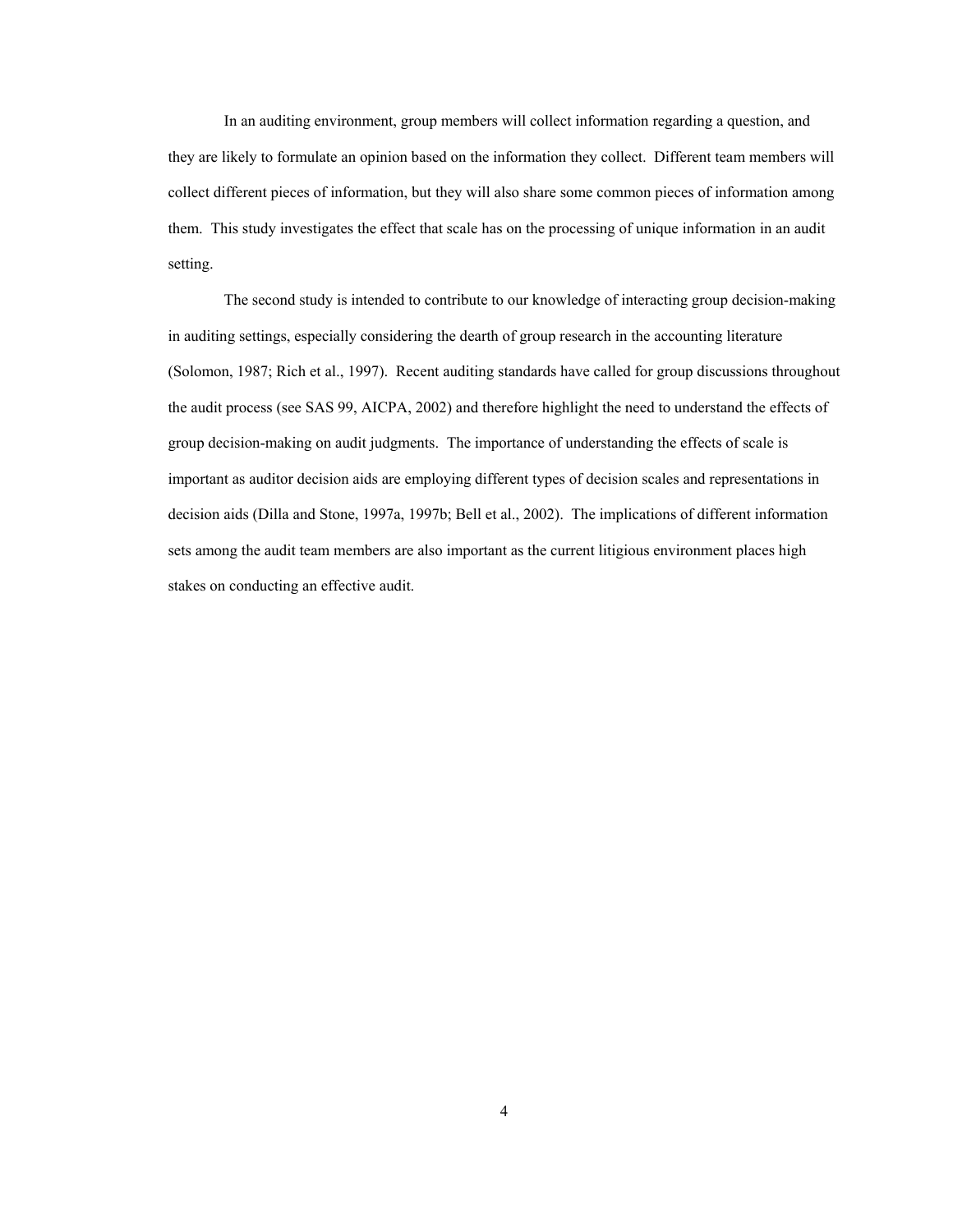In an auditing environment, group members will collect information regarding a question, and they are likely to formulate an opinion based on the information they collect. Different team members will collect different pieces of information, but they will also share some common pieces of information among them. This study investigates the effect that scale has on the processing of unique information in an audit setting.

The second study is intended to contribute to our knowledge of interacting group decision-making in auditing settings, especially considering the dearth of group research in the accounting literature (Solomon, 1987; Rich et al., 1997). Recent auditing standards have called for group discussions throughout the audit process (see SAS 99, AICPA, 2002) and therefore highlight the need to understand the effects of group decision-making on audit judgments. The importance of understanding the effects of scale is important as auditor decision aids are employing different types of decision scales and representations in decision aids (Dilla and Stone, 1997a, 1997b; Bell et al., 2002). The implications of different information sets among the audit team members are also important as the current litigious environment places high stakes on conducting an effective audit.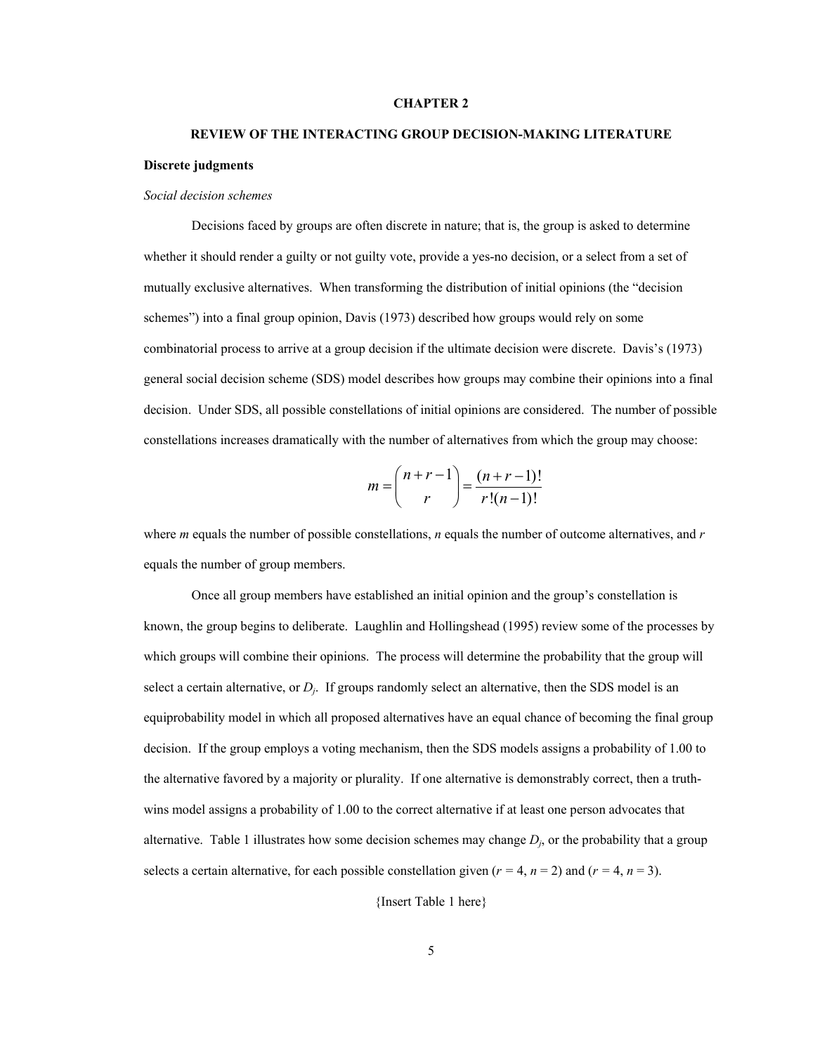# CHAPTER 2

## REVIEW OF THE INTERACTING GROUP DECISION-MAKING LITERATURE

### Discrete judgments

#### *Social decision schemes*

Decisions faced by groups are often discrete in nature; that is, the group is asked to determine whether it should render a guilty or not guilty vote, provide a yes-no decision, or a select from a set of mutually exclusive alternatives. When transforming the distribution of initial opinions (the "decision schemes") into a final group opinion, Davis (1973) described how groups would rely on some combinatorial process to arrive at a group decision if the ultimate decision were discrete. Davis's (1973) general social decision scheme (SDS) model describes how groups may combine their opinions into a final decision. Under SDS, all possible constellations of initial opinions are considered. The number of possible constellations increases dramatically with the number of alternatives from which the group may choose:

$$m = \binom{n+r-1}{r} = \frac{(n+r-1)!}{r!(n-1)!}$$

where *m* equals the number of possible constellations, *n* equals the number of outcome alternatives, and *r* equals the number of group members.

Once all group members have established an initial opinion and the group's constellation is known, the group begins to deliberate. Laughlin and Hollingshead (1995) review some of the processes by which groups will combine their opinions. The process will determine the probability that the group will select a certain alternative, or $D_j$. If groups randomly select an alternative, then the SDS model is an equiprobability model in which all proposed alternatives have an equal chance of becoming the final group decision. If the group employs a voting mechanism, then the SDS models assigns a probability of 1.00 to the alternative favored by a majority or plurality. If one alternative is demonstrably correct, then a truth-wins model assigns a probability of 1.00 to the correct alternative if at least one person advocates that alternative. Table 1 illustrates how some decision schemes may change $D_j$, or the probability that a group selects a certain alternative, for each possible constellation given ($r = 4$, $n = 2$) and ($r = 4$, $n = 3$).

{Insert Table 1 here}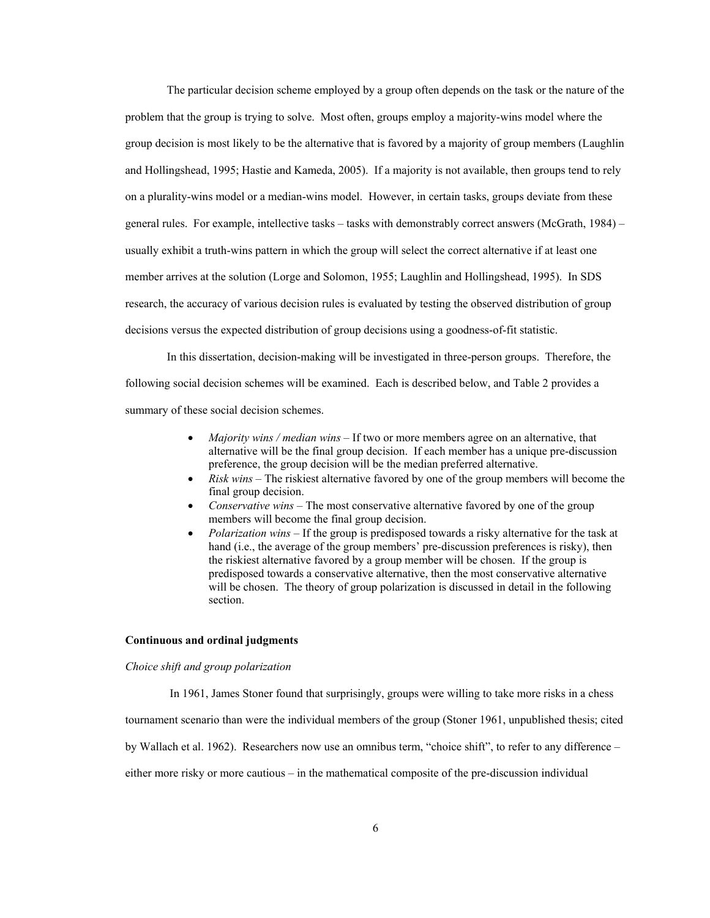The particular decision scheme employed by a group often depends on the task or the nature of the problem that the group is trying to solve. Most often, groups employ a majority-wins model where the group decision is most likely to be the alternative that is favored by a majority of group members (Laughlin and Hollingshead, 1995; Hastie and Kameda, 2005). If a majority is not available, then groups tend to rely on a plurality-wins model or a median-wins model. However, in certain tasks, groups deviate from these general rules. For example, intellective tasks – tasks with demonstrably correct answers (McGrath, 1984) – usually exhibit a truth-wins pattern in which the group will select the correct alternative if at least one member arrives at the solution (Lorge and Solomon, 1955; Laughlin and Hollingshead, 1995). In SDS research, the accuracy of various decision rules is evaluated by testing the observed distribution of group decisions versus the expected distribution of group decisions using a goodness-of-fit statistic.

In this dissertation, decision-making will be investigated in three-person groups. Therefore, the following social decision schemes will be examined. Each is described below, and Table 2 provides a summary of these social decision schemes.

- *Majority wins / median wins* – If two or more members agree on an alternative, that alternative will be the final group decision. If each member has a unique pre-discussion preference, the group decision will be the median preferred alternative.
- *Risk wins* – The riskiest alternative favored by one of the group members will become the final group decision.
- *Conservative wins* – The most conservative alternative favored by one of the group members will become the final group decision.
- *Polarization wins* – If the group is predisposed towards a risky alternative for the task at hand (i.e., the average of the group members' pre-discussion preferences is risky), then the riskiest alternative favored by a group member will be chosen. If the group is predisposed towards a conservative alternative, then the most conservative alternative will be chosen. The theory of group polarization is discussed in detail in the following section.

**Continuous and ordinal judgments**

*Choice shift and group polarization*

In 1961, James Stoner found that surprisingly, groups were willing to take more risks in a chess tournament scenario than were the individual members of the group (Stoner 1961, unpublished thesis; cited by Wallach et al. 1962). Researchers now use an omnibus term, "choice shift", to refer to any difference – either more risky or more cautious – in the mathematical composite of the pre-discussion individual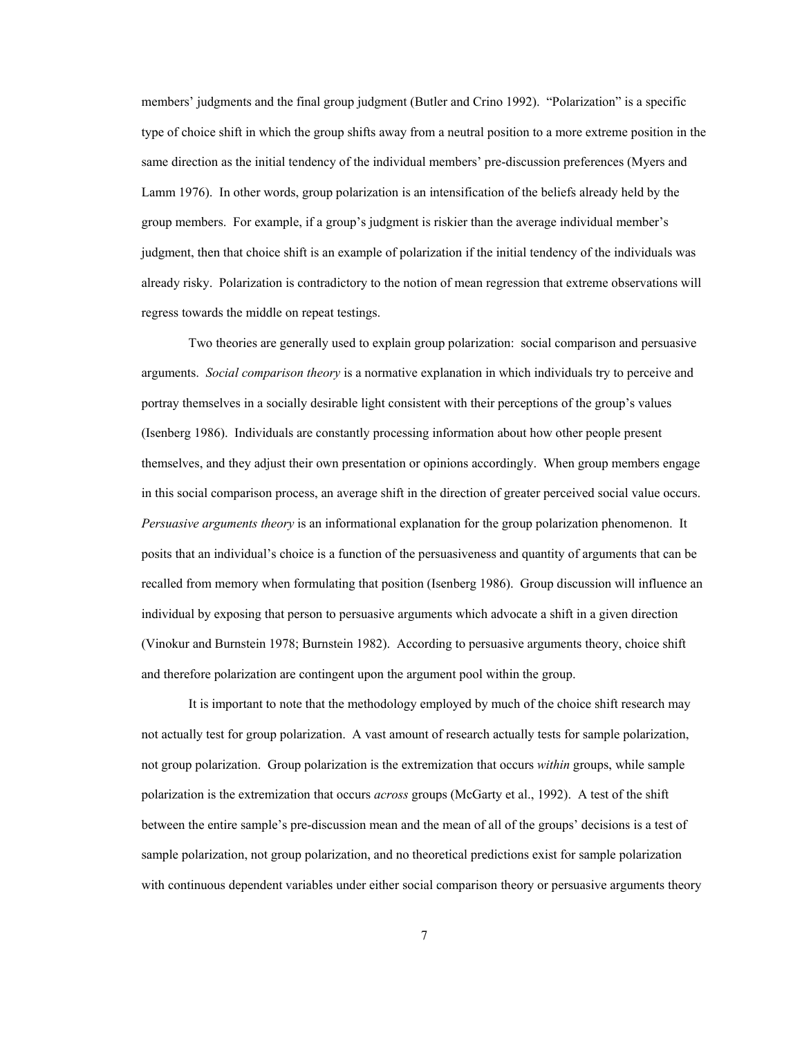members' judgments and the final group judgment (Butler and Crino 1992). "Polarization" is a specific type of choice shift in which the group shifts away from a neutral position to a more extreme position in the same direction as the initial tendency of the individual members' pre-discussion preferences (Myers and Lamm 1976). In other words, group polarization is an intensification of the beliefs already held by the group members. For example, if a group's judgment is riskier than the average individual member's judgment, then that choice shift is an example of polarization if the initial tendency of the individuals was already risky. Polarization is contradictory to the notion of mean regression that extreme observations will regress towards the middle on repeat testings.

Two theories are generally used to explain group polarization: social comparison and persuasive arguments. *Social comparison theory* is a normative explanation in which individuals try to perceive and portray themselves in a socially desirable light consistent with their perceptions of the group's values (Isenberg 1986). Individuals are constantly processing information about how other people present themselves, and they adjust their own presentation or opinions accordingly. When group members engage in this social comparison process, an average shift in the direction of greater perceived social value occurs. *Persuasive arguments theory* is an informational explanation for the group polarization phenomenon. It posits that an individual's choice is a function of the persuasiveness and quantity of arguments that can be recalled from memory when formulating that position (Isenberg 1986). Group discussion will influence an individual by exposing that person to persuasive arguments which advocate a shift in a given direction (Vinokur and Burnstein 1978; Burnstein 1982). According to persuasive arguments theory, choice shift and therefore polarization are contingent upon the argument pool within the group.

It is important to note that the methodology employed by much of the choice shift research may not actually test for group polarization. A vast amount of research actually tests for sample polarization, not group polarization. Group polarization is the extremization that occurs *within* groups, while sample polarization is the extremization that occurs *across* groups (McGarty et al., 1992). A test of the shift between the entire sample's pre-discussion mean and the mean of all of the groups' decisions is a test of sample polarization, not group polarization, and no theoretical predictions exist for sample polarization with continuous dependent variables under either social comparison theory or persuasive arguments theory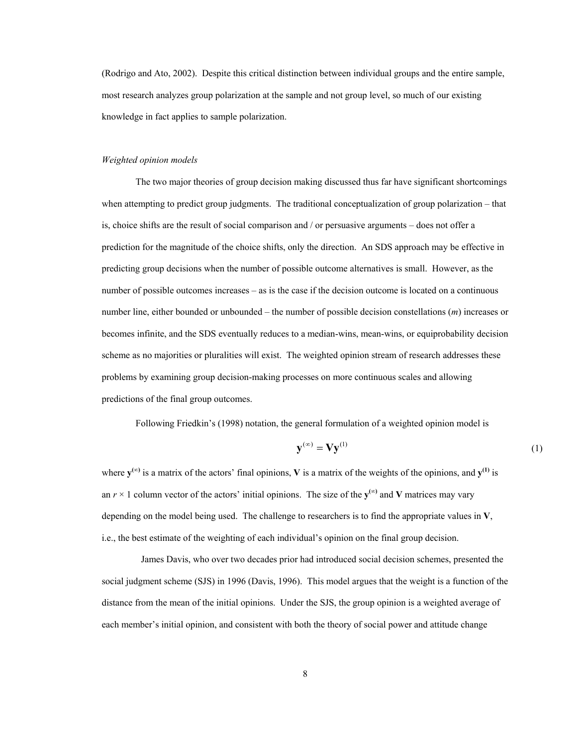(Rodrigo and Ato, 2002). Despite this critical distinction between individual groups and the entire sample, most research analyzes group polarization at the sample and not group level, so much of our existing knowledge in fact applies to sample polarization.

*Weighted opinion models*

The two major theories of group decision making discussed thus far have significant shortcomings when attempting to predict group judgments. The traditional conceptualization of group polarization – that is, choice shifts are the result of social comparison and / or persuasive arguments – does not offer a prediction for the magnitude of the choice shifts, only the direction. An SDS approach may be effective in predicting group decisions when the number of possible outcome alternatives is small. However, as the number of possible outcomes increases – as is the case if the decision outcome is located on a continuous number line, either bounded or unbounded – the number of possible decision constellations ($m$) increases or becomes infinite, and the SDS eventually reduces to a median-wins, mean-wins, or equiprobability decision scheme as no majorities or pluralities will exist. The weighted opinion stream of research addresses these problems by examining group decision-making processes on more continuous scales and allowing predictions of the final group outcomes.

Following Friedkin's (1998) notation, the general formulation of a weighted opinion model is

$$\mathbf{y}^{(\infty)} = \mathbf{V}\mathbf{y}^{(1)} \tag{1}$$

where $\mathbf{y}^{(\infty)}$ is a matrix of the actors' final opinions, $\mathbf{V}$ is a matrix of the weights of the opinions, and $\mathbf{y}^{(1)}$ is an $r \times 1$ column vector of the actors' initial opinions. The size of the $\mathbf{y}^{(\infty)}$ and $\mathbf{V}$ matrices may vary depending on the model being used. The challenge to researchers is to find the appropriate values in $\mathbf{V}$, i.e., the best estimate of the weighting of each individual's opinion on the final group decision.

James Davis, who over two decades prior had introduced social decision schemes, presented the social judgment scheme (SJS) in 1996 (Davis, 1996). This model argues that the weight is a function of the distance from the mean of the initial opinions. Under the SJS, the group opinion is a weighted average of each member's initial opinion, and consistent with both the theory of social power and attitude change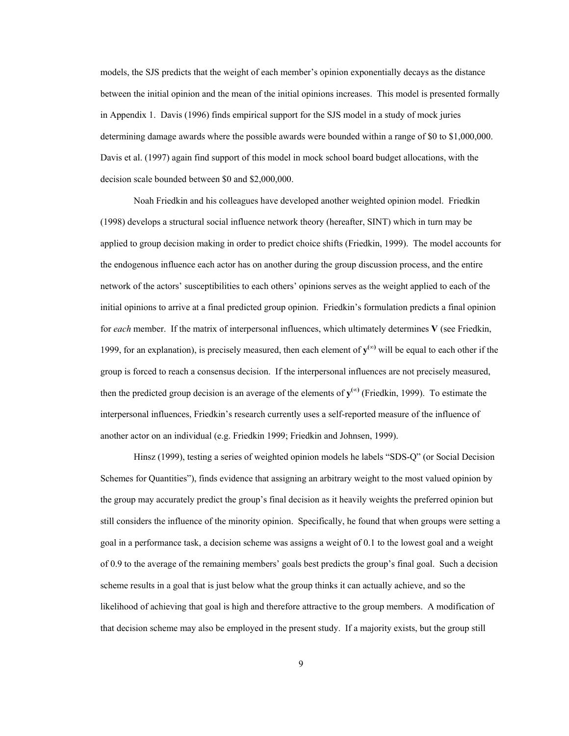models, the SJS predicts that the weight of each member's opinion exponentially decays as the distance between the initial opinion and the mean of the initial opinions increases. This model is presented formally in Appendix 1. Davis (1996) finds empirical support for the SJS model in a study of mock juries determining damage awards where the possible awards were bounded within a range of $0 to $1,000,000. Davis et al. (1997) again find support of this model in mock school board budget allocations, with the decision scale bounded between $0 and $2,000,000.

Noah Friedkin and his colleagues have developed another weighted opinion model. Friedkin (1998) develops a structural social influence network theory (hereafter, SINT) which in turn may be applied to group decision making in order to predict choice shifts (Friedkin, 1999). The model accounts for the endogenous influence each actor has on another during the group discussion process, and the entire network of the actors' susceptibilities to each others' opinions serves as the weight applied to each of the initial opinions to arrive at a final predicted group opinion. Friedkin's formulation predicts a final opinion for *each* member. If the matrix of interpersonal influences, which ultimately determines **V** (see Friedkin, 1999, for an explanation), is precisely measured, then each element of $\mathbf{y}^{(\infty)}$ will be equal to each other if the group is forced to reach a consensus decision. If the interpersonal influences are not precisely measured, then the predicted group decision is an average of the elements of $\mathbf{y}^{(\infty)}$ (Friedkin, 1999). To estimate the interpersonal influences, Friedkin's research currently uses a self-reported measure of the influence of another actor on an individual (e.g. Friedkin 1999; Friedkin and Johnsen, 1999).

Hinsz (1999), testing a series of weighted opinion models he labels "SDS-Q" (or Social Decision Schemes for Quantities"), finds evidence that assigning an arbitrary weight to the most valued opinion by the group may accurately predict the group's final decision as it heavily weights the preferred opinion but still considers the influence of the minority opinion. Specifically, he found that when groups were setting a goal in a performance task, a decision scheme was assigns a weight of 0.1 to the lowest goal and a weight of 0.9 to the average of the remaining members' goals best predicts the group's final goal. Such a decision scheme results in a goal that is just below what the group thinks it can actually achieve, and so the likelihood of achieving that goal is high and therefore attractive to the group members. A modification of that decision scheme may also be employed in the present study. If a majority exists, but the group still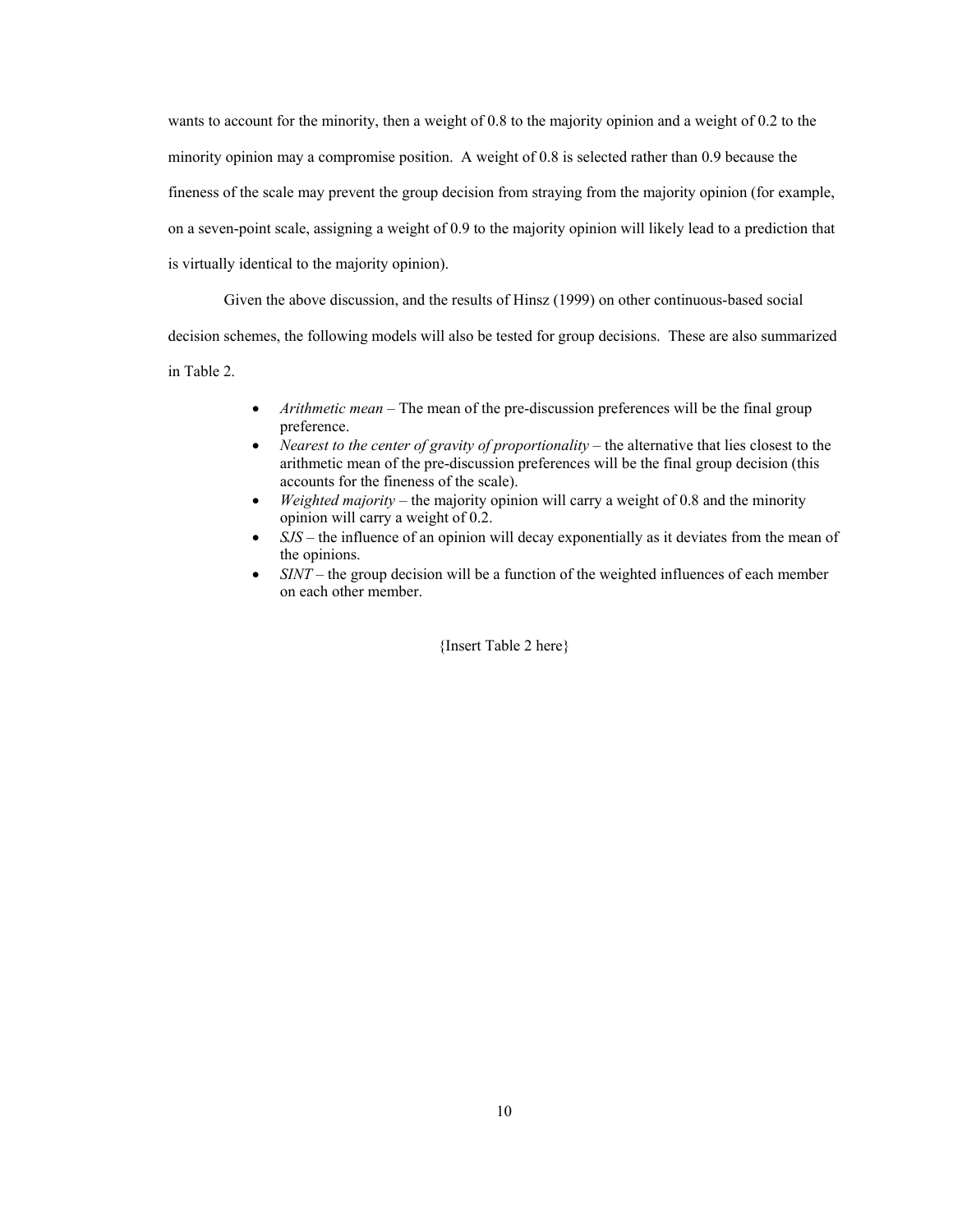wants to account for the minority, then a weight of 0.8 to the majority opinion and a weight of 0.2 to the minority opinion may a compromise position. A weight of 0.8 is selected rather than 0.9 because the fineness of the scale may prevent the group decision from straying from the majority opinion (for example, on a seven-point scale, assigning a weight of 0.9 to the majority opinion will likely lead to a prediction that is virtually identical to the majority opinion).

Given the above discussion, and the results of Hinsz (1999) on other continuous-based social decision schemes, the following models will also be tested for group decisions. These are also summarized in Table 2.

- *Arithmetic mean* – The mean of the pre-discussion preferences will be the final group preference.
- *Nearest to the center of gravity of proportionality* – the alternative that lies closest to the arithmetic mean of the pre-discussion preferences will be the final group decision (this accounts for the fineness of the scale).
- *Weighted majority* – the majority opinion will carry a weight of 0.8 and the minority opinion will carry a weight of 0.2.
- *SJS* – the influence of an opinion will decay exponentially as it deviates from the mean of the opinions.
- *SINT* – the group decision will be a function of the weighted influences of each member on each other member.

{Insert Table 2 here}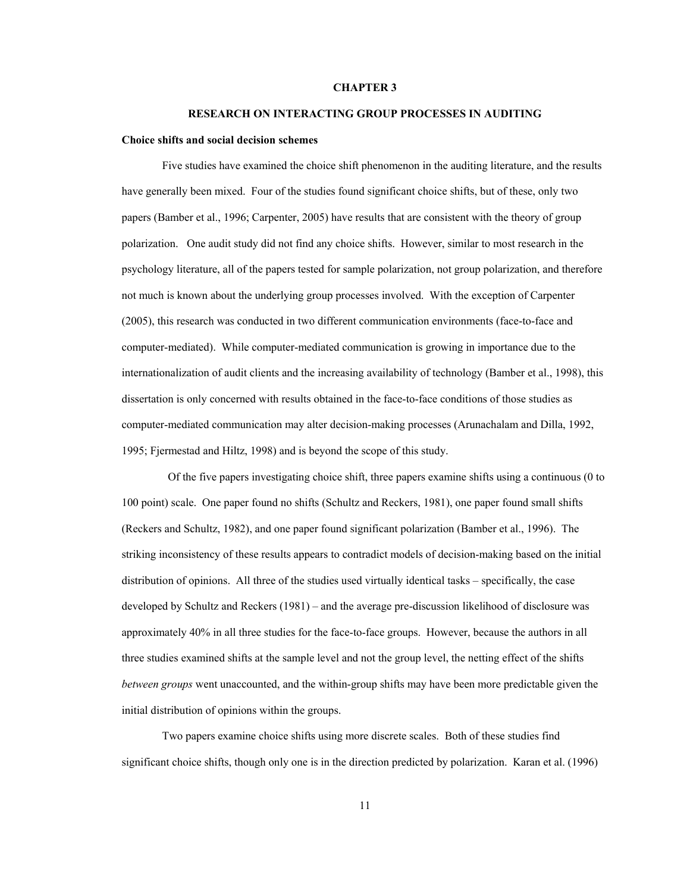# CHAPTER 3

## RESEARCH ON INTERACTING GROUP PROCESSES IN AUDITING

### Choice shifts and social decision schemes

Five studies have examined the choice shift phenomenon in the auditing literature, and the results have generally been mixed. Four of the studies found significant choice shifts, but of these, only two papers (Bamber et al., 1996; Carpenter, 2005) have results that are consistent with the theory of group polarization. One audit study did not find any choice shifts. However, similar to most research in the psychology literature, all of the papers tested for sample polarization, not group polarization, and therefore not much is known about the underlying group processes involved. With the exception of Carpenter (2005), this research was conducted in two different communication environments (face-to-face and computer-mediated). While computer-mediated communication is growing in importance due to the internationalization of audit clients and the increasing availability of technology (Bamber et al., 1998), this dissertation is only concerned with results obtained in the face-to-face conditions of those studies as computer-mediated communication may alter decision-making processes (Arunachalam and Dilla, 1992, 1995; Fjermestad and Hiltz, 1998) and is beyond the scope of this study.

Of the five papers investigating choice shift, three papers examine shifts using a continuous (0 to 100 point) scale. One paper found no shifts (Schultz and Reckers, 1981), one paper found small shifts (Reckers and Schultz, 1982), and one paper found significant polarization (Bamber et al., 1996). The striking inconsistency of these results appears to contradict models of decision-making based on the initial distribution of opinions. All three of the studies used virtually identical tasks – specifically, the case developed by Schultz and Reckers (1981) – and the average pre-discussion likelihood of disclosure was approximately 40% in all three studies for the face-to-face groups. However, because the authors in all three studies examined shifts at the sample level and not the group level, the netting effect of the shifts *between groups* went unaccounted, and the within-group shifts may have been more predictable given the initial distribution of opinions within the groups.

Two papers examine choice shifts using more discrete scales. Both of these studies find significant choice shifts, though only one is in the direction predicted by polarization. Karan et al. (1996)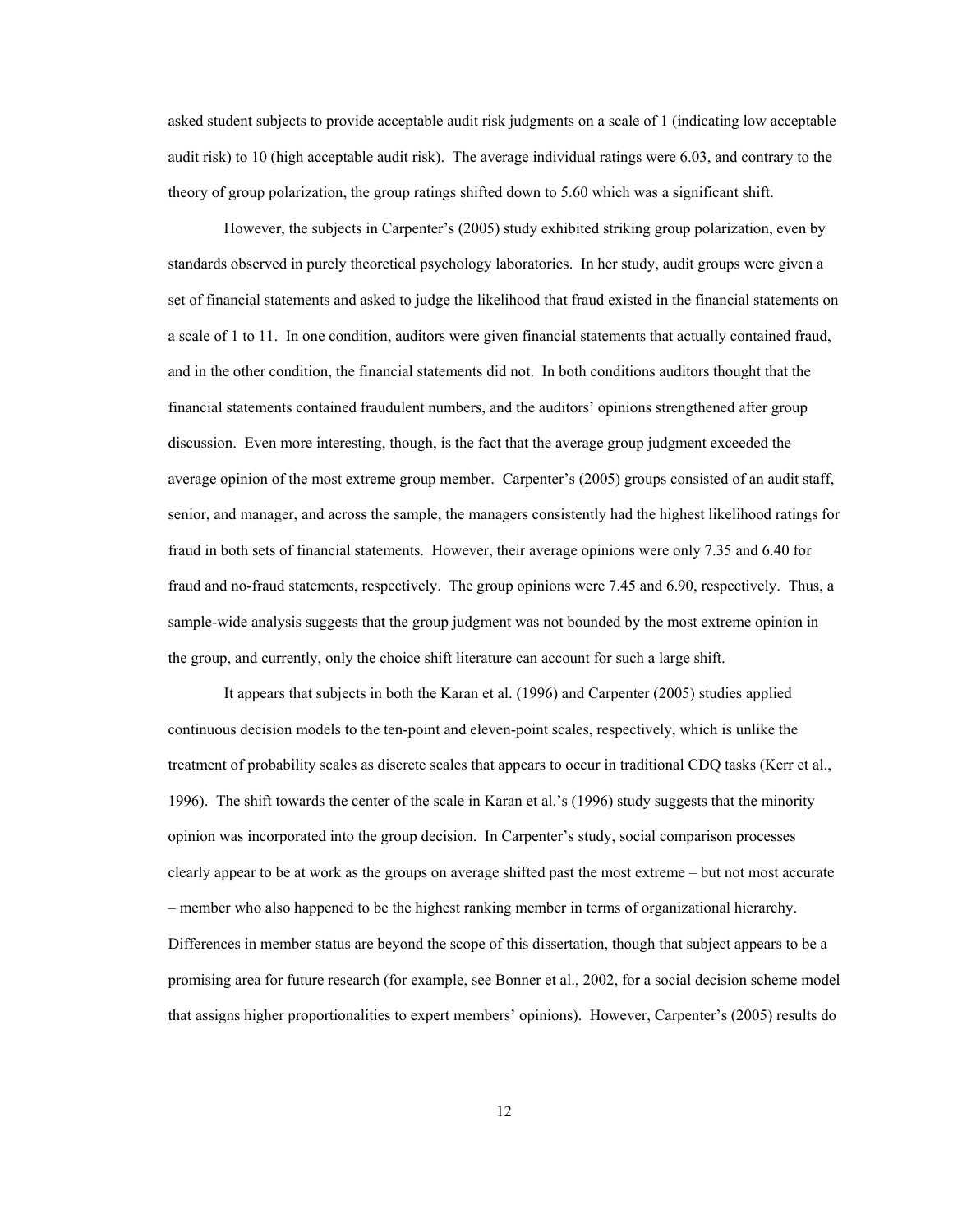asked student subjects to provide acceptable audit risk judgments on a scale of 1 (indicating low acceptable audit risk) to 10 (high acceptable audit risk). The average individual ratings were 6.03, and contrary to the theory of group polarization, the group ratings shifted down to 5.60 which was a significant shift.

However, the subjects in Carpenter's (2005) study exhibited striking group polarization, even by standards observed in purely theoretical psychology laboratories. In her study, audit groups were given a set of financial statements and asked to judge the likelihood that fraud existed in the financial statements on a scale of 1 to 11. In one condition, auditors were given financial statements that actually contained fraud, and in the other condition, the financial statements did not. In both conditions auditors thought that the financial statements contained fraudulent numbers, and the auditors' opinions strengthened after group discussion. Even more interesting, though, is the fact that the average group judgment exceeded the average opinion of the most extreme group member. Carpenter's (2005) groups consisted of an audit staff, senior, and manager, and across the sample, the managers consistently had the highest likelihood ratings for fraud in both sets of financial statements. However, their average opinions were only 7.35 and 6.40 for fraud and no-fraud statements, respectively. The group opinions were 7.45 and 6.90, respectively. Thus, a sample-wide analysis suggests that the group judgment was not bounded by the most extreme opinion in the group, and currently, only the choice shift literature can account for such a large shift.

It appears that subjects in both the Karan et al. (1996) and Carpenter (2005) studies applied continuous decision models to the ten-point and eleven-point scales, respectively, which is unlike the treatment of probability scales as discrete scales that appears to occur in traditional CDQ tasks (Kerr et al., 1996). The shift towards the center of the scale in Karan et al.'s (1996) study suggests that the minority opinion was incorporated into the group decision. In Carpenter's study, social comparison processes clearly appear to be at work as the groups on average shifted past the most extreme – but not most accurate – member who also happened to be the highest ranking member in terms of organizational hierarchy. Differences in member status are beyond the scope of this dissertation, though that subject appears to be a promising area for future research (for example, see Bonner et al., 2002, for a social decision scheme model that assigns higher proportionalities to expert members' opinions). However, Carpenter's (2005) results do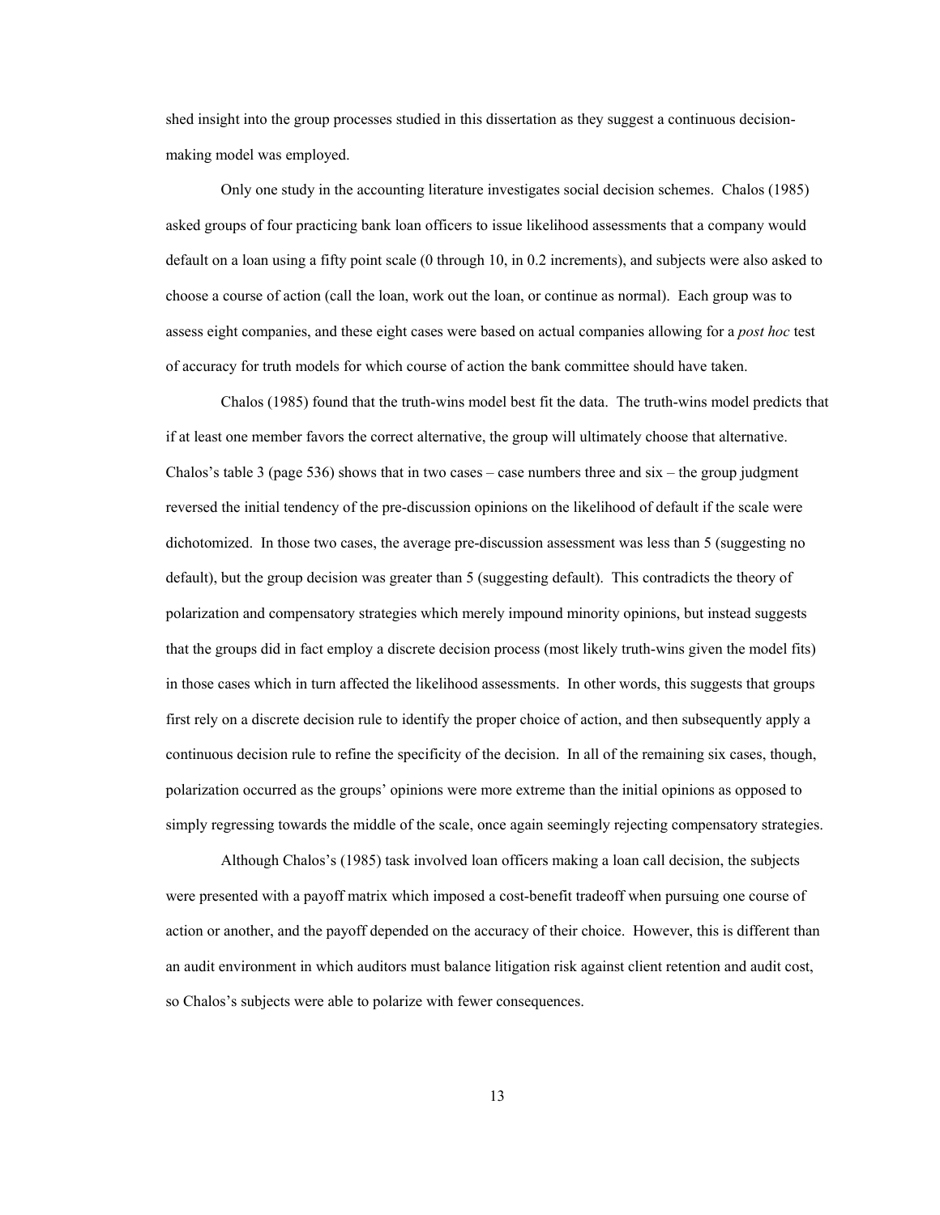shed insight into the group processes studied in this dissertation as they suggest a continuous decision-making model was employed.

Only one study in the accounting literature investigates social decision schemes. Chalos (1985) asked groups of four practicing bank loan officers to issue likelihood assessments that a company would default on a loan using a fifty point scale (0 through 10, in 0.2 increments), and subjects were also asked to choose a course of action (call the loan, work out the loan, or continue as normal). Each group was to assess eight companies, and these eight cases were based on actual companies allowing for a *post hoc* test of accuracy for truth models for which course of action the bank committee should have taken.

Chalos (1985) found that the truth-wins model best fit the data. The truth-wins model predicts that if at least one member favors the correct alternative, the group will ultimately choose that alternative. Chalos's table 3 (page 536) shows that in two cases – case numbers three and six – the group judgment reversed the initial tendency of the pre-discussion opinions on the likelihood of default if the scale were dichotomized. In those two cases, the average pre-discussion assessment was less than 5 (suggesting no default), but the group decision was greater than 5 (suggesting default). This contradicts the theory of polarization and compensatory strategies which merely impound minority opinions, but instead suggests that the groups did in fact employ a discrete decision process (most likely truth-wins given the model fits) in those cases which in turn affected the likelihood assessments. In other words, this suggests that groups first rely on a discrete decision rule to identify the proper choice of action, and then subsequently apply a continuous decision rule to refine the specificity of the decision. In all of the remaining six cases, though, polarization occurred as the groups' opinions were more extreme than the initial opinions as opposed to simply regressing towards the middle of the scale, once again seemingly rejecting compensatory strategies.

Although Chalos's (1985) task involved loan officers making a loan call decision, the subjects were presented with a payoff matrix which imposed a cost-benefit tradeoff when pursuing one course of action or another, and the payoff depended on the accuracy of their choice. However, this is different than an audit environment in which auditors must balance litigation risk against client retention and audit cost, so Chalos's subjects were able to polarize with fewer consequences.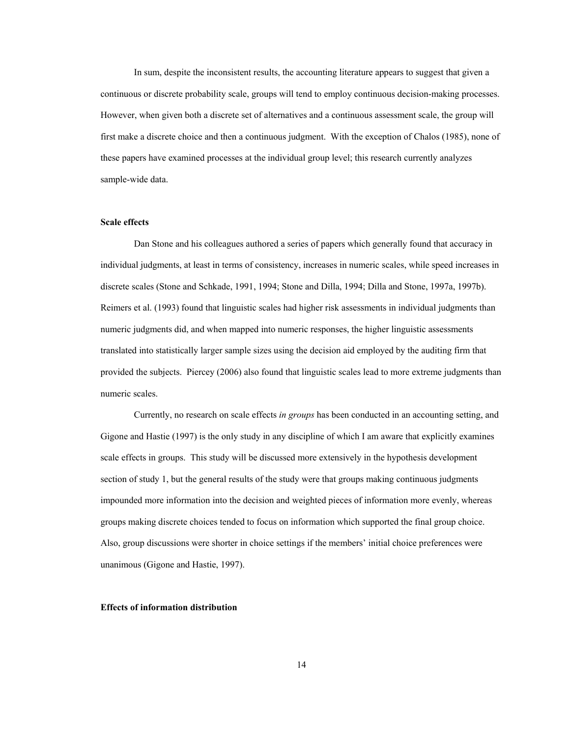In sum, despite the inconsistent results, the accounting literature appears to suggest that given a continuous or discrete probability scale, groups will tend to employ continuous decision-making processes. However, when given both a discrete set of alternatives and a continuous assessment scale, the group will first make a discrete choice and then a continuous judgment. With the exception of Chalos (1985), none of these papers have examined processes at the individual group level; this research currently analyzes sample-wide data.

**Scale effects**

Dan Stone and his colleagues authored a series of papers which generally found that accuracy in individual judgments, at least in terms of consistency, increases in numeric scales, while speed increases in discrete scales (Stone and Schkade, 1991, 1994; Stone and Dilla, 1994; Dilla and Stone, 1997a, 1997b). Reimers et al. (1993) found that linguistic scales had higher risk assessments in individual judgments than numeric judgments did, and when mapped into numeric responses, the higher linguistic assessments translated into statistically larger sample sizes using the decision aid employed by the auditing firm that provided the subjects. Piercey (2006) also found that linguistic scales lead to more extreme judgments than numeric scales.

Currently, no research on scale effects *in groups* has been conducted in an accounting setting, and Gigone and Hastie (1997) is the only study in any discipline of which I am aware that explicitly examines scale effects in groups. This study will be discussed more extensively in the hypothesis development section of study 1, but the general results of the study were that groups making continuous judgments impounded more information into the decision and weighted pieces of information more evenly, whereas groups making discrete choices tended to focus on information which supported the final group choice. Also, group discussions were shorter in choice settings if the members' initial choice preferences were unanimous (Gigone and Hastie, 1997).

**Effects of information distribution**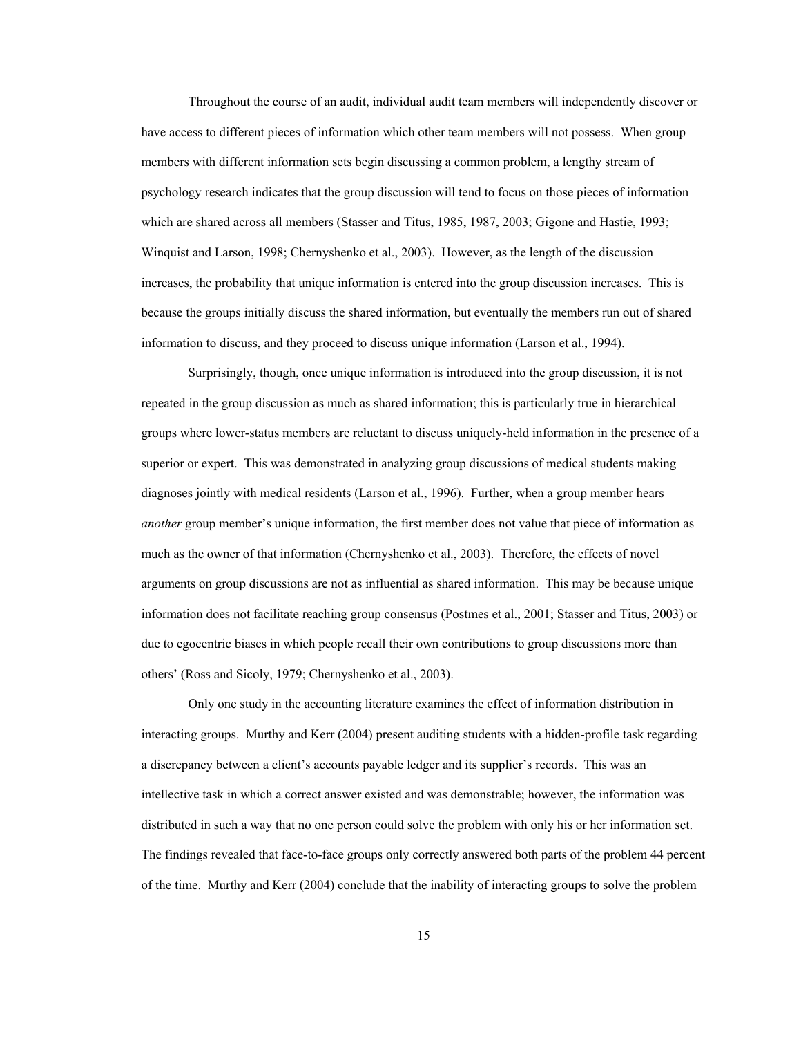Throughout the course of an audit, individual audit team members will independently discover or have access to different pieces of information which other team members will not possess. When group members with different information sets begin discussing a common problem, a lengthy stream of psychology research indicates that the group discussion will tend to focus on those pieces of information which are shared across all members (Stasser and Titus, 1985, 1987, 2003; Gigone and Hastie, 1993; Winquist and Larson, 1998; Chernyshenko et al., 2003). However, as the length of the discussion increases, the probability that unique information is entered into the group discussion increases. This is because the groups initially discuss the shared information, but eventually the members run out of shared information to discuss, and they proceed to discuss unique information (Larson et al., 1994).

Surprisingly, though, once unique information is introduced into the group discussion, it is not repeated in the group discussion as much as shared information; this is particularly true in hierarchical groups where lower-status members are reluctant to discuss uniquely-held information in the presence of a superior or expert. This was demonstrated in analyzing group discussions of medical students making diagnoses jointly with medical residents (Larson et al., 1996). Further, when a group member hears *another* group member's unique information, the first member does not value that piece of information as much as the owner of that information (Chernyshenko et al., 2003). Therefore, the effects of novel arguments on group discussions are not as influential as shared information. This may be because unique information does not facilitate reaching group consensus (Postmes et al., 2001; Stasser and Titus, 2003) or due to egocentric biases in which people recall their own contributions to group discussions more than others' (Ross and Sicoly, 1979; Chernyshenko et al., 2003).

Only one study in the accounting literature examines the effect of information distribution in interacting groups. Murthy and Kerr (2004) present auditing students with a hidden-profile task regarding a discrepancy between a client's accounts payable ledger and its supplier's records. This was an intellective task in which a correct answer existed and was demonstrable; however, the information was distributed in such a way that no one person could solve the problem with only his or her information set. The findings revealed that face-to-face groups only correctly answered both parts of the problem 44 percent of the time. Murthy and Kerr (2004) conclude that the inability of interacting groups to solve the problem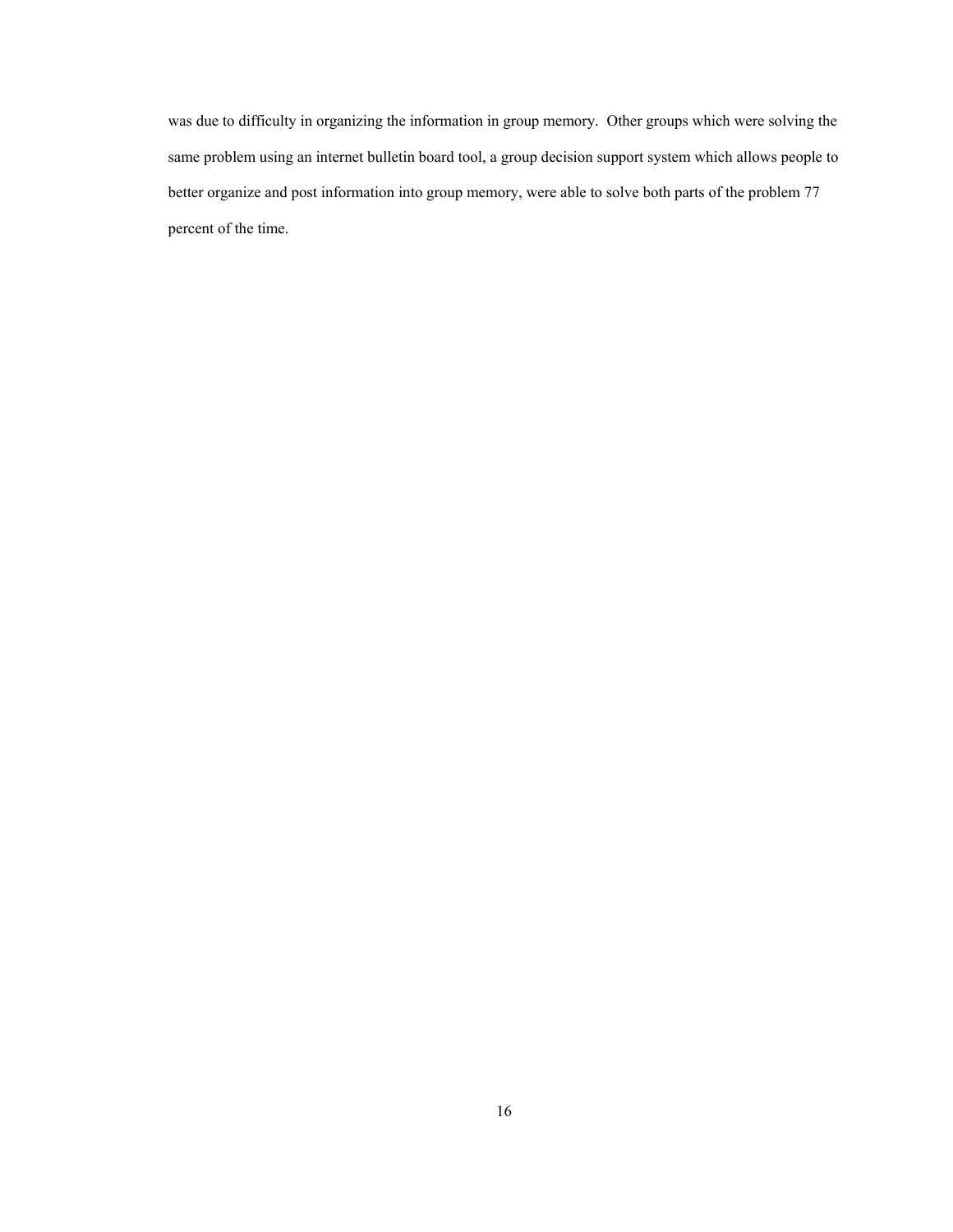was due to difficulty in organizing the information in group memory. Other groups which were solving the same problem using an internet bulletin board tool, a group decision support system which allows people to better organize and post information into group memory, were able to solve both parts of the problem 77 percent of the time.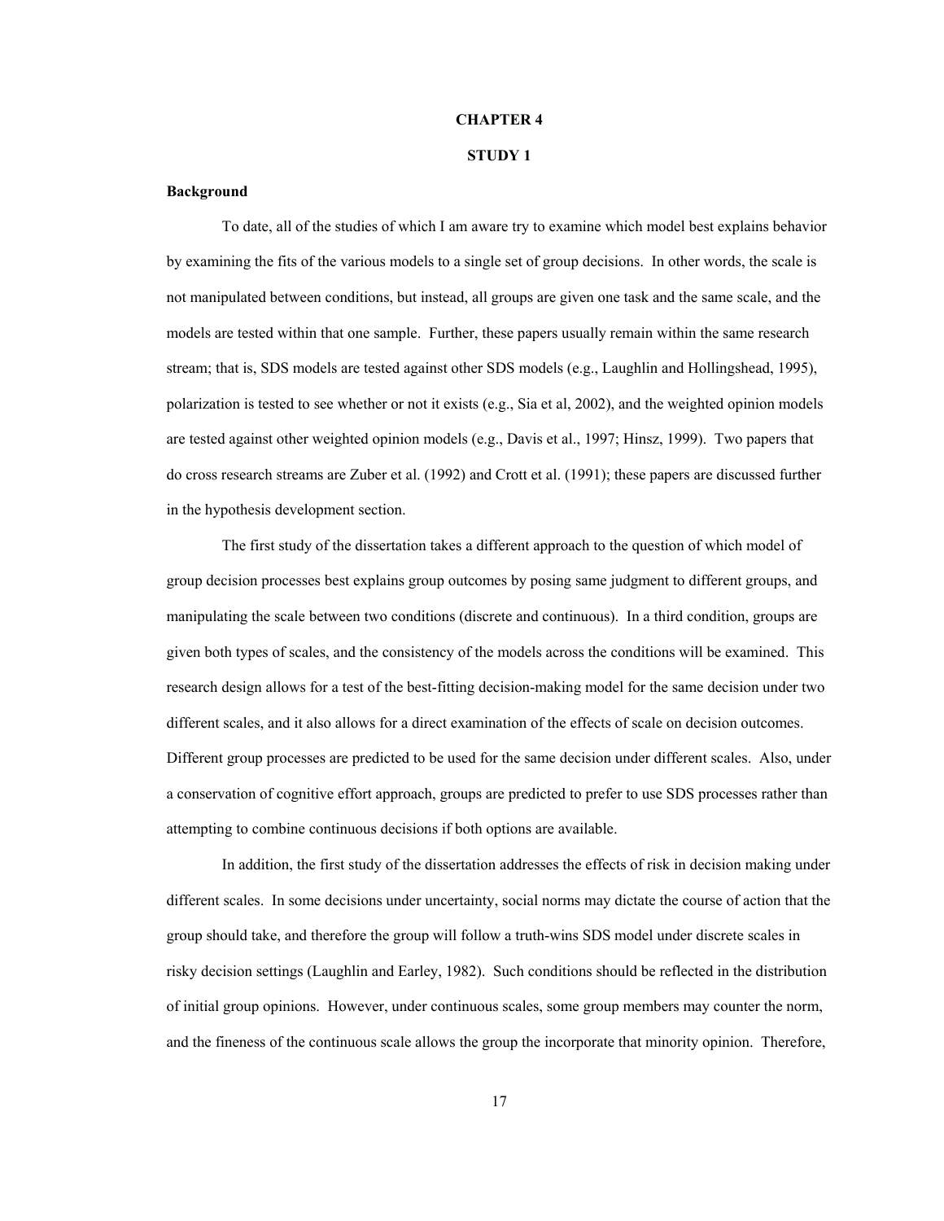# CHAPTER 4

# STUDY 1

### Background

To date, all of the studies of which I am aware try to examine which model best explains behavior by examining the fits of the various models to a single set of group decisions. In other words, the scale is not manipulated between conditions, but instead, all groups are given one task and the same scale, and the models are tested within that one sample. Further, these papers usually remain within the same research stream; that is, SDS models are tested against other SDS models (e.g., Laughlin and Hollingshead, 1995), polarization is tested to see whether or not it exists (e.g., Sia et al, 2002), and the weighted opinion models are tested against other weighted opinion models (e.g., Davis et al., 1997; Hinsz, 1999). Two papers that do cross research streams are Zuber et al. (1992) and Crott et al. (1991); these papers are discussed further in the hypothesis development section.

The first study of the dissertation takes a different approach to the question of which model of group decision processes best explains group outcomes by posing same judgment to different groups, and manipulating the scale between two conditions (discrete and continuous). In a third condition, groups are given both types of scales, and the consistency of the models across the conditions will be examined. This research design allows for a test of the best-fitting decision-making model for the same decision under two different scales, and it also allows for a direct examination of the effects of scale on decision outcomes. Different group processes are predicted to be used for the same decision under different scales. Also, under a conservation of cognitive effort approach, groups are predicted to prefer to use SDS processes rather than attempting to combine continuous decisions if both options are available.

In addition, the first study of the dissertation addresses the effects of risk in decision making under different scales. In some decisions under uncertainty, social norms may dictate the course of action that the group should take, and therefore the group will follow a truth-wins SDS model under discrete scales in risky decision settings (Laughlin and Earley, 1982). Such conditions should be reflected in the distribution of initial group opinions. However, under continuous scales, some group members may counter the norm, and the fineness of the continuous scale allows the group the incorporate that minority opinion. Therefore,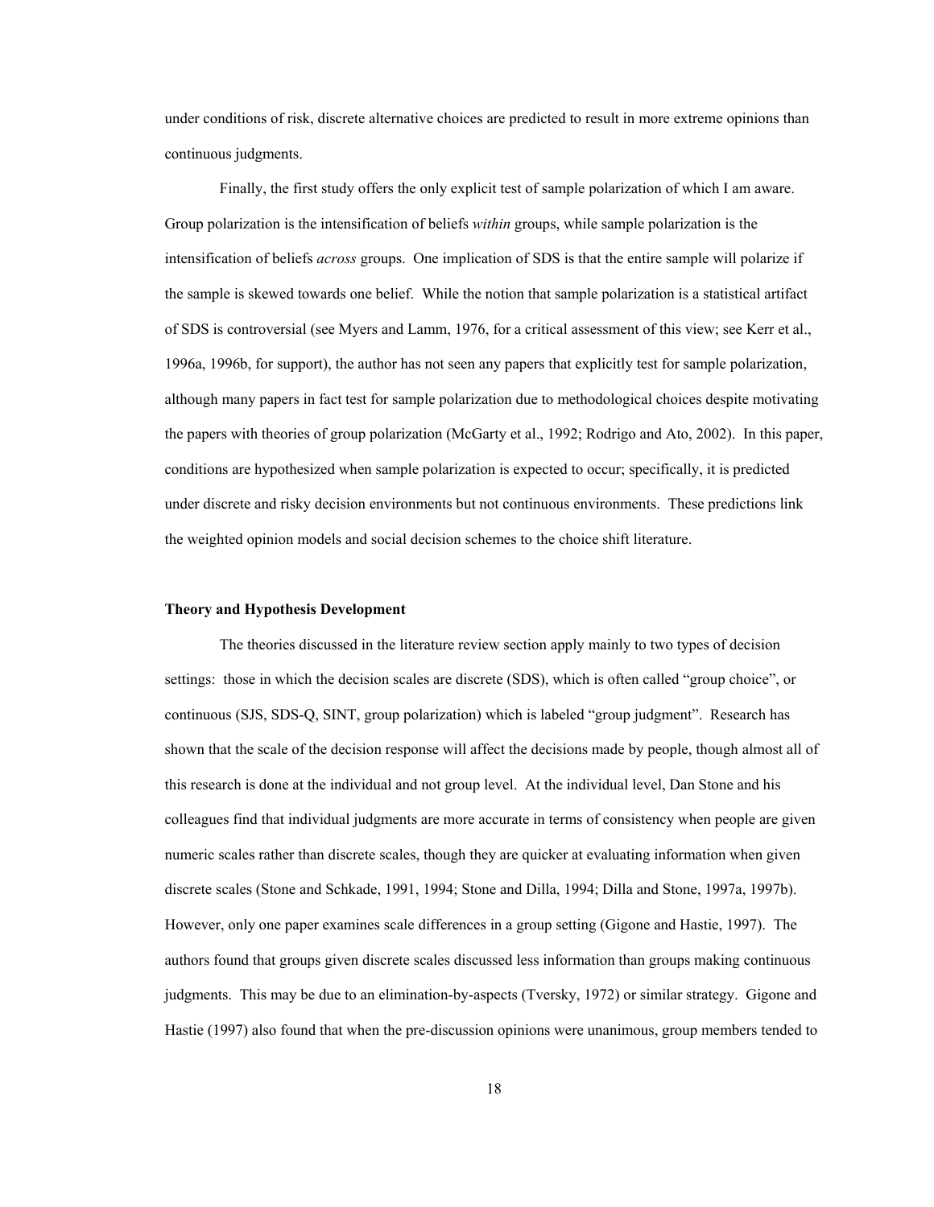under conditions of risk, discrete alternative choices are predicted to result in more extreme opinions than continuous judgments.

Finally, the first study offers the only explicit test of sample polarization of which I am aware. Group polarization is the intensification of beliefs *within* groups, while sample polarization is the intensification of beliefs *across* groups. One implication of SDS is that the entire sample will polarize if the sample is skewed towards one belief. While the notion that sample polarization is a statistical artifact of SDS is controversial (see Myers and Lamm, 1976, for a critical assessment of this view; see Kerr et al., 1996a, 1996b, for support), the author has not seen any papers that explicitly test for sample polarization, although many papers in fact test for sample polarization due to methodological choices despite motivating the papers with theories of group polarization (McGarty et al., 1992; Rodrigo and Ato, 2002). In this paper, conditions are hypothesized when sample polarization is expected to occur; specifically, it is predicted under discrete and risky decision environments but not continuous environments. These predictions link the weighted opinion models and social decision schemes to the choice shift literature.

**Theory and Hypothesis Development**

The theories discussed in the literature review section apply mainly to two types of decision settings: those in which the decision scales are discrete (SDS), which is often called "group choice", or continuous (SJS, SDS-Q, SINT, group polarization) which is labeled "group judgment". Research has shown that the scale of the decision response will affect the decisions made by people, though almost all of this research is done at the individual and not group level. At the individual level, Dan Stone and his colleagues find that individual judgments are more accurate in terms of consistency when people are given numeric scales rather than discrete scales, though they are quicker at evaluating information when given discrete scales (Stone and Schkade, 1991, 1994; Stone and Dilla, 1994; Dilla and Stone, 1997a, 1997b). However, only one paper examines scale differences in a group setting (Gigone and Hastie, 1997). The authors found that groups given discrete scales discussed less information than groups making continuous judgments. This may be due to an elimination-by-aspects (Tversky, 1972) or similar strategy. Gigone and Hastie (1997) also found that when the pre-discussion opinions were unanimous, group members tended to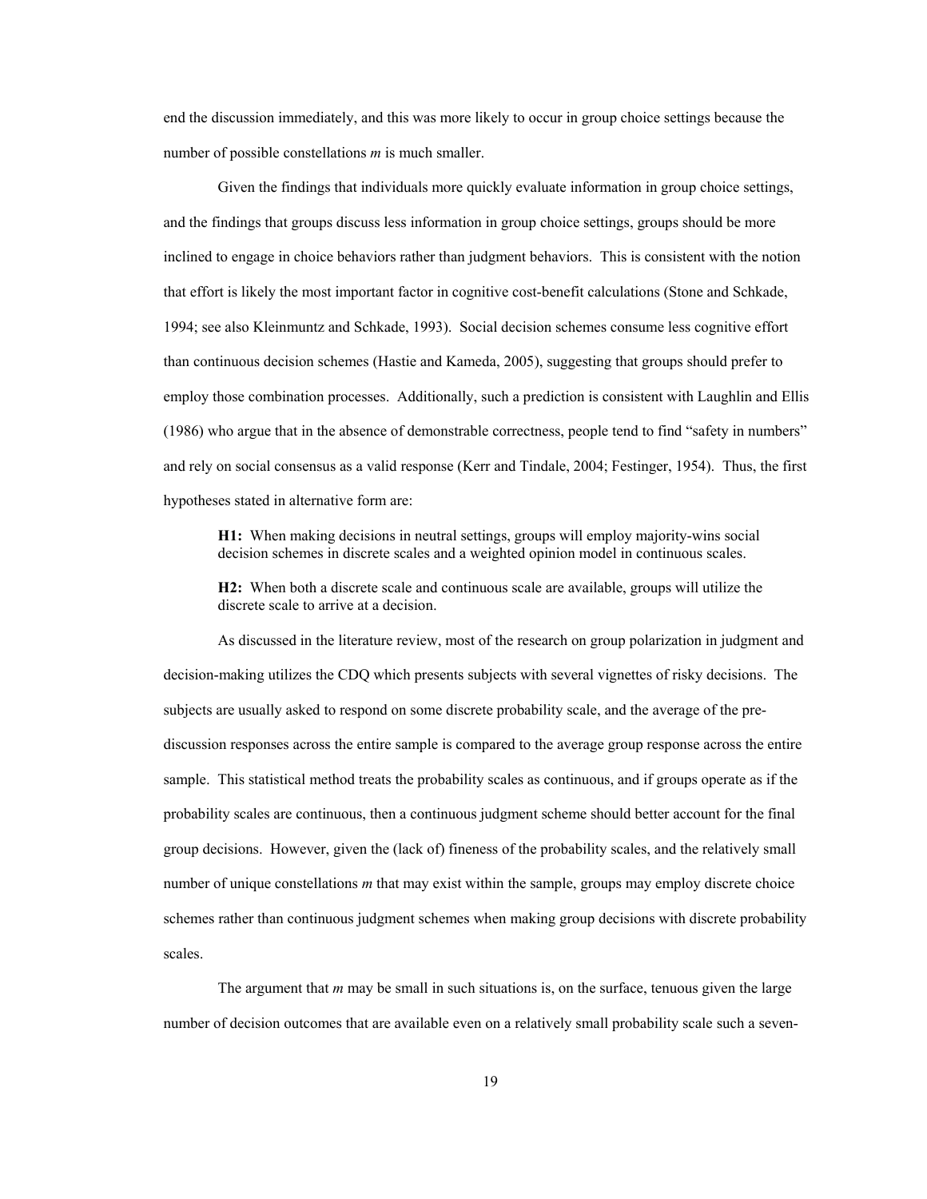end the discussion immediately, and this was more likely to occur in group choice settings because the number of possible constellations $m$ is much smaller.

Given the findings that individuals more quickly evaluate information in group choice settings, and the findings that groups discuss less information in group choice settings, groups should be more inclined to engage in choice behaviors rather than judgment behaviors. This is consistent with the notion that effort is likely the most important factor in cognitive cost-benefit calculations (Stone and Schkade, 1994; see also Kleinmuntz and Schkade, 1993). Social decision schemes consume less cognitive effort than continuous decision schemes (Hastie and Kameda, 2005), suggesting that groups should prefer to employ those combination processes. Additionally, such a prediction is consistent with Laughlin and Ellis (1986) who argue that in the absence of demonstrable correctness, people tend to find "safety in numbers" and rely on social consensus as a valid response (Kerr and Tindale, 2004; Festinger, 1954). Thus, the first hypotheses stated in alternative form are:

> **H1:** When making decisions in neutral settings, groups will employ majority-wins social decision schemes in discrete scales and a weighted opinion model in continuous scales.
>
> **H2:** When both a discrete scale and continuous scale are available, groups will utilize the discrete scale to arrive at a decision.

As discussed in the literature review, most of the research on group polarization in judgment and decision-making utilizes the CDQ which presents subjects with several vignettes of risky decisions. The subjects are usually asked to respond on some discrete probability scale, and the average of the pre-discussion responses across the entire sample is compared to the average group response across the entire sample. This statistical method treats the probability scales as continuous, and if groups operate as if the probability scales are continuous, then a continuous judgment scheme should better account for the final group decisions. However, given the (lack of) fineness of the probability scales, and the relatively small number of unique constellations $m$ that may exist within the sample, groups may employ discrete choice schemes rather than continuous judgment schemes when making group decisions with discrete probability scales.

The argument that $m$ may be small in such situations is, on the surface, tenuous given the large number of decision outcomes that are available even on a relatively small probability scale such a seven-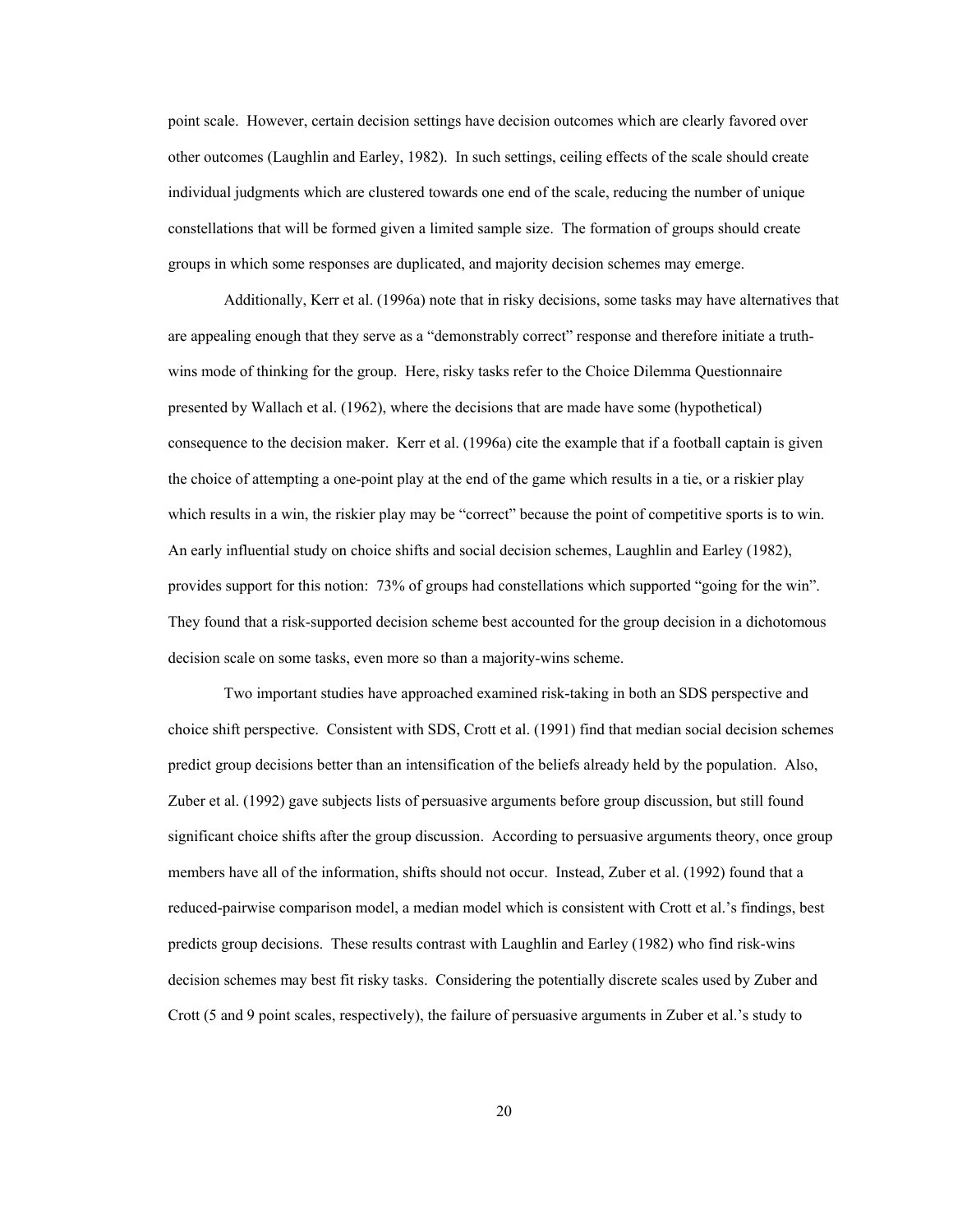point scale. However, certain decision settings have decision outcomes which are clearly favored over other outcomes (Laughlin and Earley, 1982). In such settings, ceiling effects of the scale should create individual judgments which are clustered towards one end of the scale, reducing the number of unique constellations that will be formed given a limited sample size. The formation of groups should create groups in which some responses are duplicated, and majority decision schemes may emerge.

Additionally, Kerr et al. (1996a) note that in risky decisions, some tasks may have alternatives that are appealing enough that they serve as a "demonstrably correct" response and therefore initiate a truth-wins mode of thinking for the group. Here, risky tasks refer to the Choice Dilemma Questionnaire presented by Wallach et al. (1962), where the decisions that are made have some (hypothetical) consequence to the decision maker. Kerr et al. (1996a) cite the example that if a football captain is given the choice of attempting a one-point play at the end of the game which results in a tie, or a riskier play which results in a win, the riskier play may be "correct" because the point of competitive sports is to win. An early influential study on choice shifts and social decision schemes, Laughlin and Earley (1982), provides support for this notion: 73% of groups had constellations which supported "going for the win". They found that a risk-supported decision scheme best accounted for the group decision in a dichotomous decision scale on some tasks, even more so than a majority-wins scheme.

Two important studies have approached examined risk-taking in both an SDS perspective and choice shift perspective. Consistent with SDS, Crott et al. (1991) find that median social decision schemes predict group decisions better than an intensification of the beliefs already held by the population. Also, Zuber et al. (1992) gave subjects lists of persuasive arguments before group discussion, but still found significant choice shifts after the group discussion. According to persuasive arguments theory, once group members have all of the information, shifts should not occur. Instead, Zuber et al. (1992) found that a reduced-pairwise comparison model, a median model which is consistent with Crott et al.'s findings, best predicts group decisions. These results contrast with Laughlin and Earley (1982) who find risk-wins decision schemes may best fit risky tasks. Considering the potentially discrete scales used by Zuber and Crott (5 and 9 point scales, respectively), the failure of persuasive arguments in Zuber et al.'s study to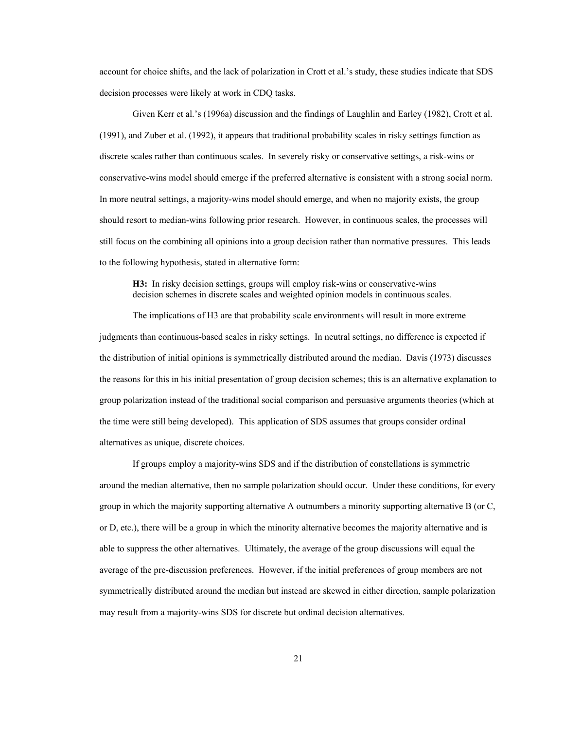account for choice shifts, and the lack of polarization in Crott et al.'s study, these studies indicate that SDS decision processes were likely at work in CDQ tasks.

Given Kerr et al.'s (1996a) discussion and the findings of Laughlin and Earley (1982), Crott et al. (1991), and Zuber et al. (1992), it appears that traditional probability scales in risky settings function as discrete scales rather than continuous scales. In severely risky or conservative settings, a risk-wins or conservative-wins model should emerge if the preferred alternative is consistent with a strong social norm. In more neutral settings, a majority-wins model should emerge, and when no majority exists, the group should resort to median-wins following prior research. However, in continuous scales, the processes will still focus on the combining all opinions into a group decision rather than normative pressures. This leads to the following hypothesis, stated in alternative form:

> **H3:** In risky decision settings, groups will employ risk-wins or conservative-wins decision schemes in discrete scales and weighted opinion models in continuous scales.

The implications of H3 are that probability scale environments will result in more extreme judgments than continuous-based scales in risky settings. In neutral settings, no difference is expected if the distribution of initial opinions is symmetrically distributed around the median. Davis (1973) discusses the reasons for this in his initial presentation of group decision schemes; this is an alternative explanation to group polarization instead of the traditional social comparison and persuasive arguments theories (which at the time were still being developed). This application of SDS assumes that groups consider ordinal alternatives as unique, discrete choices.

If groups employ a majority-wins SDS and if the distribution of constellations is symmetric around the median alternative, then no sample polarization should occur. Under these conditions, for every group in which the majority supporting alternative A outnumbers a minority supporting alternative B (or C, or D, etc.), there will be a group in which the minority alternative becomes the majority alternative and is able to suppress the other alternatives. Ultimately, the average of the group discussions will equal the average of the pre-discussion preferences. However, if the initial preferences of group members are not symmetrically distributed around the median but instead are skewed in either direction, sample polarization may result from a majority-wins SDS for discrete but ordinal decision alternatives.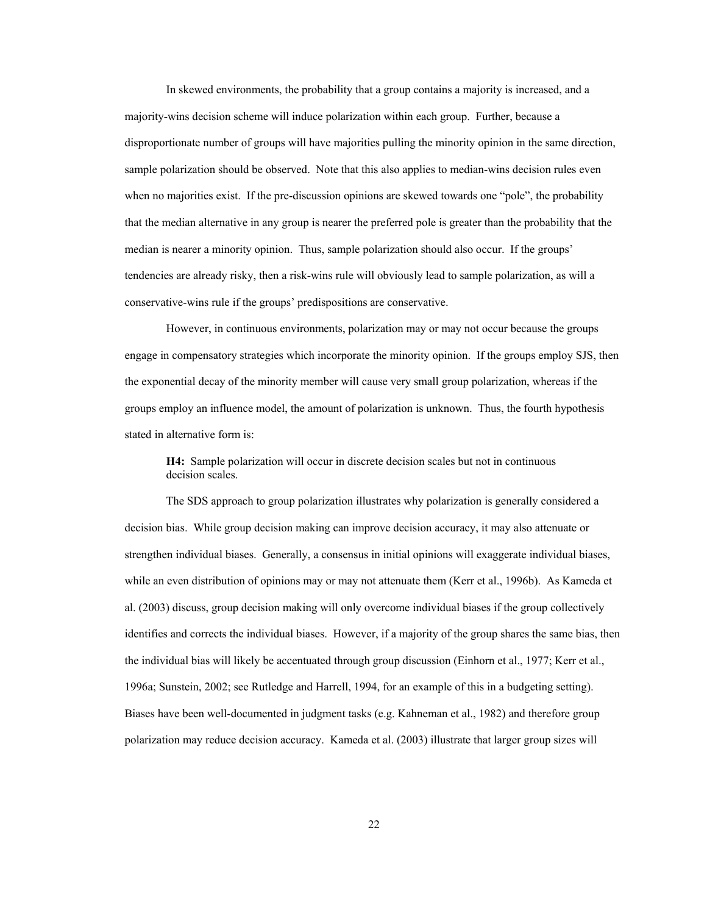In skewed environments, the probability that a group contains a majority is increased, and a majority-wins decision scheme will induce polarization within each group. Further, because a disproportionate number of groups will have majorities pulling the minority opinion in the same direction, sample polarization should be observed. Note that this also applies to median-wins decision rules even when no majorities exist. If the pre-discussion opinions are skewed towards one "pole", the probability that the median alternative in any group is nearer the preferred pole is greater than the probability that the median is nearer a minority opinion. Thus, sample polarization should also occur. If the groups' tendencies are already risky, then a risk-wins rule will obviously lead to sample polarization, as will a conservative-wins rule if the groups' predispositions are conservative.

However, in continuous environments, polarization may or may not occur because the groups engage in compensatory strategies which incorporate the minority opinion. If the groups employ SJS, then the exponential decay of the minority member will cause very small group polarization, whereas if the groups employ an influence model, the amount of polarization is unknown. Thus, the fourth hypothesis stated in alternative form is:

> **H4:** Sample polarization will occur in discrete decision scales but not in continuous decision scales.

The SDS approach to group polarization illustrates why polarization is generally considered a decision bias. While group decision making can improve decision accuracy, it may also attenuate or strengthen individual biases. Generally, a consensus in initial opinions will exaggerate individual biases, while an even distribution of opinions may or may not attenuate them (Kerr et al., 1996b). As Kameda et al. (2003) discuss, group decision making will only overcome individual biases if the group collectively identifies and corrects the individual biases. However, if a majority of the group shares the same bias, then the individual bias will likely be accentuated through group discussion (Einhorn et al., 1977; Kerr et al., 1996a; Sunstein, 2002; see Rutledge and Harrell, 1994, for an example of this in a budgeting setting). Biases have been well-documented in judgment tasks (e.g. Kahneman et al., 1982) and therefore group polarization may reduce decision accuracy. Kameda et al. (2003) illustrate that larger group sizes will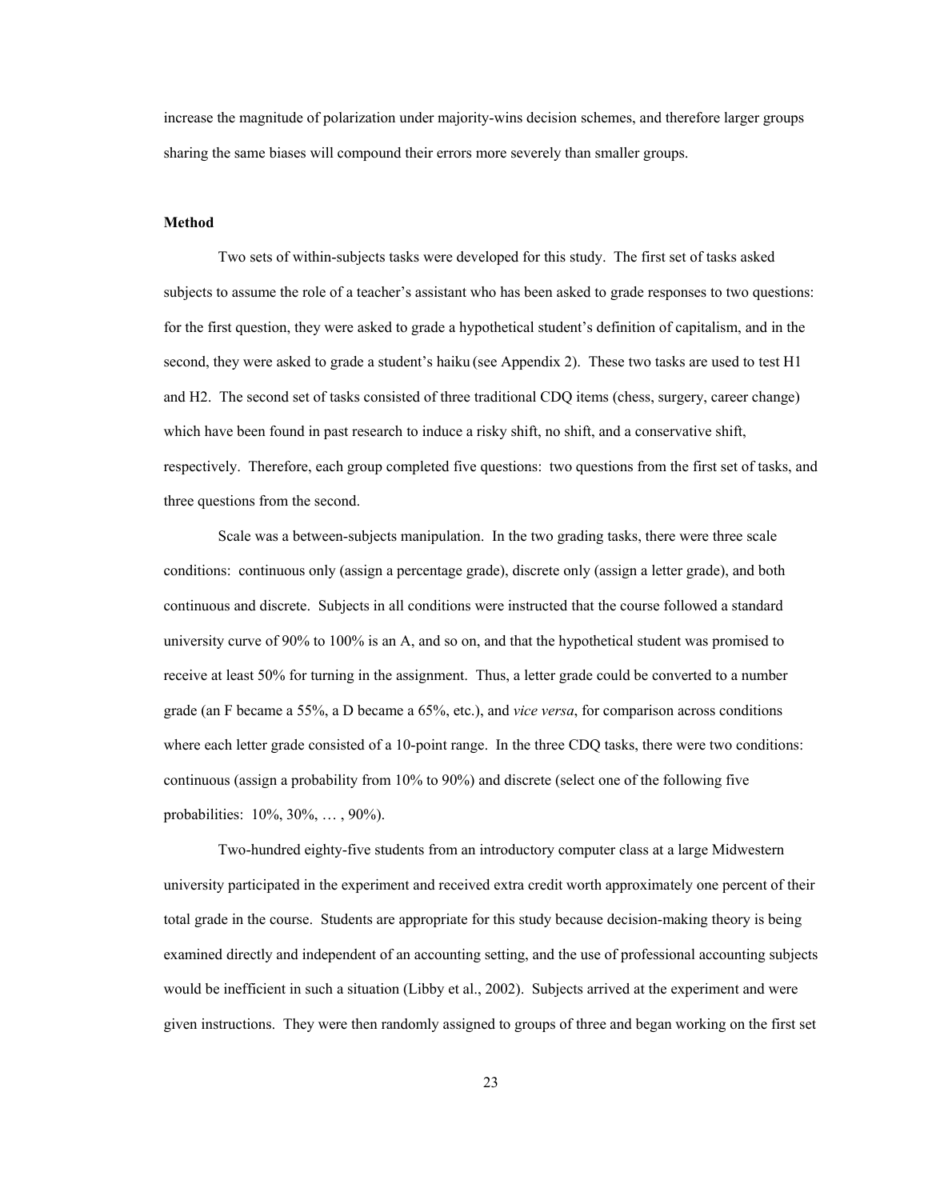increase the magnitude of polarization under majority-wins decision schemes, and therefore larger groups sharing the same biases will compound their errors more severely than smaller groups.

**Method**

Two sets of within-subjects tasks were developed for this study. The first set of tasks asked subjects to assume the role of a teacher's assistant who has been asked to grade responses to two questions: for the first question, they were asked to grade a hypothetical student's definition of capitalism, and in the second, they were asked to grade a student's haiku (see Appendix 2). These two tasks are used to test H1 and H2. The second set of tasks consisted of three traditional CDQ items (chess, surgery, career change) which have been found in past research to induce a risky shift, no shift, and a conservative shift, respectively. Therefore, each group completed five questions: two questions from the first set of tasks, and three questions from the second.

Scale was a between-subjects manipulation. In the two grading tasks, there were three scale conditions: continuous only (assign a percentage grade), discrete only (assign a letter grade), and both continuous and discrete. Subjects in all conditions were instructed that the course followed a standard university curve of 90% to 100% is an A, and so on, and that the hypothetical student was promised to receive at least 50% for turning in the assignment. Thus, a letter grade could be converted to a number grade (an F became a 55%, a D became a 65%, etc.), and *vice versa*, for comparison across conditions where each letter grade consisted of a 10-point range. In the three CDQ tasks, there were two conditions: continuous (assign a probability from 10% to 90%) and discrete (select one of the following five probabilities: 10%, 30%, … , 90%).

Two-hundred eighty-five students from an introductory computer class at a large Midwestern university participated in the experiment and received extra credit worth approximately one percent of their total grade in the course. Students are appropriate for this study because decision-making theory is being examined directly and independent of an accounting setting, and the use of professional accounting subjects would be inefficient in such a situation (Libby et al., 2002). Subjects arrived at the experiment and were given instructions. They were then randomly assigned to groups of three and began working on the first set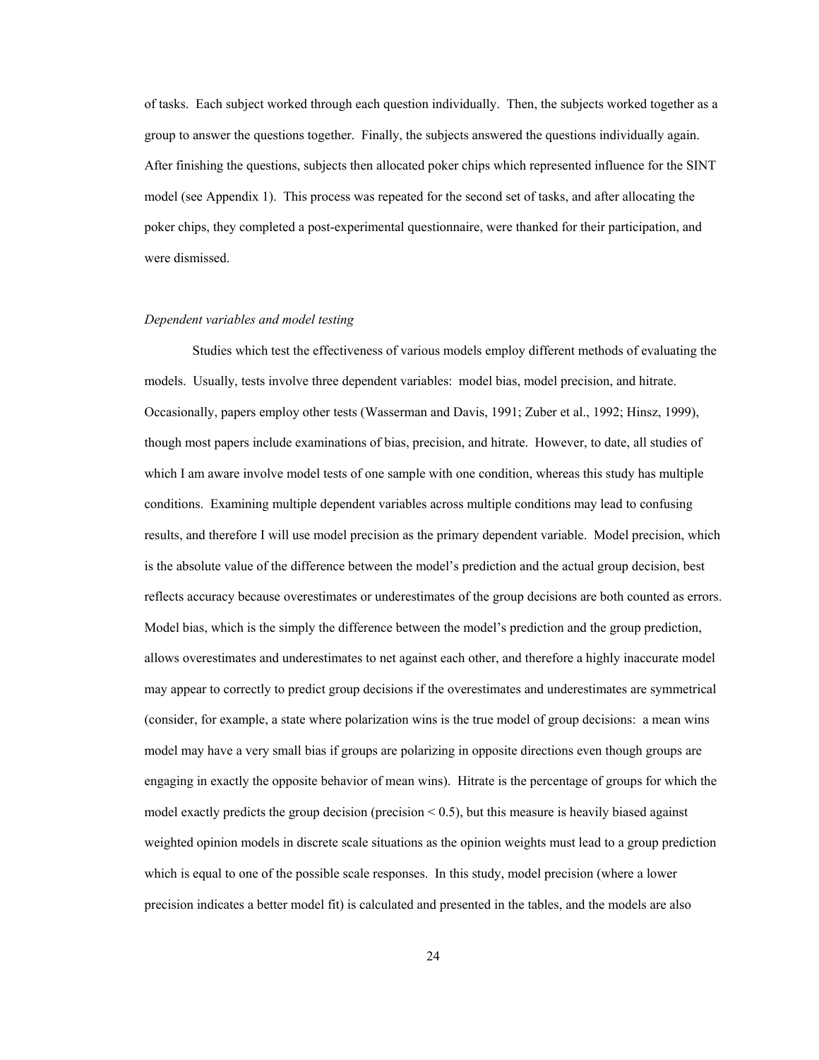of tasks. Each subject worked through each question individually. Then, the subjects worked together as a group to answer the questions together. Finally, the subjects answered the questions individually again. After finishing the questions, subjects then allocated poker chips which represented influence for the SINT model (see Appendix 1). This process was repeated for the second set of tasks, and after allocating the poker chips, they completed a post-experimental questionnaire, were thanked for their participation, and were dismissed.

*Dependent variables and model testing*

Studies which test the effectiveness of various models employ different methods of evaluating the models. Usually, tests involve three dependent variables: model bias, model precision, and hitrate. Occasionally, papers employ other tests (Wasserman and Davis, 1991; Zuber et al., 1992; Hinsz, 1999), though most papers include examinations of bias, precision, and hitrate. However, to date, all studies of which I am aware involve model tests of one sample with one condition, whereas this study has multiple conditions. Examining multiple dependent variables across multiple conditions may lead to confusing results, and therefore I will use model precision as the primary dependent variable. Model precision, which is the absolute value of the difference between the model's prediction and the actual group decision, best reflects accuracy because overestimates or underestimates of the group decisions are both counted as errors. Model bias, which is the simply the difference between the model's prediction and the group prediction, allows overestimates and underestimates to net against each other, and therefore a highly inaccurate model may appear to correctly to predict group decisions if the overestimates and underestimates are symmetrical (consider, for example, a state where polarization wins is the true model of group decisions: a mean wins model may have a very small bias if groups are polarizing in opposite directions even though groups are engaging in exactly the opposite behavior of mean wins). Hitrate is the percentage of groups for which the model exactly predicts the group decision (precision $< 0.5$), but this measure is heavily biased against weighted opinion models in discrete scale situations as the opinion weights must lead to a group prediction which is equal to one of the possible scale responses. In this study, model precision (where a lower precision indicates a better model fit) is calculated and presented in the tables, and the models are also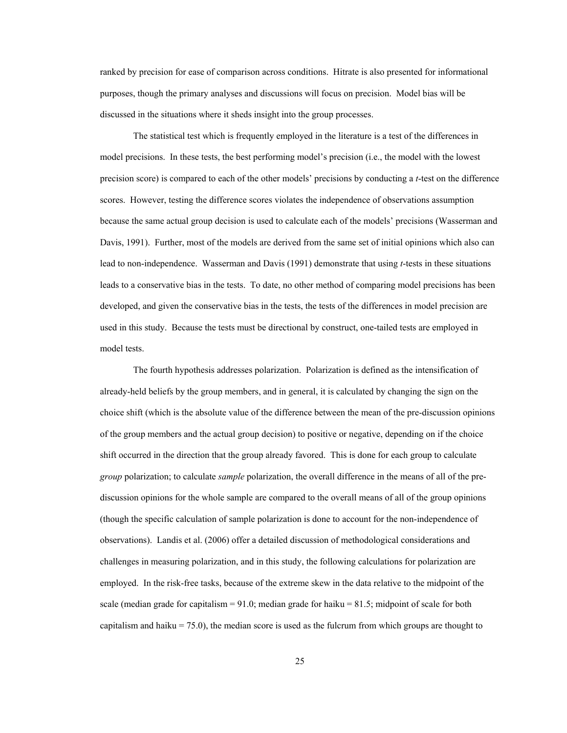ranked by precision for ease of comparison across conditions. Hitrate is also presented for informational purposes, though the primary analyses and discussions will focus on precision. Model bias will be discussed in the situations where it sheds insight into the group processes.

The statistical test which is frequently employed in the literature is a test of the differences in model precisions. In these tests, the best performing model's precision (i.e., the model with the lowest precision score) is compared to each of the other models' precisions by conducting a *t*-test on the difference scores. However, testing the difference scores violates the independence of observations assumption because the same actual group decision is used to calculate each of the models' precisions (Wasserman and Davis, 1991). Further, most of the models are derived from the same set of initial opinions which also can lead to non-independence. Wasserman and Davis (1991) demonstrate that using *t*-tests in these situations leads to a conservative bias in the tests. To date, no other method of comparing model precisions has been developed, and given the conservative bias in the tests, the tests of the differences in model precision are used in this study. Because the tests must be directional by construct, one-tailed tests are employed in model tests.

The fourth hypothesis addresses polarization. Polarization is defined as the intensification of already-held beliefs by the group members, and in general, it is calculated by changing the sign on the choice shift (which is the absolute value of the difference between the mean of the pre-discussion opinions of the group members and the actual group decision) to positive or negative, depending on if the choice shift occurred in the direction that the group already favored. This is done for each group to calculate *group* polarization; to calculate *sample* polarization, the overall difference in the means of all of the pre-discussion opinions for the whole sample are compared to the overall means of all of the group opinions (though the specific calculation of sample polarization is done to account for the non-independence of observations). Landis et al. (2006) offer a detailed discussion of methodological considerations and challenges in measuring polarization, and in this study, the following calculations for polarization are employed. In the risk-free tasks, because of the extreme skew in the data relative to the midpoint of the scale (median grade for capitalism = 91.0; median grade for haiku = 81.5; midpoint of scale for both capitalism and haiku = 75.0), the median score is used as the fulcrum from which groups are thought to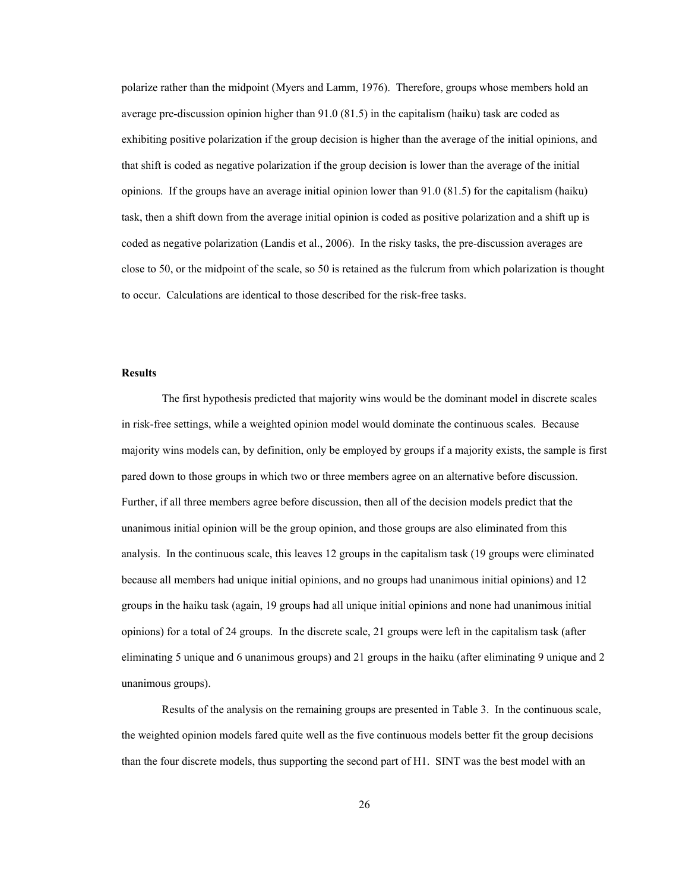polarize rather than the midpoint (Myers and Lamm, 1976). Therefore, groups whose members hold an average pre-discussion opinion higher than 91.0 (81.5) in the capitalism (haiku) task are coded as exhibiting positive polarization if the group decision is higher than the average of the initial opinions, and that shift is coded as negative polarization if the group decision is lower than the average of the initial opinions. If the groups have an average initial opinion lower than 91.0 (81.5) for the capitalism (haiku) task, then a shift down from the average initial opinion is coded as positive polarization and a shift up is coded as negative polarization (Landis et al., 2006). In the risky tasks, the pre-discussion averages are close to 50, or the midpoint of the scale, so 50 is retained as the fulcrum from which polarization is thought to occur. Calculations are identical to those described for the risk-free tasks.

**Results**

The first hypothesis predicted that majority wins would be the dominant model in discrete scales in risk-free settings, while a weighted opinion model would dominate the continuous scales. Because majority wins models can, by definition, only be employed by groups if a majority exists, the sample is first pared down to those groups in which two or three members agree on an alternative before discussion. Further, if all three members agree before discussion, then all of the decision models predict that the unanimous initial opinion will be the group opinion, and those groups are also eliminated from this analysis. In the continuous scale, this leaves 12 groups in the capitalism task (19 groups were eliminated because all members had unique initial opinions, and no groups had unanimous initial opinions) and 12 groups in the haiku task (again, 19 groups had all unique initial opinions and none had unanimous initial opinions) for a total of 24 groups. In the discrete scale, 21 groups were left in the capitalism task (after eliminating 5 unique and 6 unanimous groups) and 21 groups in the haiku (after eliminating 9 unique and 2 unanimous groups).

Results of the analysis on the remaining groups are presented in Table 3. In the continuous scale, the weighted opinion models fared quite well as the five continuous models better fit the group decisions than the four discrete models, thus supporting the second part of H1. SINT was the best model with an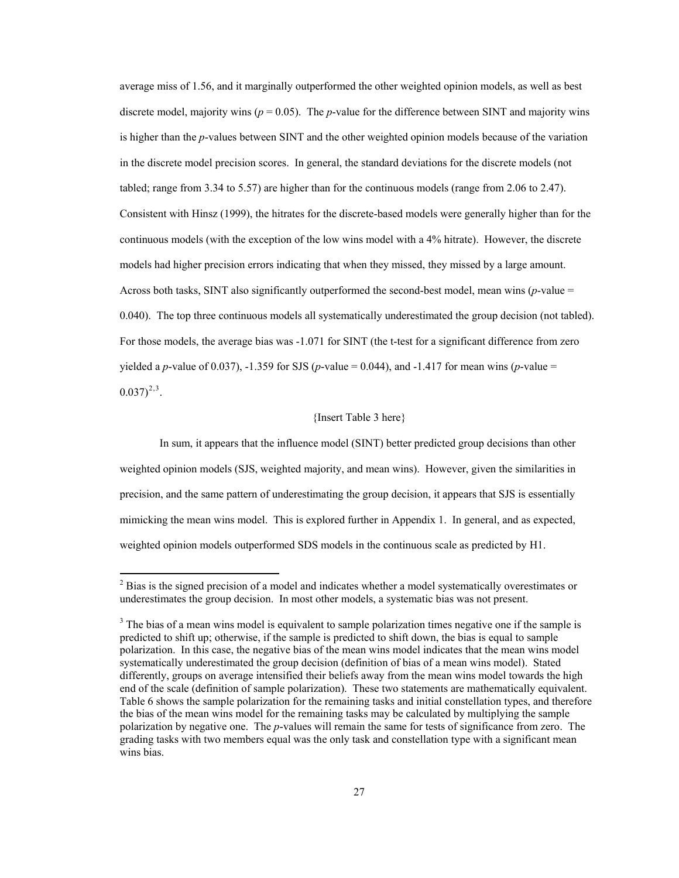average miss of 1.56, and it marginally outperformed the other weighted opinion models, as well as best discrete model, majority wins ($p = 0.05$). The $p$-value for the difference between SINT and majority wins is higher than the $p$-values between SINT and the other weighted opinion models because of the variation in the discrete model precision scores. In general, the standard deviations for the discrete models (not tabled; range from 3.34 to 5.57) are higher than for the continuous models (range from 2.06 to 2.47). Consistent with Hinsz (1999), the hitrates for the discrete-based models were generally higher than for the continuous models (with the exception of the low wins model with a 4% hitrate). However, the discrete models had higher precision errors indicating that when they missed, they missed by a large amount. Across both tasks, SINT also significantly outperformed the second-best model, mean wins ($p$-value = 0.040). The top three continuous models all systematically underestimated the group decision (not tabled). For those models, the average bias was -1.071 for SINT (the t-test for a significant difference from zero yielded a $p$-value of 0.037), -1.359 for SJS ($p$-value = 0.044), and -1.417 for mean wins ($p$-value = 0.037)[2,3].

{Insert Table 3 here}

In sum, it appears that the influence model (SINT) better predicted group decisions than other weighted opinion models (SJS, weighted majority, and mean wins). However, given the similarities in precision, and the same pattern of underestimating the group decision, it appears that SJS is essentially mimicking the mean wins model. This is explored further in Appendix 1. In general, and as expected, weighted opinion models outperformed SDS models in the continuous scale as predicted by H1.

---

[2] Bias is the signed precision of a model and indicates whether a model systematically overestimates or underestimates the group decision. In most other models, a systematic bias was not present.

[3] The bias of a mean wins model is equivalent to sample polarization times negative one if the sample is predicted to shift up; otherwise, if the sample is predicted to shift down, the bias is equal to sample polarization. In this case, the negative bias of the mean wins model indicates that the mean wins model systematically underestimated the group decision (definition of bias of a mean wins model). Stated differently, groups on average intensified their beliefs away from the mean wins model towards the high end of the scale (definition of sample polarization). These two statements are mathematically equivalent. Table 6 shows the sample polarization for the remaining tasks and initial constellation types, and therefore the bias of the mean wins model for the remaining tasks may be calculated by multiplying the sample polarization by negative one. The $p$-values will remain the same for tests of significance from zero. The grading tasks with two members equal was the only task and constellation type with a significant mean wins bias.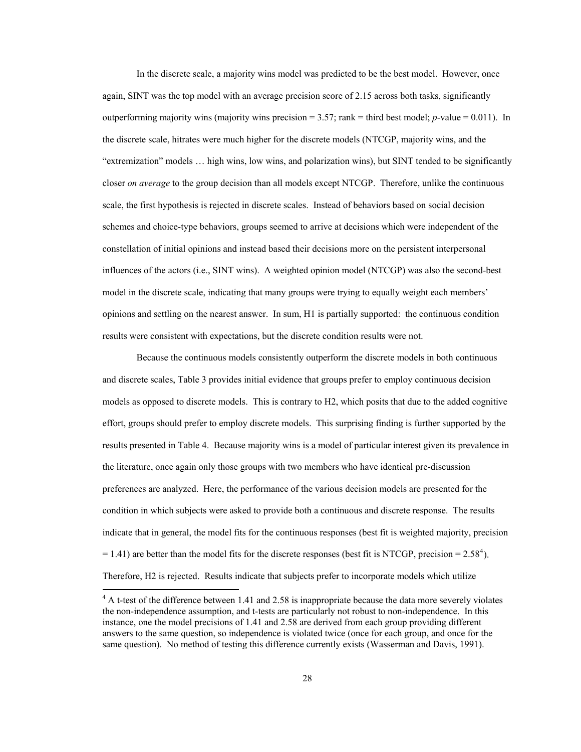In the discrete scale, a majority wins model was predicted to be the best model. However, once again, SINT was the top model with an average precision score of 2.15 across both tasks, significantly outperforming majority wins (majority wins precision = 3.57; rank = third best model; *p*-value = 0.011). In the discrete scale, hitrates were much higher for the discrete models (NTCGP, majority wins, and the "extremization" models … high wins, low wins, and polarization wins), but SINT tended to be significantly closer *on average* to the group decision than all models except NTCGP. Therefore, unlike the continuous scale, the first hypothesis is rejected in discrete scales. Instead of behaviors based on social decision schemes and choice-type behaviors, groups seemed to arrive at decisions which were independent of the constellation of initial opinions and instead based their decisions more on the persistent interpersonal influences of the actors (i.e., SINT wins). A weighted opinion model (NTCGP) was also the second-best model in the discrete scale, indicating that many groups were trying to equally weight each members' opinions and settling on the nearest answer. In sum, H1 is partially supported: the continuous condition results were consistent with expectations, but the discrete condition results were not.

Because the continuous models consistently outperform the discrete models in both continuous and discrete scales, Table 3 provides initial evidence that groups prefer to employ continuous decision models as opposed to discrete models. This is contrary to H2, which posits that due to the added cognitive effort, groups should prefer to employ discrete models. This surprising finding is further supported by the results presented in Table 4. Because majority wins is a model of particular interest given its prevalence in the literature, once again only those groups with two members who have identical pre-discussion preferences are analyzed. Here, the performance of the various decision models are presented for the condition in which subjects were asked to provide both a continuous and discrete response. The results indicate that in general, the model fits for the continuous responses (best fit is weighted majority, precision = 1.41) are better than the model fits for the discrete responses (best fit is NTCGP, precision = 2.58[4]). Therefore, H2 is rejected. Results indicate that subjects prefer to incorporate models which utilize

[4] A t-test of the difference between 1.41 and 2.58 is inappropriate because the data more severely violates the non-independence assumption, and t-tests are particularly not robust to non-independence. In this instance, one the model precisions of 1.41 and 2.58 are derived from each group providing different answers to the same question, so independence is violated twice (once for each group, and once for the same question). No method of testing this difference currently exists (Wasserman and Davis, 1991).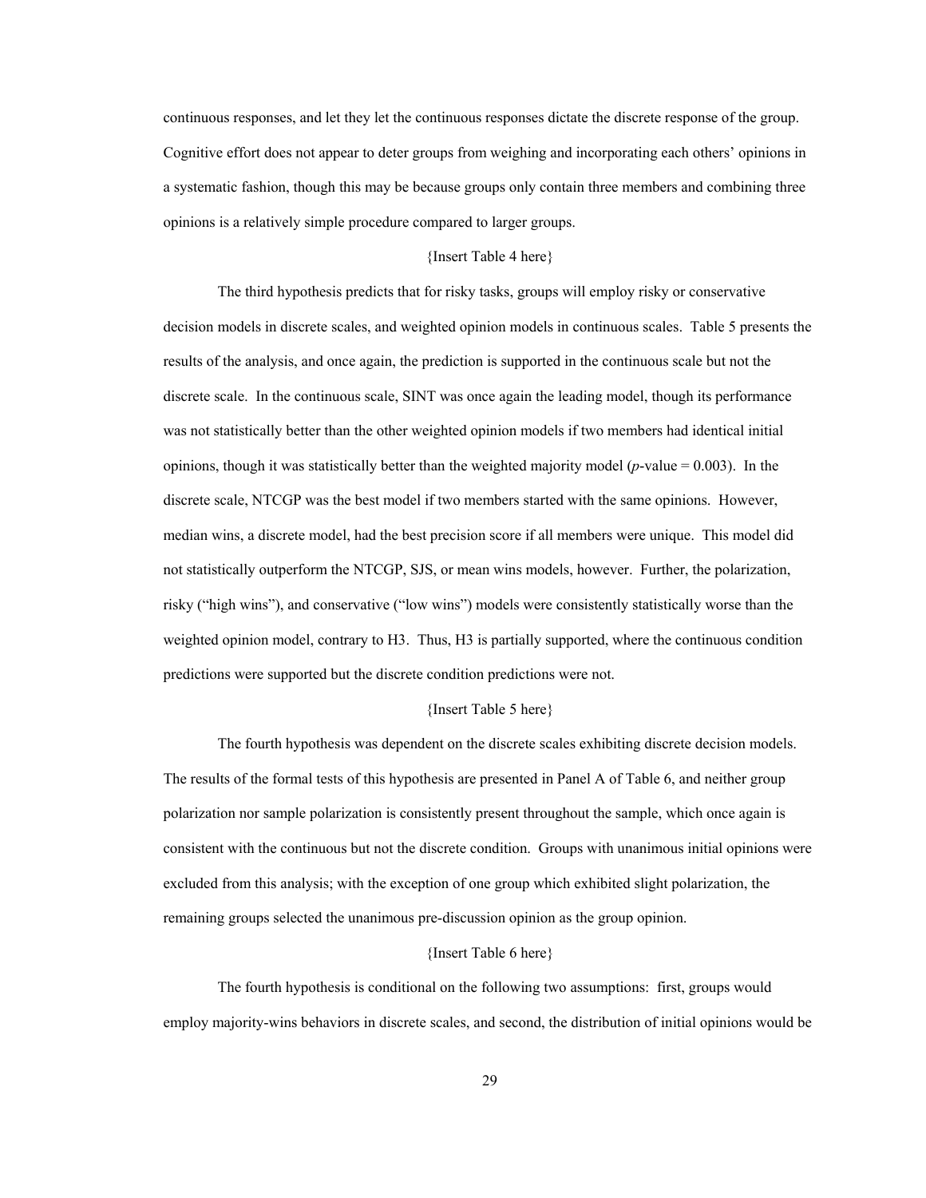continuous responses, and let they let the continuous responses dictate the discrete response of the group. Cognitive effort does not appear to deter groups from weighing and incorporating each others' opinions in a systematic fashion, though this may be because groups only contain three members and combining three opinions is a relatively simple procedure compared to larger groups.

{Insert Table 4 here}

The third hypothesis predicts that for risky tasks, groups will employ risky or conservative decision models in discrete scales, and weighted opinion models in continuous scales. Table 5 presents the results of the analysis, and once again, the prediction is supported in the continuous scale but not the discrete scale. In the continuous scale, SINT was once again the leading model, though its performance was not statistically better than the other weighted opinion models if two members had identical initial opinions, though it was statistically better than the weighted majority model (*p*-value = 0.003). In the discrete scale, NTCGP was the best model if two members started with the same opinions. However, median wins, a discrete model, had the best precision score if all members were unique. This model did not statistically outperform the NTCGP, SJS, or mean wins models, however. Further, the polarization, risky ("high wins"), and conservative ("low wins") models were consistently statistically worse than the weighted opinion model, contrary to H3. Thus, H3 is partially supported, where the continuous condition predictions were supported but the discrete condition predictions were not.

{Insert Table 5 here}

The fourth hypothesis was dependent on the discrete scales exhibiting discrete decision models. The results of the formal tests of this hypothesis are presented in Panel A of Table 6, and neither group polarization nor sample polarization is consistently present throughout the sample, which once again is consistent with the continuous but not the discrete condition. Groups with unanimous initial opinions were excluded from this analysis; with the exception of one group which exhibited slight polarization, the remaining groups selected the unanimous pre-discussion opinion as the group opinion.

{Insert Table 6 here}

The fourth hypothesis is conditional on the following two assumptions: first, groups would employ majority-wins behaviors in discrete scales, and second, the distribution of initial opinions would be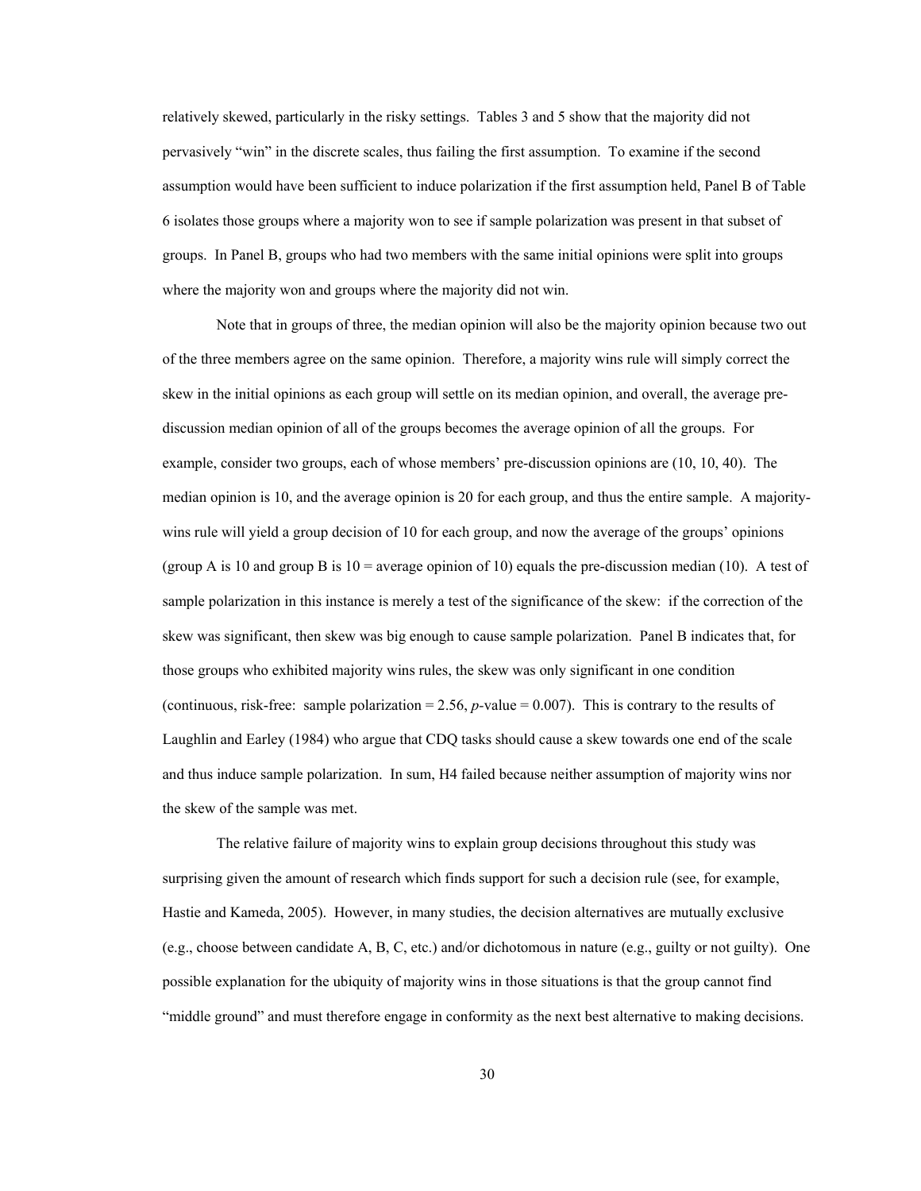relatively skewed, particularly in the risky settings. Tables 3 and 5 show that the majority did not pervasively "win" in the discrete scales, thus failing the first assumption. To examine if the second assumption would have been sufficient to induce polarization if the first assumption held, Panel B of Table 6 isolates those groups where a majority won to see if sample polarization was present in that subset of groups. In Panel B, groups who had two members with the same initial opinions were split into groups where the majority won and groups where the majority did not win.

Note that in groups of three, the median opinion will also be the majority opinion because two out of the three members agree on the same opinion. Therefore, a majority wins rule will simply correct the skew in the initial opinions as each group will settle on its median opinion, and overall, the average pre-discussion median opinion of all of the groups becomes the average opinion of all the groups. For example, consider two groups, each of whose members' pre-discussion opinions are (10, 10, 40). The median opinion is 10, and the average opinion is 20 for each group, and thus the entire sample. A majority-wins rule will yield a group decision of 10 for each group, and now the average of the groups' opinions (group A is 10 and group B is 10 = average opinion of 10) equals the pre-discussion median (10). A test of sample polarization in this instance is merely a test of the significance of the skew: if the correction of the skew was significant, then skew was big enough to cause sample polarization. Panel B indicates that, for those groups who exhibited majority wins rules, the skew was only significant in one condition (continuous, risk-free: sample polarization = 2.56, *p*-value = 0.007). This is contrary to the results of Laughlin and Earley (1984) who argue that CDQ tasks should cause a skew towards one end of the scale and thus induce sample polarization. In sum, H4 failed because neither assumption of majority wins nor the skew of the sample was met.

The relative failure of majority wins to explain group decisions throughout this study was surprising given the amount of research which finds support for such a decision rule (see, for example, Hastie and Kameda, 2005). However, in many studies, the decision alternatives are mutually exclusive (e.g., choose between candidate A, B, C, etc.) and/or dichotomous in nature (e.g., guilty or not guilty). One possible explanation for the ubiquity of majority wins in those situations is that the group cannot find "middle ground" and must therefore engage in conformity as the next best alternative to making decisions.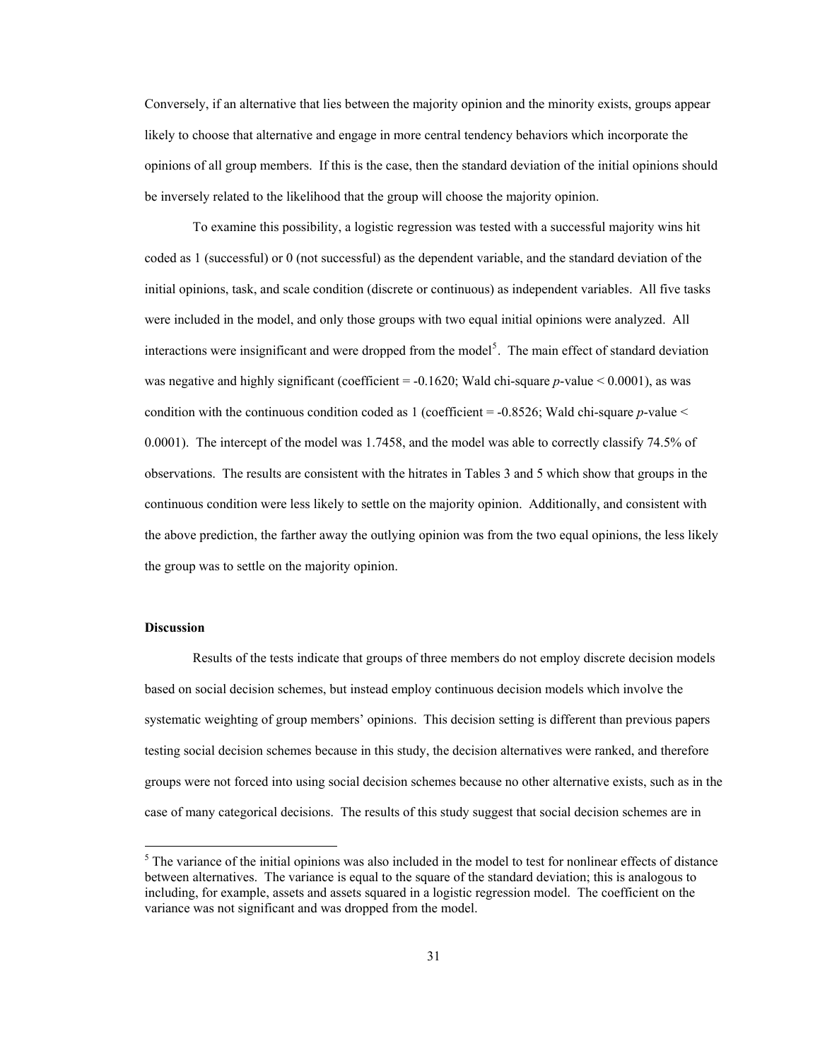Conversely, if an alternative that lies between the majority opinion and the minority exists, groups appear likely to choose that alternative and engage in more central tendency behaviors which incorporate the opinions of all group members. If this is the case, then the standard deviation of the initial opinions should be inversely related to the likelihood that the group will choose the majority opinion.

To examine this possibility, a logistic regression was tested with a successful majority wins hit coded as 1 (successful) or 0 (not successful) as the dependent variable, and the standard deviation of the initial opinions, task, and scale condition (discrete or continuous) as independent variables. All five tasks were included in the model, and only those groups with two equal initial opinions were analyzed. All interactions were insignificant and were dropped from the model[5]. The main effect of standard deviation was negative and highly significant (coefficient = -0.1620; Wald chi-square *p*-value < 0.0001), as was condition with the continuous condition coded as 1 (coefficient = -0.8526; Wald chi-square *p*-value < 0.0001). The intercept of the model was 1.7458, and the model was able to correctly classify 74.5% of observations. The results are consistent with the hitrates in Tables 3 and 5 which show that groups in the continuous condition were less likely to settle on the majority opinion. Additionally, and consistent with the above prediction, the farther away the outlying opinion was from the two equal opinions, the less likely the group was to settle on the majority opinion.

### Discussion

Results of the tests indicate that groups of three members do not employ discrete decision models based on social decision schemes, but instead employ continuous decision models which involve the systematic weighting of group members' opinions. This decision setting is different than previous papers testing social decision schemes because in this study, the decision alternatives were ranked, and therefore groups were not forced into using social decision schemes because no other alternative exists, such as in the case of many categorical decisions. The results of this study suggest that social decision schemes are in

[5] The variance of the initial opinions was also included in the model to test for nonlinear effects of distance between alternatives. The variance is equal to the square of the standard deviation; this is analogous to including, for example, assets and assets squared in a logistic regression model. The coefficient on the variance was not significant and was dropped from the model.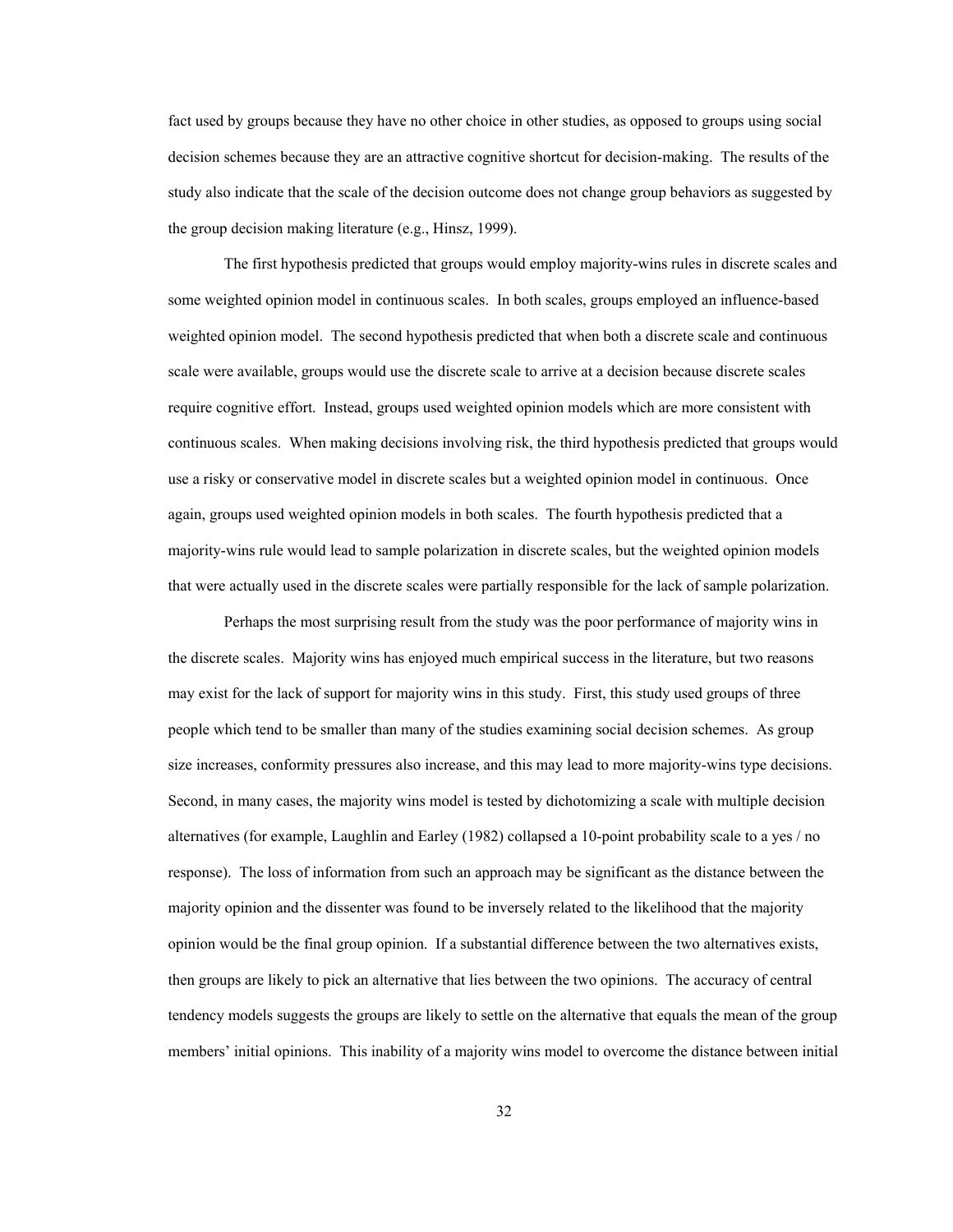fact used by groups because they have no other choice in other studies, as opposed to groups using social decision schemes because they are an attractive cognitive shortcut for decision-making. The results of the study also indicate that the scale of the decision outcome does not change group behaviors as suggested by the group decision making literature (e.g., Hinsz, 1999).

The first hypothesis predicted that groups would employ majority-wins rules in discrete scales and some weighted opinion model in continuous scales. In both scales, groups employed an influence-based weighted opinion model. The second hypothesis predicted that when both a discrete scale and continuous scale were available, groups would use the discrete scale to arrive at a decision because discrete scales require cognitive effort. Instead, groups used weighted opinion models which are more consistent with continuous scales. When making decisions involving risk, the third hypothesis predicted that groups would use a risky or conservative model in discrete scales but a weighted opinion model in continuous. Once again, groups used weighted opinion models in both scales. The fourth hypothesis predicted that a majority-wins rule would lead to sample polarization in discrete scales, but the weighted opinion models that were actually used in the discrete scales were partially responsible for the lack of sample polarization.

Perhaps the most surprising result from the study was the poor performance of majority wins in the discrete scales. Majority wins has enjoyed much empirical success in the literature, but two reasons may exist for the lack of support for majority wins in this study. First, this study used groups of three people which tend to be smaller than many of the studies examining social decision schemes. As group size increases, conformity pressures also increase, and this may lead to more majority-wins type decisions. Second, in many cases, the majority wins model is tested by dichotomizing a scale with multiple decision alternatives (for example, Laughlin and Earley (1982) collapsed a 10-point probability scale to a yes / no response). The loss of information from such an approach may be significant as the distance between the majority opinion and the dissenter was found to be inversely related to the likelihood that the majority opinion would be the final group opinion. If a substantial difference between the two alternatives exists, then groups are likely to pick an alternative that lies between the two opinions. The accuracy of central tendency models suggests the groups are likely to settle on the alternative that equals the mean of the group members' initial opinions. This inability of a majority wins model to overcome the distance between initial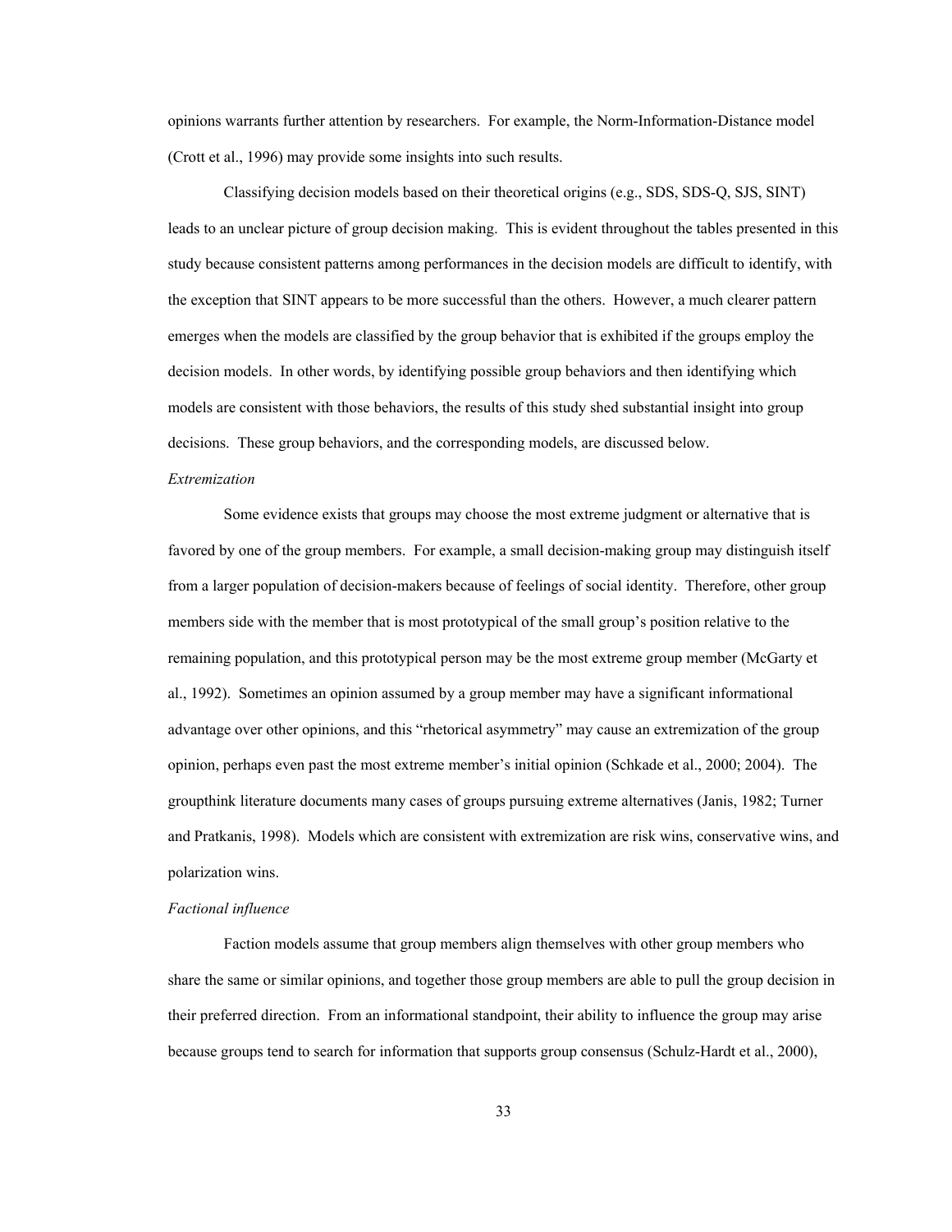opinions warrants further attention by researchers. For example, the Norm-Information-Distance model (Crott et al., 1996) may provide some insights into such results.

Classifying decision models based on their theoretical origins (e.g., SDS, SDS-Q, SJS, SINT) leads to an unclear picture of group decision making. This is evident throughout the tables presented in this study because consistent patterns among performances in the decision models are difficult to identify, with the exception that SINT appears to be more successful than the others. However, a much clearer pattern emerges when the models are classified by the group behavior that is exhibited if the groups employ the decision models. In other words, by identifying possible group behaviors and then identifying which models are consistent with those behaviors, the results of this study shed substantial insight into group decisions. These group behaviors, and the corresponding models, are discussed below.

*Extremization*

Some evidence exists that groups may choose the most extreme judgment or alternative that is favored by one of the group members. For example, a small decision-making group may distinguish itself from a larger population of decision-makers because of feelings of social identity. Therefore, other group members side with the member that is most prototypical of the small group's position relative to the remaining population, and this prototypical person may be the most extreme group member (McGarty et al., 1992). Sometimes an opinion assumed by a group member may have a significant informational advantage over other opinions, and this "rhetorical asymmetry" may cause an extremization of the group opinion, perhaps even past the most extreme member's initial opinion (Schkade et al., 2000; 2004). The groupthink literature documents many cases of groups pursuing extreme alternatives (Janis, 1982; Turner and Pratkanis, 1998). Models which are consistent with extremization are risk wins, conservative wins, and polarization wins.

*Factional influence*

Faction models assume that group members align themselves with other group members who share the same or similar opinions, and together those group members are able to pull the group decision in their preferred direction. From an informational standpoint, their ability to influence the group may arise because groups tend to search for information that supports group consensus (Schulz-Hardt et al., 2000),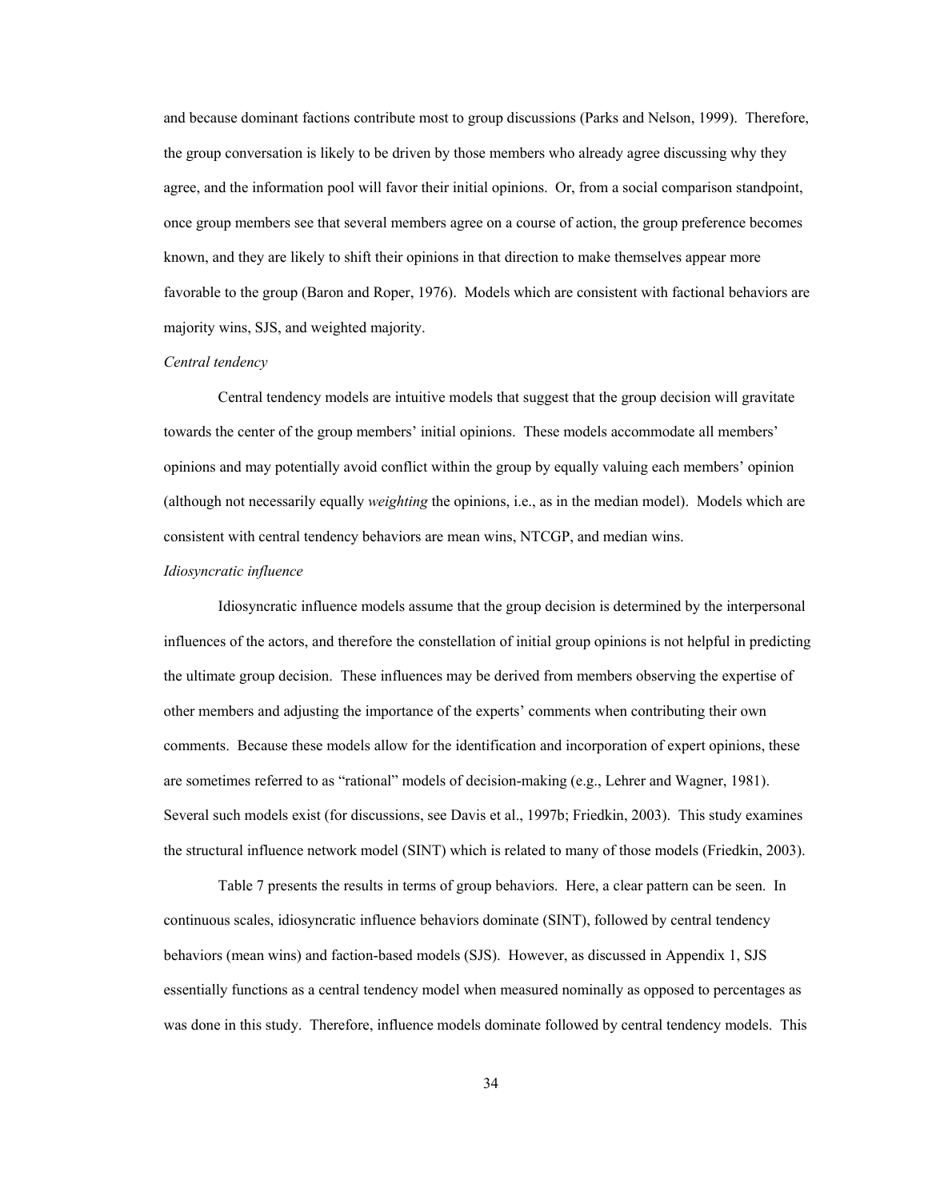and because dominant factions contribute most to group discussions (Parks and Nelson, 1999). Therefore, the group conversation is likely to be driven by those members who already agree discussing why they agree, and the information pool will favor their initial opinions. Or, from a social comparison standpoint, once group members see that several members agree on a course of action, the group preference becomes known, and they are likely to shift their opinions in that direction to make themselves appear more favorable to the group (Baron and Roper, 1976). Models which are consistent with factional behaviors are majority wins, SJS, and weighted majority.

*Central tendency*

Central tendency models are intuitive models that suggest that the group decision will gravitate towards the center of the group members' initial opinions. These models accommodate all members' opinions and may potentially avoid conflict within the group by equally valuing each members' opinion (although not necessarily equally *weighting* the opinions, i.e., as in the median model). Models which are consistent with central tendency behaviors are mean wins, NTCGP, and median wins.

*Idiosyncratic influence*

Idiosyncratic influence models assume that the group decision is determined by the interpersonal influences of the actors, and therefore the constellation of initial group opinions is not helpful in predicting the ultimate group decision. These influences may be derived from members observing the expertise of other members and adjusting the importance of the experts' comments when contributing their own comments. Because these models allow for the identification and incorporation of expert opinions, these are sometimes referred to as "rational" models of decision-making (e.g., Lehrer and Wagner, 1981). Several such models exist (for discussions, see Davis et al., 1997b; Friedkin, 2003). This study examines the structural influence network model (SINT) which is related to many of those models (Friedkin, 2003).

Table 7 presents the results in terms of group behaviors. Here, a clear pattern can be seen. In continuous scales, idiosyncratic influence behaviors dominate (SINT), followed by central tendency behaviors (mean wins) and faction-based models (SJS). However, as discussed in Appendix 1, SJS essentially functions as a central tendency model when measured nominally as opposed to percentages as was done in this study. Therefore, influence models dominate followed by central tendency models. This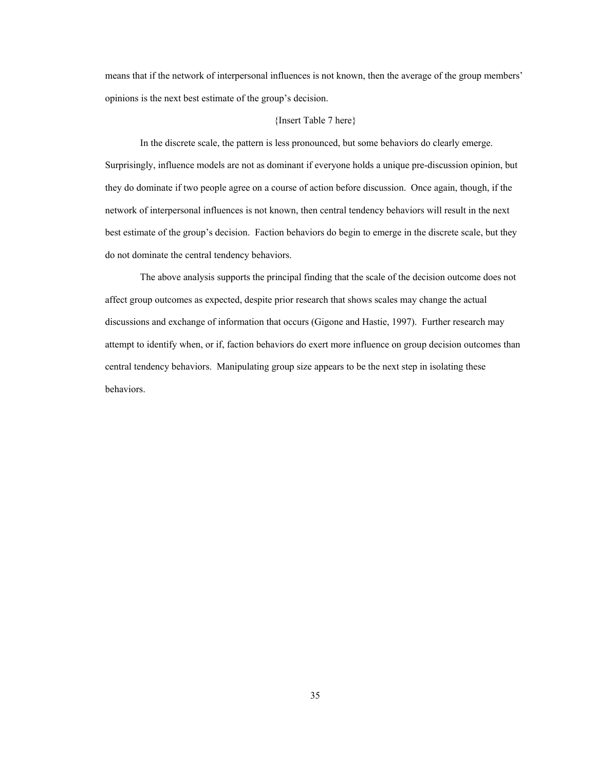means that if the network of interpersonal influences is not known, then the average of the group members' opinions is the next best estimate of the group's decision.

{Insert Table 7 here}

In the discrete scale, the pattern is less pronounced, but some behaviors do clearly emerge. Surprisingly, influence models are not as dominant if everyone holds a unique pre-discussion opinion, but they do dominate if two people agree on a course of action before discussion. Once again, though, if the network of interpersonal influences is not known, then central tendency behaviors will result in the next best estimate of the group's decision. Faction behaviors do begin to emerge in the discrete scale, but they do not dominate the central tendency behaviors.

The above analysis supports the principal finding that the scale of the decision outcome does not affect group outcomes as expected, despite prior research that shows scales may change the actual discussions and exchange of information that occurs (Gigone and Hastie, 1997). Further research may attempt to identify when, or if, faction behaviors do exert more influence on group decision outcomes than central tendency behaviors. Manipulating group size appears to be the next step in isolating these behaviors.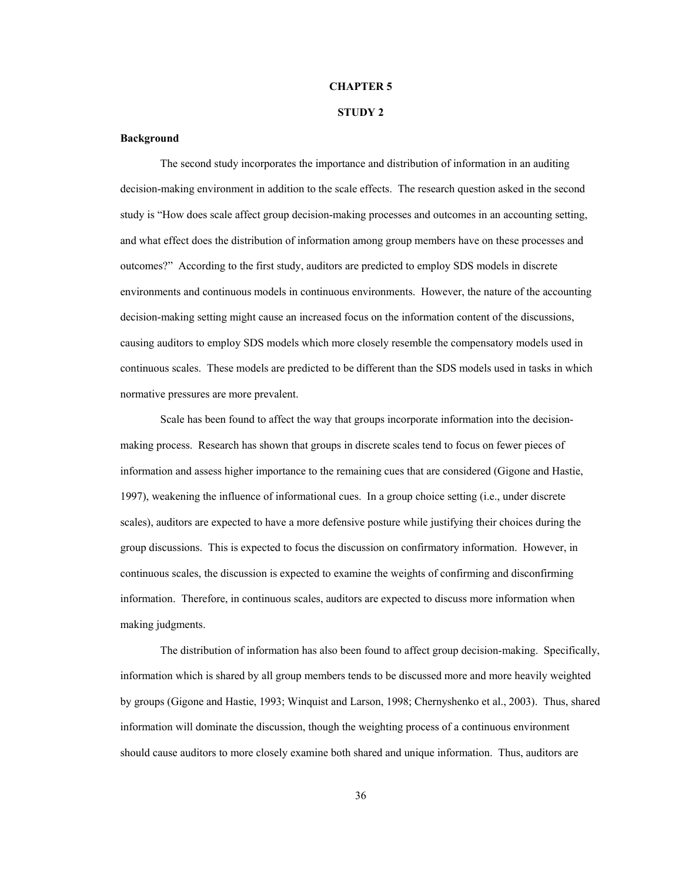# CHAPTER 5

# STUDY 2

### Background

The second study incorporates the importance and distribution of information in an auditing decision-making environment in addition to the scale effects. The research question asked in the second study is "How does scale affect group decision-making processes and outcomes in an accounting setting, and what effect does the distribution of information among group members have on these processes and outcomes?" According to the first study, auditors are predicted to employ SDS models in discrete environments and continuous models in continuous environments. However, the nature of the accounting decision-making setting might cause an increased focus on the information content of the discussions, causing auditors to employ SDS models which more closely resemble the compensatory models used in continuous scales. These models are predicted to be different than the SDS models used in tasks in which normative pressures are more prevalent.

Scale has been found to affect the way that groups incorporate information into the decision-making process. Research has shown that groups in discrete scales tend to focus on fewer pieces of information and assess higher importance to the remaining cues that are considered (Gigone and Hastie, 1997), weakening the influence of informational cues. In a group choice setting (i.e., under discrete scales), auditors are expected to have a more defensive posture while justifying their choices during the group discussions. This is expected to focus the discussion on confirmatory information. However, in continuous scales, the discussion is expected to examine the weights of confirming and disconfirming information. Therefore, in continuous scales, auditors are expected to discuss more information when making judgments.

The distribution of information has also been found to affect group decision-making. Specifically, information which is shared by all group members tends to be discussed more and more heavily weighted by groups (Gigone and Hastie, 1993; Winquist and Larson, 1998; Chernyshenko et al., 2003). Thus, shared information will dominate the discussion, though the weighting process of a continuous environment should cause auditors to more closely examine both shared and unique information. Thus, auditors are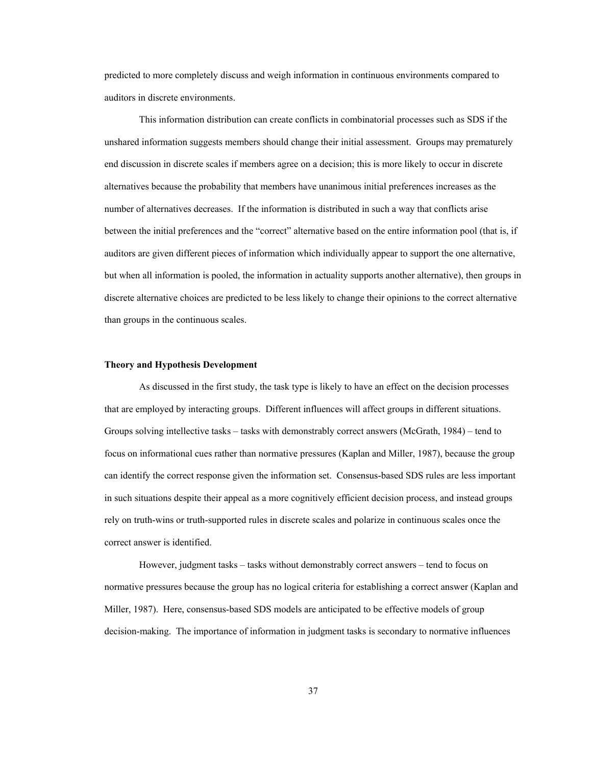predicted to more completely discuss and weigh information in continuous environments compared to auditors in discrete environments.

This information distribution can create conflicts in combinatorial processes such as SDS if the unshared information suggests members should change their initial assessment. Groups may prematurely end discussion in discrete scales if members agree on a decision; this is more likely to occur in discrete alternatives because the probability that members have unanimous initial preferences increases as the number of alternatives decreases. If the information is distributed in such a way that conflicts arise between the initial preferences and the "correct" alternative based on the entire information pool (that is, if auditors are given different pieces of information which individually appear to support the one alternative, but when all information is pooled, the information in actuality supports another alternative), then groups in discrete alternative choices are predicted to be less likely to change their opinions to the correct alternative than groups in the continuous scales.

**Theory and Hypothesis Development**

As discussed in the first study, the task type is likely to have an effect on the decision processes that are employed by interacting groups. Different influences will affect groups in different situations. Groups solving intellective tasks – tasks with demonstrably correct answers (McGrath, 1984) – tend to focus on informational cues rather than normative pressures (Kaplan and Miller, 1987), because the group can identify the correct response given the information set. Consensus-based SDS rules are less important in such situations despite their appeal as a more cognitively efficient decision process, and instead groups rely on truth-wins or truth-supported rules in discrete scales and polarize in continuous scales once the correct answer is identified.

However, judgment tasks – tasks without demonstrably correct answers – tend to focus on normative pressures because the group has no logical criteria for establishing a correct answer (Kaplan and Miller, 1987). Here, consensus-based SDS models are anticipated to be effective models of group decision-making. The importance of information in judgment tasks is secondary to normative influences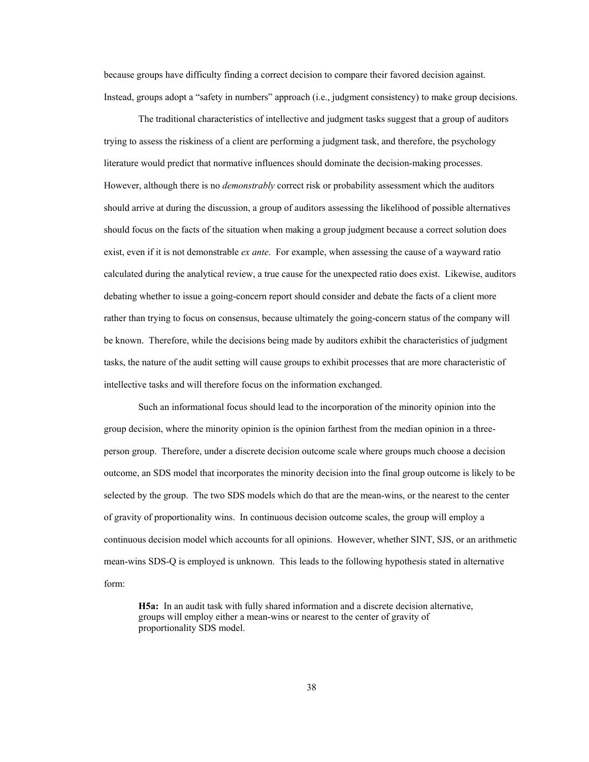because groups have difficulty finding a correct decision to compare their favored decision against. Instead, groups adopt a "safety in numbers" approach (i.e., judgment consistency) to make group decisions.

The traditional characteristics of intellective and judgment tasks suggest that a group of auditors trying to assess the riskiness of a client are performing a judgment task, and therefore, the psychology literature would predict that normative influences should dominate the decision-making processes. However, although there is no *demonstrably* correct risk or probability assessment which the auditors should arrive at during the discussion, a group of auditors assessing the likelihood of possible alternatives should focus on the facts of the situation when making a group judgment because a correct solution does exist, even if it is not demonstrable *ex ante*. For example, when assessing the cause of a wayward ratio calculated during the analytical review, a true cause for the unexpected ratio does exist. Likewise, auditors debating whether to issue a going-concern report should consider and debate the facts of a client more rather than trying to focus on consensus, because ultimately the going-concern status of the company will be known. Therefore, while the decisions being made by auditors exhibit the characteristics of judgment tasks, the nature of the audit setting will cause groups to exhibit processes that are more characteristic of intellective tasks and will therefore focus on the information exchanged.

Such an informational focus should lead to the incorporation of the minority opinion into the group decision, where the minority opinion is the opinion farthest from the median opinion in a three-person group. Therefore, under a discrete decision outcome scale where groups much choose a decision outcome, an SDS model that incorporates the minority decision into the final group outcome is likely to be selected by the group. The two SDS models which do that are the mean-wins, or the nearest to the center of gravity of proportionality wins. In continuous decision outcome scales, the group will employ a continuous decision model which accounts for all opinions. However, whether SINT, SJS, or an arithmetic mean-wins SDS-Q is employed is unknown. This leads to the following hypothesis stated in alternative form:

> **H5a:** In an audit task with fully shared information and a discrete decision alternative, groups will employ either a mean-wins or nearest to the center of gravity of proportionality SDS model.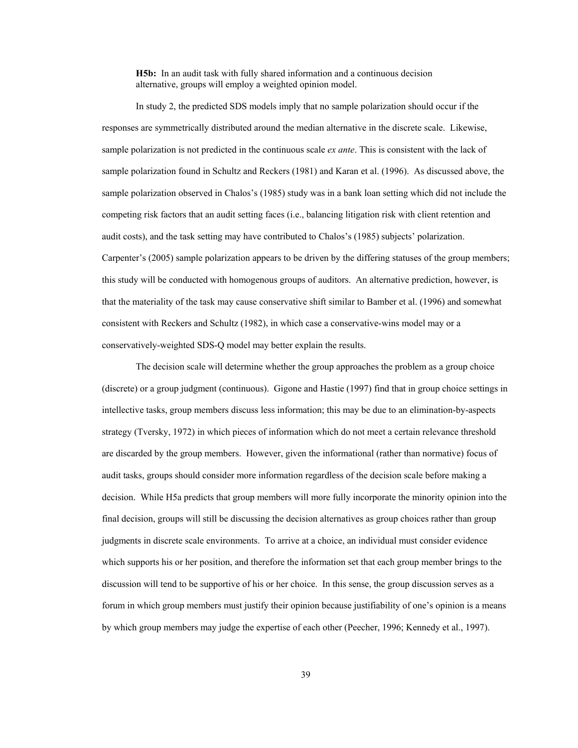> **H5b:** In an audit task with fully shared information and a continuous decision alternative, groups will employ a weighted opinion model.

In study 2, the predicted SDS models imply that no sample polarization should occur if the responses are symmetrically distributed around the median alternative in the discrete scale. Likewise, sample polarization is not predicted in the continuous scale *ex ante*. This is consistent with the lack of sample polarization found in Schultz and Reckers (1981) and Karan et al. (1996). As discussed above, the sample polarization observed in Chalos's (1985) study was in a bank loan setting which did not include the competing risk factors that an audit setting faces (i.e., balancing litigation risk with client retention and audit costs), and the task setting may have contributed to Chalos's (1985) subjects' polarization. Carpenter's (2005) sample polarization appears to be driven by the differing statuses of the group members; this study will be conducted with homogenous groups of auditors. An alternative prediction, however, is that the materiality of the task may cause conservative shift similar to Bamber et al. (1996) and somewhat consistent with Reckers and Schultz (1982), in which case a conservative-wins model may or a conservatively-weighted SDS-Q model may better explain the results.

The decision scale will determine whether the group approaches the problem as a group choice (discrete) or a group judgment (continuous). Gigone and Hastie (1997) find that in group choice settings in intellective tasks, group members discuss less information; this may be due to an elimination-by-aspects strategy (Tversky, 1972) in which pieces of information which do not meet a certain relevance threshold are discarded by the group members. However, given the informational (rather than normative) focus of audit tasks, groups should consider more information regardless of the decision scale before making a decision. While H5a predicts that group members will more fully incorporate the minority opinion into the final decision, groups will still be discussing the decision alternatives as group choices rather than group judgments in discrete scale environments. To arrive at a choice, an individual must consider evidence which supports his or her position, and therefore the information set that each group member brings to the discussion will tend to be supportive of his or her choice. In this sense, the group discussion serves as a forum in which group members must justify their opinion because justifiability of one's opinion is a means by which group members may judge the expertise of each other (Peecher, 1996; Kennedy et al., 1997).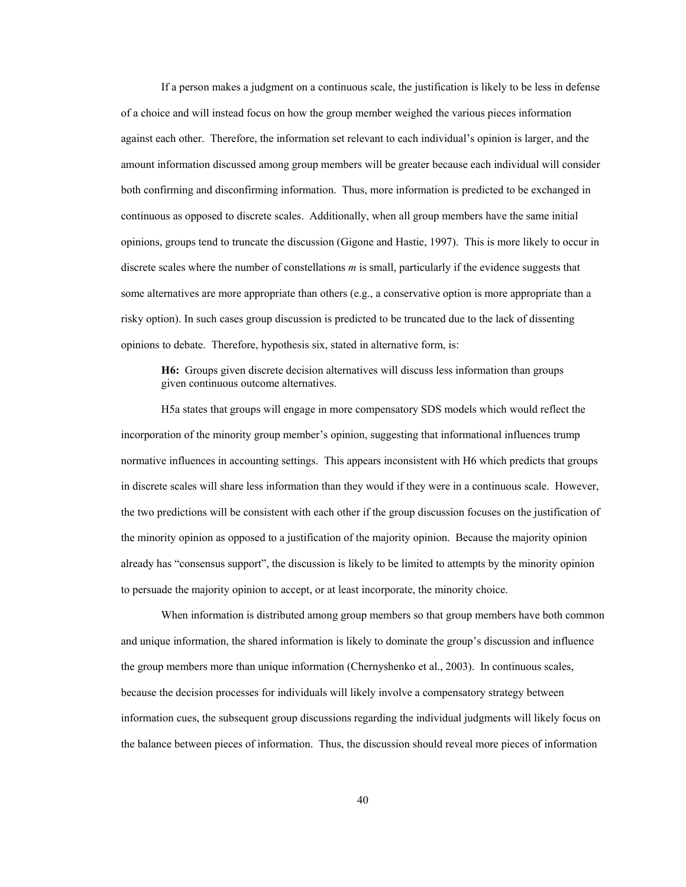If a person makes a judgment on a continuous scale, the justification is likely to be less in defense of a choice and will instead focus on how the group member weighed the various pieces information against each other. Therefore, the information set relevant to each individual's opinion is larger, and the amount information discussed among group members will be greater because each individual will consider both confirming and disconfirming information. Thus, more information is predicted to be exchanged in continuous as opposed to discrete scales. Additionally, when all group members have the same initial opinions, groups tend to truncate the discussion (Gigone and Hastie, 1997). This is more likely to occur in discrete scales where the number of constellations $m$ is small, particularly if the evidence suggests that some alternatives are more appropriate than others (e.g., a conservative option is more appropriate than a risky option). In such cases group discussion is predicted to be truncated due to the lack of dissenting opinions to debate. Therefore, hypothesis six, stated in alternative form, is:

> **H6:** Groups given discrete decision alternatives will discuss less information than groups given continuous outcome alternatives.

H5a states that groups will engage in more compensatory SDS models which would reflect the incorporation of the minority group member's opinion, suggesting that informational influences trump normative influences in accounting settings. This appears inconsistent with H6 which predicts that groups in discrete scales will share less information than they would if they were in a continuous scale. However, the two predictions will be consistent with each other if the group discussion focuses on the justification of the minority opinion as opposed to a justification of the majority opinion. Because the majority opinion already has "consensus support", the discussion is likely to be limited to attempts by the minority opinion to persuade the majority opinion to accept, or at least incorporate, the minority choice.

When information is distributed among group members so that group members have both common and unique information, the shared information is likely to dominate the group's discussion and influence the group members more than unique information (Chernyshenko et al., 2003). In continuous scales, because the decision processes for individuals will likely involve a compensatory strategy between information cues, the subsequent group discussions regarding the individual judgments will likely focus on the balance between pieces of information. Thus, the discussion should reveal more pieces of information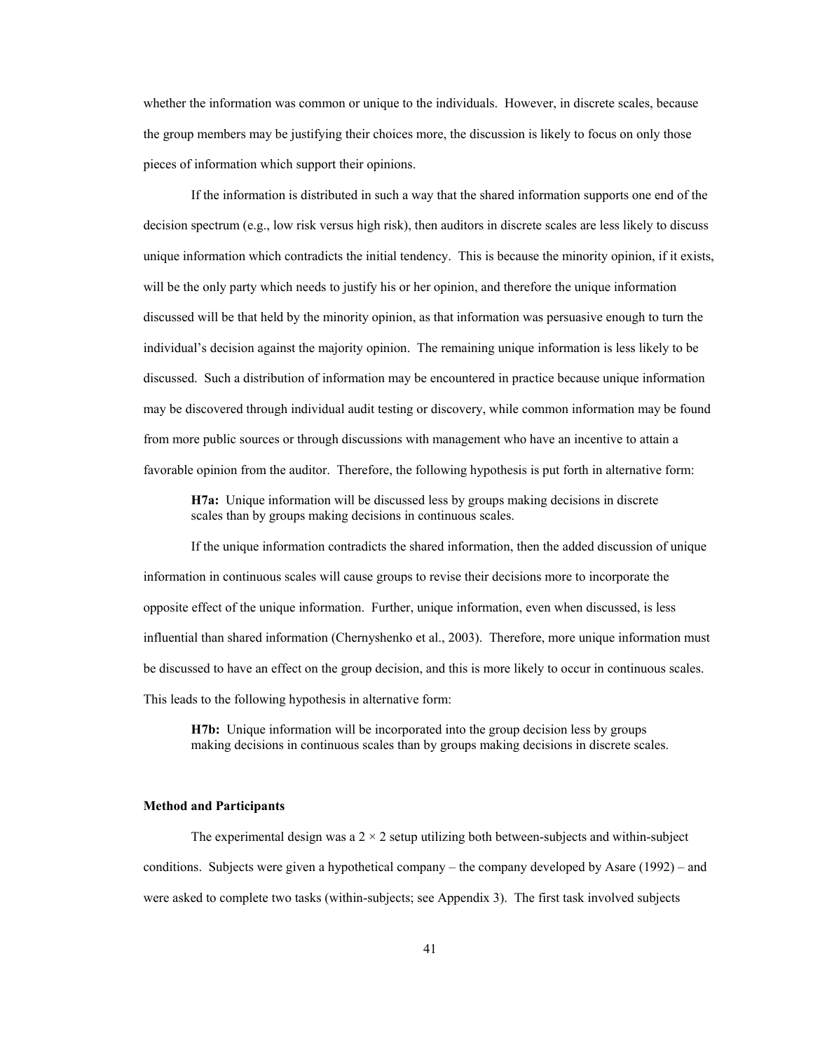whether the information was common or unique to the individuals. However, in discrete scales, because the group members may be justifying their choices more, the discussion is likely to focus on only those pieces of information which support their opinions.

If the information is distributed in such a way that the shared information supports one end of the decision spectrum (e.g., low risk versus high risk), then auditors in discrete scales are less likely to discuss unique information which contradicts the initial tendency. This is because the minority opinion, if it exists, will be the only party which needs to justify his or her opinion, and therefore the unique information discussed will be that held by the minority opinion, as that information was persuasive enough to turn the individual's decision against the majority opinion. The remaining unique information is less likely to be discussed. Such a distribution of information may be encountered in practice because unique information may be discovered through individual audit testing or discovery, while common information may be found from more public sources or through discussions with management who have an incentive to attain a favorable opinion from the auditor. Therefore, the following hypothesis is put forth in alternative form:

> **H7a:** Unique information will be discussed less by groups making decisions in discrete scales than by groups making decisions in continuous scales.

If the unique information contradicts the shared information, then the added discussion of unique information in continuous scales will cause groups to revise their decisions more to incorporate the opposite effect of the unique information. Further, unique information, even when discussed, is less influential than shared information (Chernyshenko et al., 2003). Therefore, more unique information must be discussed to have an effect on the group decision, and this is more likely to occur in continuous scales. This leads to the following hypothesis in alternative form:

> **H7b:** Unique information will be incorporated into the group decision less by groups making decisions in continuous scales than by groups making decisions in discrete scales.

**Method and Participants**

The experimental design was a $2 \times 2$ setup utilizing both between-subjects and within-subject conditions. Subjects were given a hypothetical company – the company developed by Asare (1992) – and were asked to complete two tasks (within-subjects; see Appendix 3). The first task involved subjects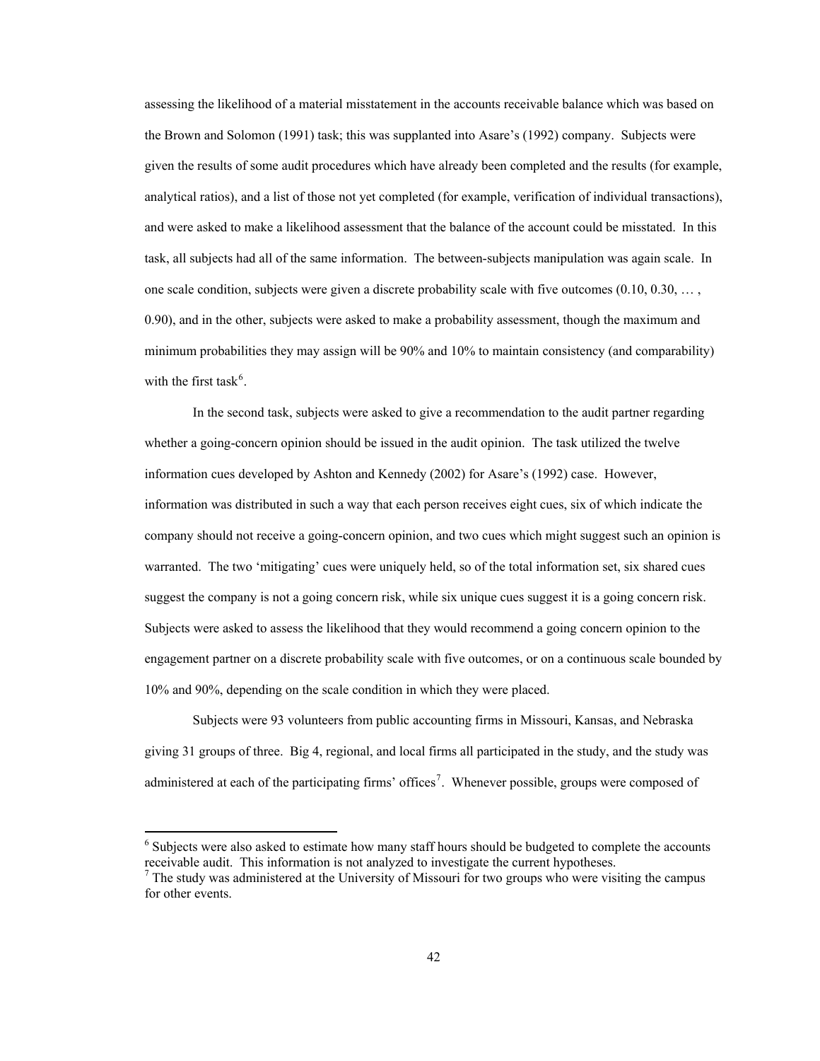assessing the likelihood of a material misstatement in the accounts receivable balance which was based on the Brown and Solomon (1991) task; this was supplanted into Asare's (1992) company. Subjects were given the results of some audit procedures which have already been completed and the results (for example, analytical ratios), and a list of those not yet completed (for example, verification of individual transactions), and were asked to make a likelihood assessment that the balance of the account could be misstated. In this task, all subjects had all of the same information. The between-subjects manipulation was again scale. In one scale condition, subjects were given a discrete probability scale with five outcomes (0.10, 0.30, … , 0.90), and in the other, subjects were asked to make a probability assessment, though the maximum and minimum probabilities they may assign will be 90% and 10% to maintain consistency (and comparability) with the first task[6].

In the second task, subjects were asked to give a recommendation to the audit partner regarding whether a going-concern opinion should be issued in the audit opinion. The task utilized the twelve information cues developed by Ashton and Kennedy (2002) for Asare's (1992) case. However, information was distributed in such a way that each person receives eight cues, six of which indicate the company should not receive a going-concern opinion, and two cues which might suggest such an opinion is warranted. The two 'mitigating' cues were uniquely held, so of the total information set, six shared cues suggest the company is not a going concern risk, while six unique cues suggest it is a going concern risk. Subjects were asked to assess the likelihood that they would recommend a going concern opinion to the engagement partner on a discrete probability scale with five outcomes, or on a continuous scale bounded by 10% and 90%, depending on the scale condition in which they were placed.

Subjects were 93 volunteers from public accounting firms in Missouri, Kansas, and Nebraska giving 31 groups of three. Big 4, regional, and local firms all participated in the study, and the study was administered at each of the participating firms' offices[7]. Whenever possible, groups were composed of

---

[6] Subjects were also asked to estimate how many staff hours should be budgeted to complete the accounts receivable audit. This information is not analyzed to investigate the current hypotheses.

[7] The study was administered at the University of Missouri for two groups who were visiting the campus for other events.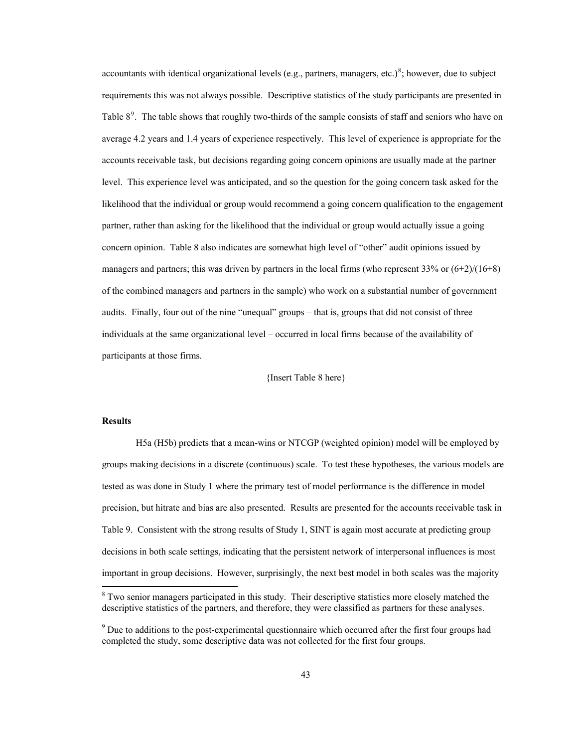accountants with identical organizational levels (e.g., partners, managers, etc.)[8]; however, due to subject requirements this was not always possible. Descriptive statistics of the study participants are presented in Table 8[9]. The table shows that roughly two-thirds of the sample consists of staff and seniors who have on average 4.2 years and 1.4 years of experience respectively. This level of experience is appropriate for the accounts receivable task, but decisions regarding going concern opinions are usually made at the partner level. This experience level was anticipated, and so the question for the going concern task asked for the likelihood that the individual or group would recommend a going concern qualification to the engagement partner, rather than asking for the likelihood that the individual or group would actually issue a going concern opinion. Table 8 also indicates are somewhat high level of "other" audit opinions issued by managers and partners; this was driven by partners in the local firms (who represent 33% or (6+2)/(16+8) of the combined managers and partners in the sample) who work on a substantial number of government audits. Finally, four out of the nine "unequal" groups – that is, groups that did not consist of three individuals at the same organizational level – occurred in local firms because of the availability of participants at those firms.

{Insert Table 8 here}

**Results**

H5a (H5b) predicts that a mean-wins or NTCGP (weighted opinion) model will be employed by groups making decisions in a discrete (continuous) scale. To test these hypotheses, the various models are tested as was done in Study 1 where the primary test of model performance is the difference in model precision, but hitrate and bias are also presented. Results are presented for the accounts receivable task in Table 9. Consistent with the strong results of Study 1, SINT is again most accurate at predicting group decisions in both scale settings, indicating that the persistent network of interpersonal influences is most important in group decisions. However, surprisingly, the next best model in both scales was the majority

[8] Two senior managers participated in this study. Their descriptive statistics more closely matched the descriptive statistics of the partners, and therefore, they were classified as partners for these analyses.

[9] Due to additions to the post-experimental questionnaire which occurred after the first four groups had completed the study, some descriptive data was not collected for the first four groups.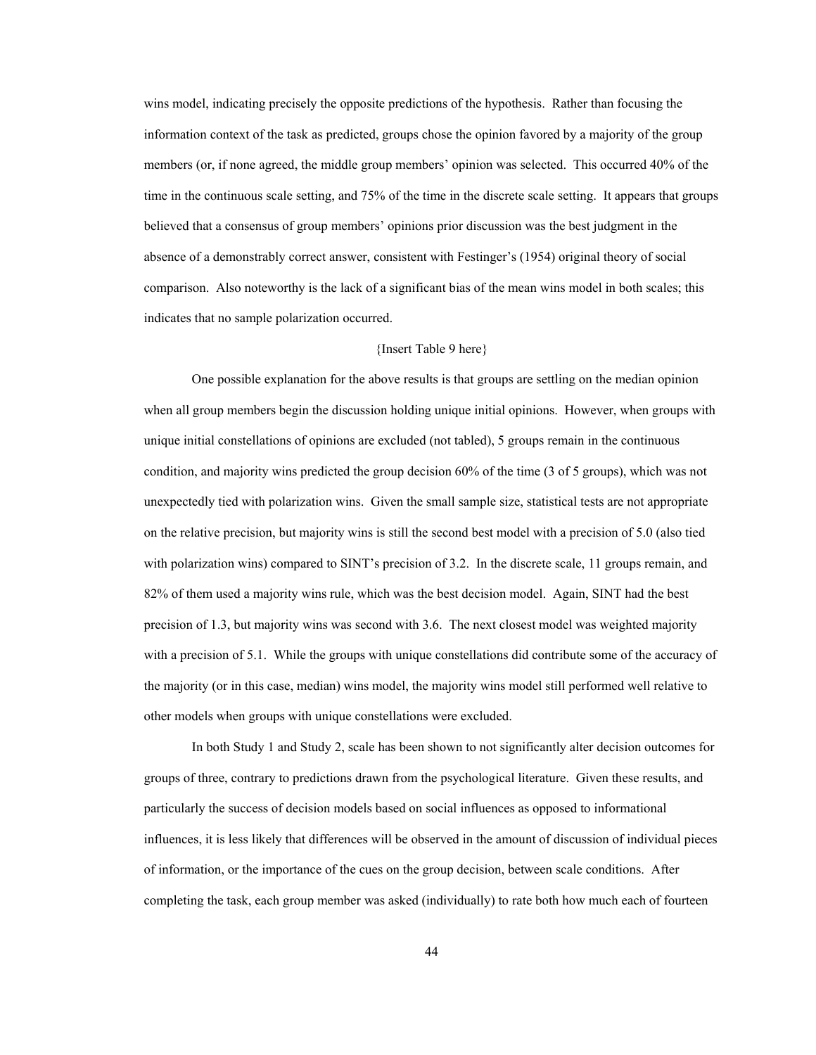wins model, indicating precisely the opposite predictions of the hypothesis. Rather than focusing the information context of the task as predicted, groups chose the opinion favored by a majority of the group members (or, if none agreed, the middle group members' opinion was selected. This occurred 40% of the time in the continuous scale setting, and 75% of the time in the discrete scale setting. It appears that groups believed that a consensus of group members' opinions prior discussion was the best judgment in the absence of a demonstrably correct answer, consistent with Festinger's (1954) original theory of social comparison. Also noteworthy is the lack of a significant bias of the mean wins model in both scales; this indicates that no sample polarization occurred.

{Insert Table 9 here}

One possible explanation for the above results is that groups are settling on the median opinion when all group members begin the discussion holding unique initial opinions. However, when groups with unique initial constellations of opinions are excluded (not tabled), 5 groups remain in the continuous condition, and majority wins predicted the group decision 60% of the time (3 of 5 groups), which was not unexpectedly tied with polarization wins. Given the small sample size, statistical tests are not appropriate on the relative precision, but majority wins is still the second best model with a precision of 5.0 (also tied with polarization wins) compared to SINT's precision of 3.2. In the discrete scale, 11 groups remain, and 82% of them used a majority wins rule, which was the best decision model. Again, SINT had the best precision of 1.3, but majority wins was second with 3.6. The next closest model was weighted majority with a precision of 5.1. While the groups with unique constellations did contribute some of the accuracy of the majority (or in this case, median) wins model, the majority wins model still performed well relative to other models when groups with unique constellations were excluded.

In both Study 1 and Study 2, scale has been shown to not significantly alter decision outcomes for groups of three, contrary to predictions drawn from the psychological literature. Given these results, and particularly the success of decision models based on social influences as opposed to informational influences, it is less likely that differences will be observed in the amount of discussion of individual pieces of information, or the importance of the cues on the group decision, between scale conditions. After completing the task, each group member was asked (individually) to rate both how much each of fourteen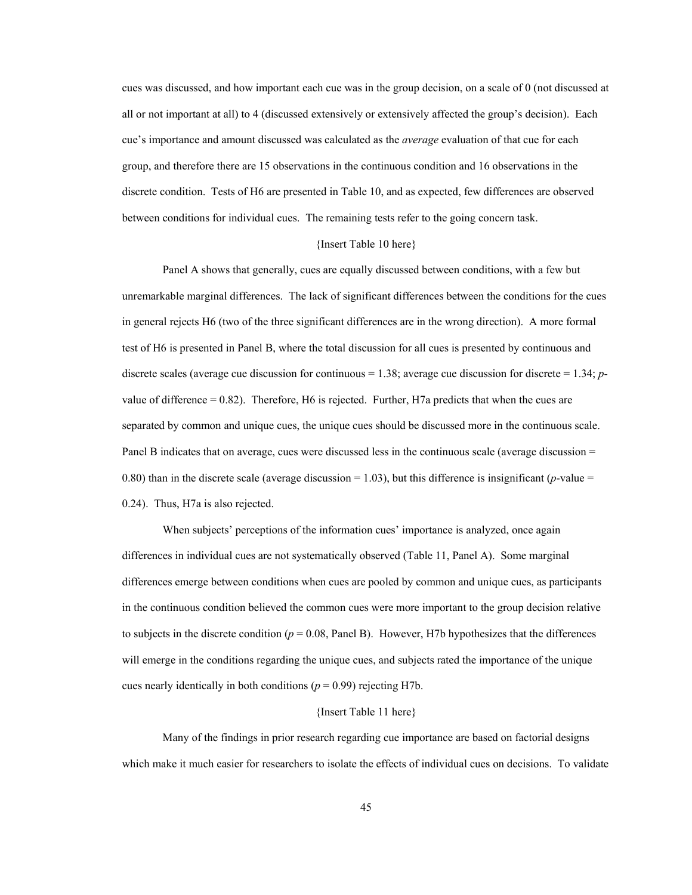cues was discussed, and how important each cue was in the group decision, on a scale of 0 (not discussed at all or not important at all) to 4 (discussed extensively or extensively affected the group's decision). Each cue's importance and amount discussed was calculated as the *average* evaluation of that cue for each group, and therefore there are 15 observations in the continuous condition and 16 observations in the discrete condition. Tests of H6 are presented in Table 10, and as expected, few differences are observed between conditions for individual cues. The remaining tests refer to the going concern task.

{Insert Table 10 here}

Panel A shows that generally, cues are equally discussed between conditions, with a few but unremarkable marginal differences. The lack of significant differences between the conditions for the cues in general rejects H6 (two of the three significant differences are in the wrong direction). A more formal test of H6 is presented in Panel B, where the total discussion for all cues is presented by continuous and discrete scales (average cue discussion for continuous = 1.38; average cue discussion for discrete = 1.34; *p*-value of difference = 0.82). Therefore, H6 is rejected. Further, H7a predicts that when the cues are separated by common and unique cues, the unique cues should be discussed more in the continuous scale. Panel B indicates that on average, cues were discussed less in the continuous scale (average discussion = 0.80) than in the discrete scale (average discussion = 1.03), but this difference is insignificant (*p*-value = 0.24). Thus, H7a is also rejected.

When subjects' perceptions of the information cues' importance is analyzed, once again differences in individual cues are not systematically observed (Table 11, Panel A). Some marginal differences emerge between conditions when cues are pooled by common and unique cues, as participants in the continuous condition believed the common cues were more important to the group decision relative to subjects in the discrete condition ($p = 0.08$, Panel B). However, H7b hypothesizes that the differences will emerge in the conditions regarding the unique cues, and subjects rated the importance of the unique cues nearly identically in both conditions ($p = 0.99$) rejecting H7b.

{Insert Table 11 here}

Many of the findings in prior research regarding cue importance are based on factorial designs which make it much easier for researchers to isolate the effects of individual cues on decisions. To validate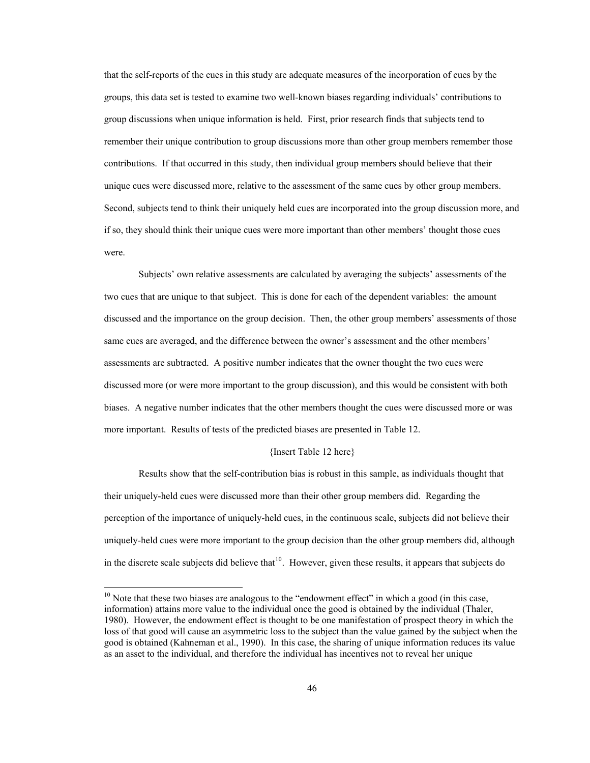that the self-reports of the cues in this study are adequate measures of the incorporation of cues by the groups, this data set is tested to examine two well-known biases regarding individuals' contributions to group discussions when unique information is held. First, prior research finds that subjects tend to remember their unique contribution to group discussions more than other group members remember those contributions. If that occurred in this study, then individual group members should believe that their unique cues were discussed more, relative to the assessment of the same cues by other group members. Second, subjects tend to think their uniquely held cues are incorporated into the group discussion more, and if so, they should think their unique cues were more important than other members' thought those cues were.

Subjects' own relative assessments are calculated by averaging the subjects' assessments of the two cues that are unique to that subject. This is done for each of the dependent variables: the amount discussed and the importance on the group decision. Then, the other group members' assessments of those same cues are averaged, and the difference between the owner's assessment and the other members' assessments are subtracted. A positive number indicates that the owner thought the two cues were discussed more (or were more important to the group discussion), and this would be consistent with both biases. A negative number indicates that the other members thought the cues were discussed more or was more important. Results of tests of the predicted biases are presented in Table 12.

{Insert Table 12 here}

Results show that the self-contribution bias is robust in this sample, as individuals thought that their uniquely-held cues were discussed more than their other group members did. Regarding the perception of the importance of uniquely-held cues, in the continuous scale, subjects did not believe their uniquely-held cues were more important to the group decision than the other group members did, although in the discrete scale subjects did believe that[10]. However, given these results, it appears that subjects do

---

[10] Note that these two biases are analogous to the "endowment effect" in which a good (in this case, information) attains more value to the individual once the good is obtained by the individual (Thaler, 1980). However, the endowment effect is thought to be one manifestation of prospect theory in which the loss of that good will cause an asymmetric loss to the subject than the value gained by the subject when the good is obtained (Kahneman et al., 1990). In this case, the sharing of unique information reduces its value as an asset to the individual, and therefore the individual has incentives not to reveal her unique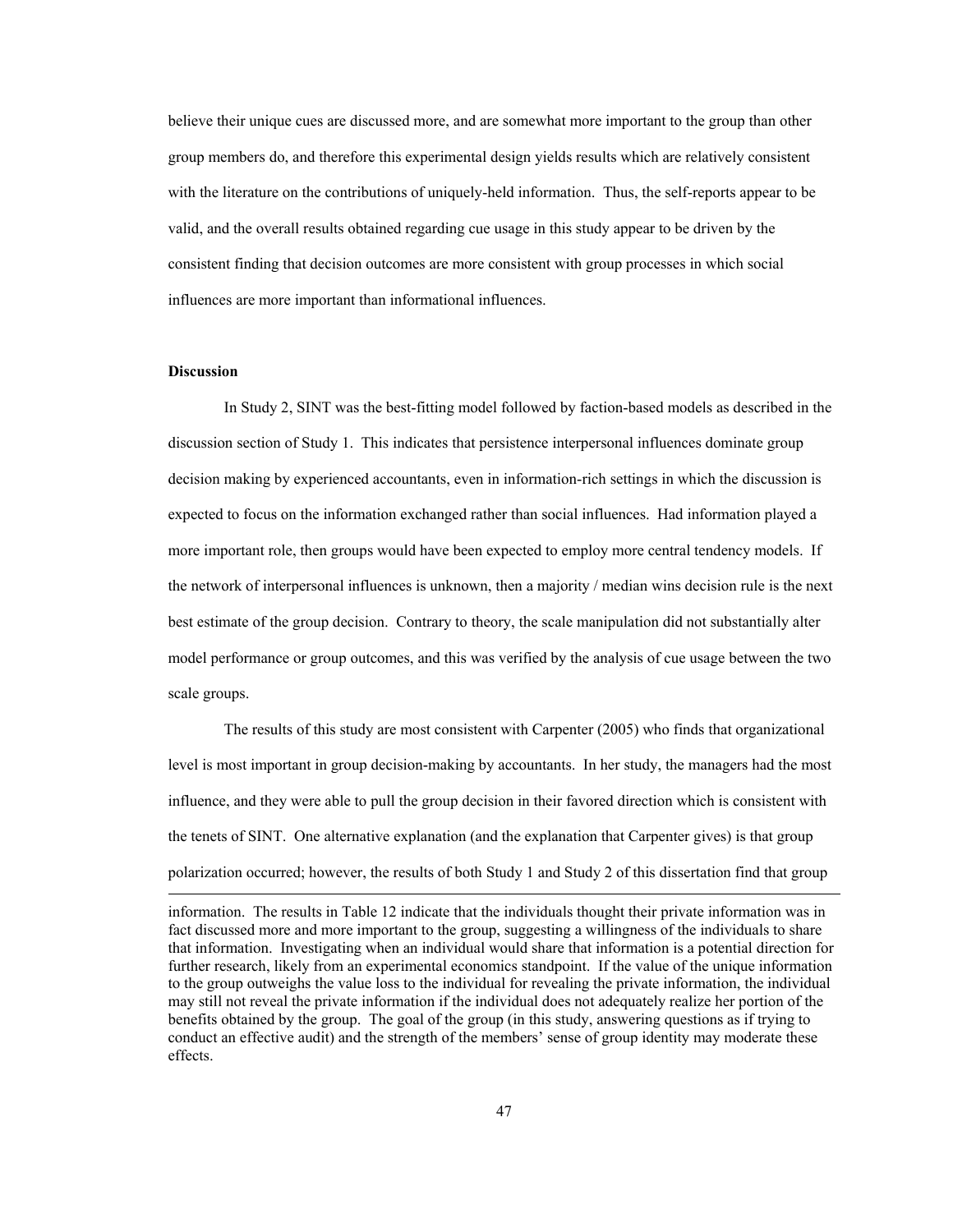believe their unique cues are discussed more, and are somewhat more important to the group than other group members do, and therefore this experimental design yields results which are relatively consistent with the literature on the contributions of uniquely-held information. Thus, the self-reports appear to be valid, and the overall results obtained regarding cue usage in this study appear to be driven by the consistent finding that decision outcomes are more consistent with group processes in which social influences are more important than informational influences.

**Discussion**

In Study 2, SINT was the best-fitting model followed by faction-based models as described in the discussion section of Study 1. This indicates that persistence interpersonal influences dominate group decision making by experienced accountants, even in information-rich settings in which the discussion is expected to focus on the information exchanged rather than social influences. Had information played a more important role, then groups would have been expected to employ more central tendency models. If the network of interpersonal influences is unknown, then a majority / median wins decision rule is the next best estimate of the group decision. Contrary to theory, the scale manipulation did not substantially alter model performance or group outcomes, and this was verified by the analysis of cue usage between the two scale groups.

The results of this study are most consistent with Carpenter (2005) who finds that organizational level is most important in group decision-making by accountants. In her study, the managers had the most influence, and they were able to pull the group decision in their favored direction which is consistent with the tenets of SINT. One alternative explanation (and the explanation that Carpenter gives) is that group polarization occurred; however, the results of both Study 1 and Study 2 of this dissertation find that group

---

information. The results in Table 12 indicate that the individuals thought their private information was in fact discussed more and more important to the group, suggesting a willingness of the individuals to share that information. Investigating when an individual would share that information is a potential direction for further research, likely from an experimental economics standpoint. If the value of the unique information to the group outweighs the value loss to the individual for revealing the private information, the individual may still not reveal the private information if the individual does not adequately realize her portion of the benefits obtained by the group. The goal of the group (in this study, answering questions as if trying to conduct an effective audit) and the strength of the members' sense of group identity may moderate these effects.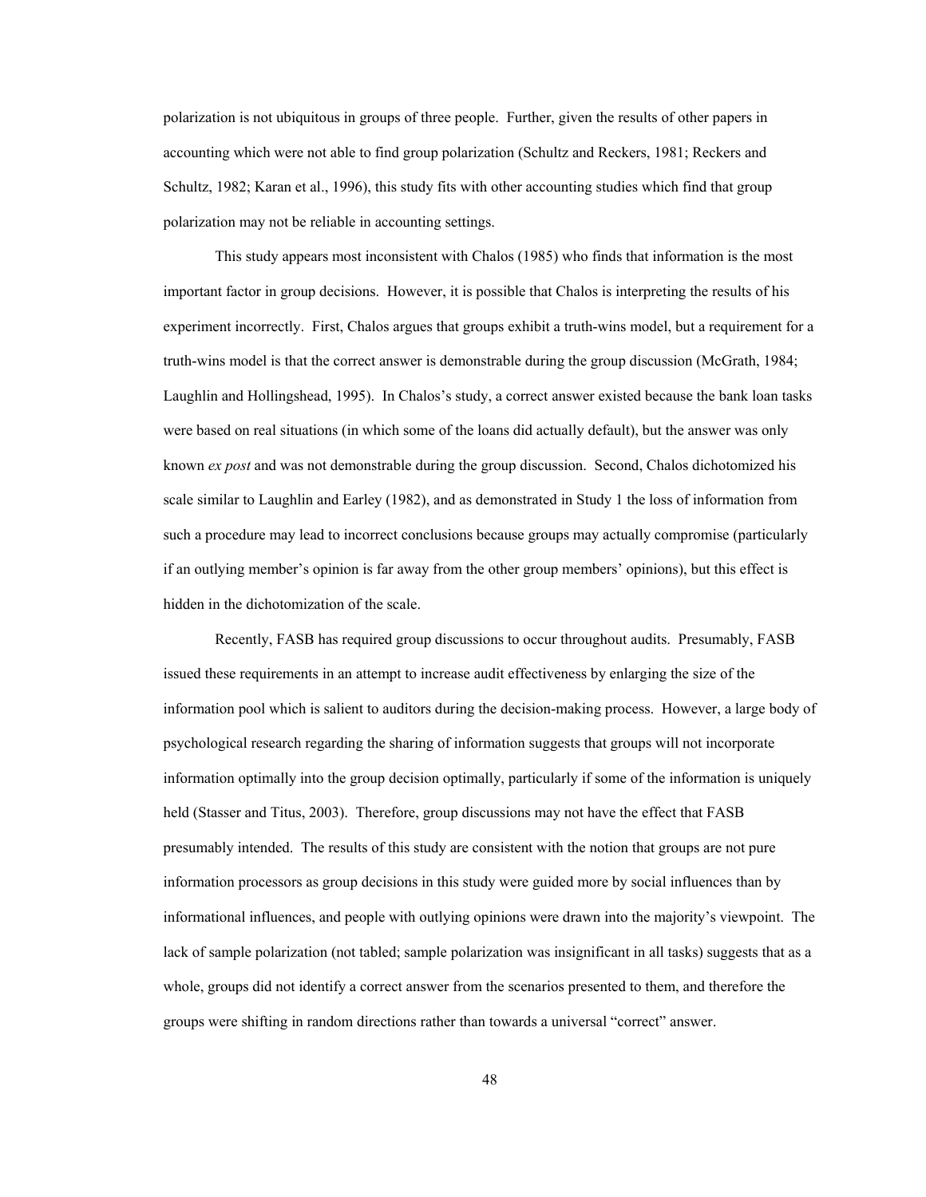polarization is not ubiquitous in groups of three people. Further, given the results of other papers in accounting which were not able to find group polarization (Schultz and Reckers, 1981; Reckers and Schultz, 1982; Karan et al., 1996), this study fits with other accounting studies which find that group polarization may not be reliable in accounting settings.

This study appears most inconsistent with Chalos (1985) who finds that information is the most important factor in group decisions. However, it is possible that Chalos is interpreting the results of his experiment incorrectly. First, Chalos argues that groups exhibit a truth-wins model, but a requirement for a truth-wins model is that the correct answer is demonstrable during the group discussion (McGrath, 1984; Laughlin and Hollingshead, 1995). In Chalos's study, a correct answer existed because the bank loan tasks were based on real situations (in which some of the loans did actually default), but the answer was only known *ex post* and was not demonstrable during the group discussion. Second, Chalos dichotomized his scale similar to Laughlin and Earley (1982), and as demonstrated in Study 1 the loss of information from such a procedure may lead to incorrect conclusions because groups may actually compromise (particularly if an outlying member's opinion is far away from the other group members' opinions), but this effect is hidden in the dichotomization of the scale.

Recently, FASB has required group discussions to occur throughout audits. Presumably, FASB issued these requirements in an attempt to increase audit effectiveness by enlarging the size of the information pool which is salient to auditors during the decision-making process. However, a large body of psychological research regarding the sharing of information suggests that groups will not incorporate information optimally into the group decision optimally, particularly if some of the information is uniquely held (Stasser and Titus, 2003). Therefore, group discussions may not have the effect that FASB presumably intended. The results of this study are consistent with the notion that groups are not pure information processors as group decisions in this study were guided more by social influences than by informational influences, and people with outlying opinions were drawn into the majority's viewpoint. The lack of sample polarization (not tabled; sample polarization was insignificant in all tasks) suggests that as a whole, groups did not identify a correct answer from the scenarios presented to them, and therefore the groups were shifting in random directions rather than towards a universal "correct" answer.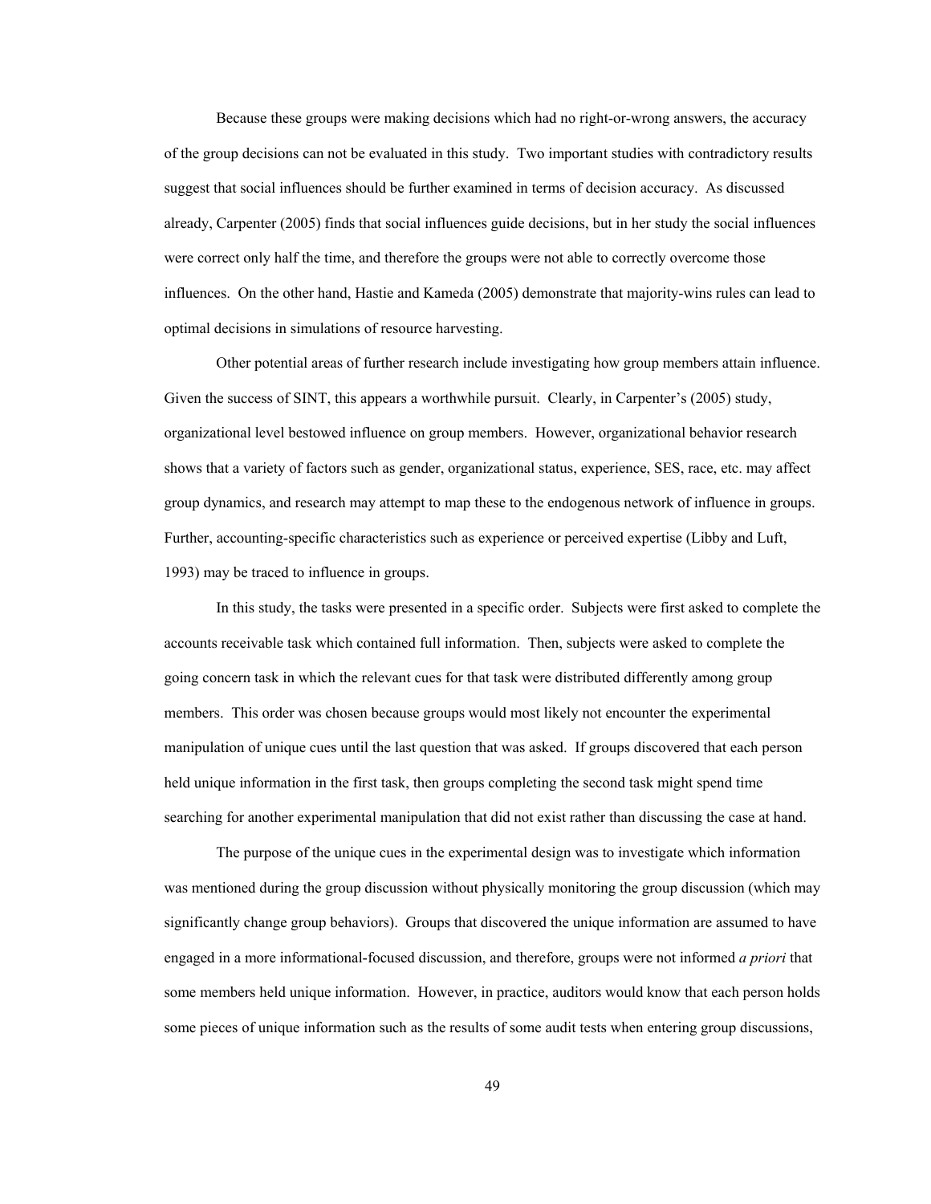Because these groups were making decisions which had no right-or-wrong answers, the accuracy of the group decisions can not be evaluated in this study. Two important studies with contradictory results suggest that social influences should be further examined in terms of decision accuracy. As discussed already, Carpenter (2005) finds that social influences guide decisions, but in her study the social influences were correct only half the time, and therefore the groups were not able to correctly overcome those influences. On the other hand, Hastie and Kameda (2005) demonstrate that majority-wins rules can lead to optimal decisions in simulations of resource harvesting.

Other potential areas of further research include investigating how group members attain influence. Given the success of SINT, this appears a worthwhile pursuit. Clearly, in Carpenter's (2005) study, organizational level bestowed influence on group members. However, organizational behavior research shows that a variety of factors such as gender, organizational status, experience, SES, race, etc. may affect group dynamics, and research may attempt to map these to the endogenous network of influence in groups. Further, accounting-specific characteristics such as experience or perceived expertise (Libby and Luft, 1993) may be traced to influence in groups.

In this study, the tasks were presented in a specific order. Subjects were first asked to complete the accounts receivable task which contained full information. Then, subjects were asked to complete the going concern task in which the relevant cues for that task were distributed differently among group members. This order was chosen because groups would most likely not encounter the experimental manipulation of unique cues until the last question that was asked. If groups discovered that each person held unique information in the first task, then groups completing the second task might spend time searching for another experimental manipulation that did not exist rather than discussing the case at hand.

The purpose of the unique cues in the experimental design was to investigate which information was mentioned during the group discussion without physically monitoring the group discussion (which may significantly change group behaviors). Groups that discovered the unique information are assumed to have engaged in a more informational-focused discussion, and therefore, groups were not informed *a priori* that some members held unique information. However, in practice, auditors would know that each person holds some pieces of unique information such as the results of some audit tests when entering group discussions,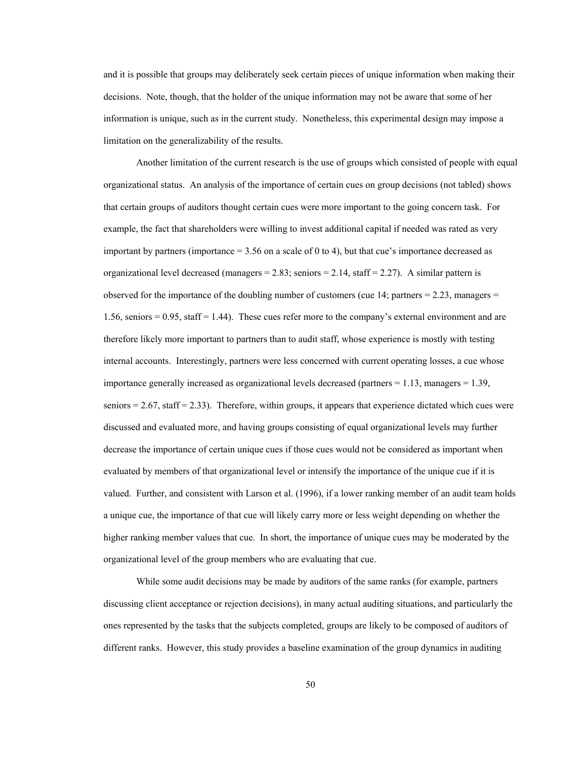and it is possible that groups may deliberately seek certain pieces of unique information when making their decisions. Note, though, that the holder of the unique information may not be aware that some of her information is unique, such as in the current study. Nonetheless, this experimental design may impose a limitation on the generalizability of the results.

Another limitation of the current research is the use of groups which consisted of people with equal organizational status. An analysis of the importance of certain cues on group decisions (not tabled) shows that certain groups of auditors thought certain cues were more important to the going concern task. For example, the fact that shareholders were willing to invest additional capital if needed was rated as very important by partners (importance = 3.56 on a scale of 0 to 4), but that cue's importance decreased as organizational level decreased (managers = 2.83; seniors = 2.14, staff = 2.27). A similar pattern is observed for the importance of the doubling number of customers (cue 14; partners = 2.23, managers = 1.56, seniors = 0.95, staff = 1.44). These cues refer more to the company's external environment and are therefore likely more important to partners than to audit staff, whose experience is mostly with testing internal accounts. Interestingly, partners were less concerned with current operating losses, a cue whose importance generally increased as organizational levels decreased (partners = 1.13, managers = 1.39, seniors = 2.67, staff = 2.33). Therefore, within groups, it appears that experience dictated which cues were discussed and evaluated more, and having groups consisting of equal organizational levels may further decrease the importance of certain unique cues if those cues would not be considered as important when evaluated by members of that organizational level or intensify the importance of the unique cue if it is valued. Further, and consistent with Larson et al. (1996), if a lower ranking member of an audit team holds a unique cue, the importance of that cue will likely carry more or less weight depending on whether the higher ranking member values that cue. In short, the importance of unique cues may be moderated by the organizational level of the group members who are evaluating that cue.

While some audit decisions may be made by auditors of the same ranks (for example, partners discussing client acceptance or rejection decisions), in many actual auditing situations, and particularly the ones represented by the tasks that the subjects completed, groups are likely to be composed of auditors of different ranks. However, this study provides a baseline examination of the group dynamics in auditing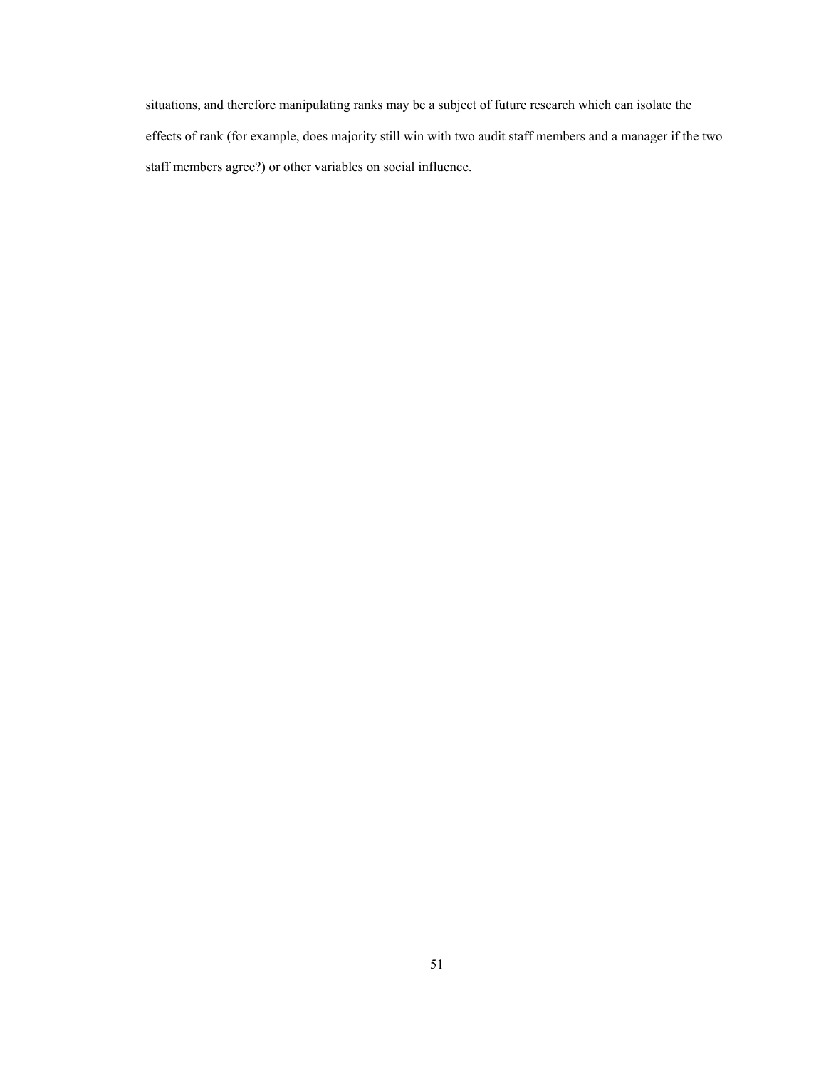situations, and therefore manipulating ranks may be a subject of future research which can isolate the effects of rank (for example, does majority still win with two audit staff members and a manager if the two staff members agree?) or other variables on social influence.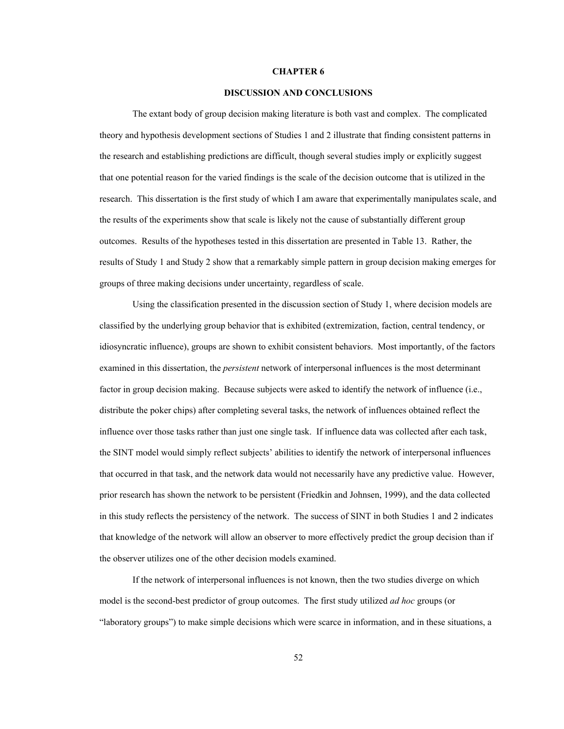# CHAPTER 6

## DISCUSSION AND CONCLUSIONS

The extant body of group decision making literature is both vast and complex. The complicated theory and hypothesis development sections of Studies 1 and 2 illustrate that finding consistent patterns in the research and establishing predictions are difficult, though several studies imply or explicitly suggest that one potential reason for the varied findings is the scale of the decision outcome that is utilized in the research. This dissertation is the first study of which I am aware that experimentally manipulates scale, and the results of the experiments show that scale is likely not the cause of substantially different group outcomes. Results of the hypotheses tested in this dissertation are presented in Table 13. Rather, the results of Study 1 and Study 2 show that a remarkably simple pattern in group decision making emerges for groups of three making decisions under uncertainty, regardless of scale.

Using the classification presented in the discussion section of Study 1, where decision models are classified by the underlying group behavior that is exhibited (extremization, faction, central tendency, or idiosyncratic influence), groups are shown to exhibit consistent behaviors. Most importantly, of the factors examined in this dissertation, the *persistent* network of interpersonal influences is the most determinant factor in group decision making. Because subjects were asked to identify the network of influence (i.e., distribute the poker chips) after completing several tasks, the network of influences obtained reflect the influence over those tasks rather than just one single task. If influence data was collected after each task, the SINT model would simply reflect subjects' abilities to identify the network of interpersonal influences that occurred in that task, and the network data would not necessarily have any predictive value. However, prior research has shown the network to be persistent (Friedkin and Johnsen, 1999), and the data collected in this study reflects the persistency of the network. The success of SINT in both Studies 1 and 2 indicates that knowledge of the network will allow an observer to more effectively predict the group decision than if the observer utilizes one of the other decision models examined.

If the network of interpersonal influences is not known, then the two studies diverge on which model is the second-best predictor of group outcomes. The first study utilized *ad hoc* groups (or "laboratory groups") to make simple decisions which were scarce in information, and in these situations, a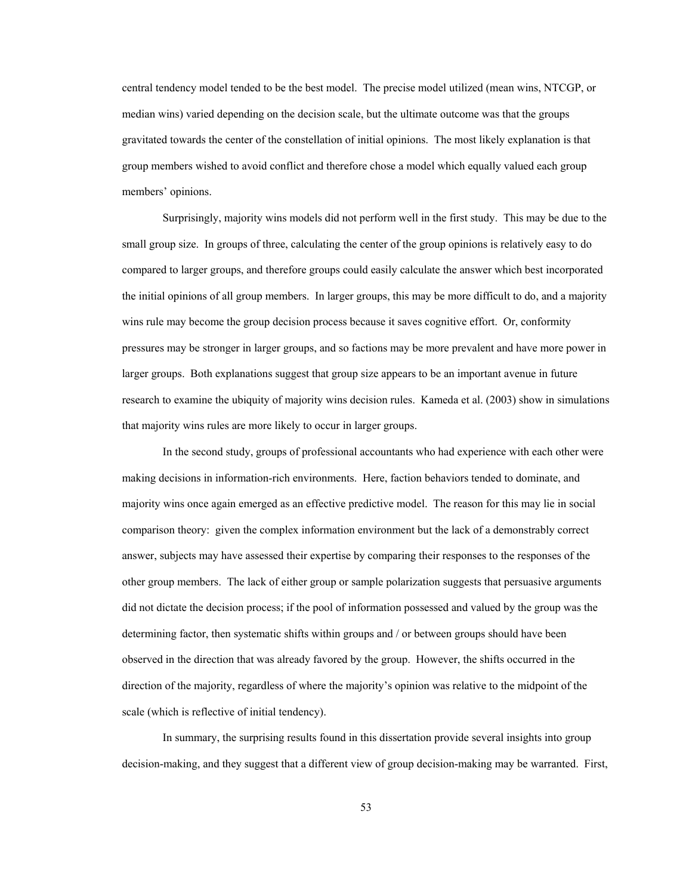central tendency model tended to be the best model. The precise model utilized (mean wins, NTCGP, or median wins) varied depending on the decision scale, but the ultimate outcome was that the groups gravitated towards the center of the constellation of initial opinions. The most likely explanation is that group members wished to avoid conflict and therefore chose a model which equally valued each group members' opinions.

Surprisingly, majority wins models did not perform well in the first study. This may be due to the small group size. In groups of three, calculating the center of the group opinions is relatively easy to do compared to larger groups, and therefore groups could easily calculate the answer which best incorporated the initial opinions of all group members. In larger groups, this may be more difficult to do, and a majority wins rule may become the group decision process because it saves cognitive effort. Or, conformity pressures may be stronger in larger groups, and so factions may be more prevalent and have more power in larger groups. Both explanations suggest that group size appears to be an important avenue in future research to examine the ubiquity of majority wins decision rules. Kameda et al. (2003) show in simulations that majority wins rules are more likely to occur in larger groups.

In the second study, groups of professional accountants who had experience with each other were making decisions in information-rich environments. Here, faction behaviors tended to dominate, and majority wins once again emerged as an effective predictive model. The reason for this may lie in social comparison theory: given the complex information environment but the lack of a demonstrably correct answer, subjects may have assessed their expertise by comparing their responses to the responses of the other group members. The lack of either group or sample polarization suggests that persuasive arguments did not dictate the decision process; if the pool of information possessed and valued by the group was the determining factor, then systematic shifts within groups and / or between groups should have been observed in the direction that was already favored by the group. However, the shifts occurred in the direction of the majority, regardless of where the majority's opinion was relative to the midpoint of the scale (which is reflective of initial tendency).

In summary, the surprising results found in this dissertation provide several insights into group decision-making, and they suggest that a different view of group decision-making may be warranted. First,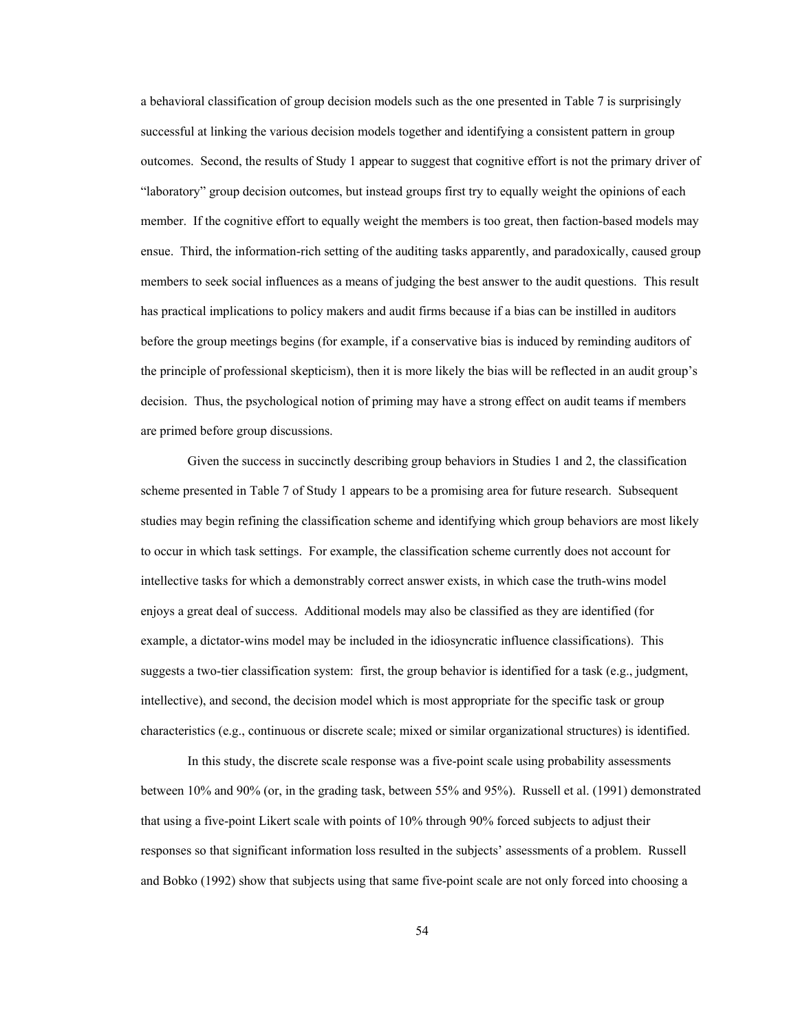a behavioral classification of group decision models such as the one presented in Table 7 is surprisingly successful at linking the various decision models together and identifying a consistent pattern in group outcomes. Second, the results of Study 1 appear to suggest that cognitive effort is not the primary driver of "laboratory" group decision outcomes, but instead groups first try to equally weight the opinions of each member. If the cognitive effort to equally weight the members is too great, then faction-based models may ensue. Third, the information-rich setting of the auditing tasks apparently, and paradoxically, caused group members to seek social influences as a means of judging the best answer to the audit questions. This result has practical implications to policy makers and audit firms because if a bias can be instilled in auditors before the group meetings begins (for example, if a conservative bias is induced by reminding auditors of the principle of professional skepticism), then it is more likely the bias will be reflected in an audit group's decision. Thus, the psychological notion of priming may have a strong effect on audit teams if members are primed before group discussions.

Given the success in succinctly describing group behaviors in Studies 1 and 2, the classification scheme presented in Table 7 of Study 1 appears to be a promising area for future research. Subsequent studies may begin refining the classification scheme and identifying which group behaviors are most likely to occur in which task settings. For example, the classification scheme currently does not account for intellective tasks for which a demonstrably correct answer exists, in which case the truth-wins model enjoys a great deal of success. Additional models may also be classified as they are identified (for example, a dictator-wins model may be included in the idiosyncratic influence classifications). This suggests a two-tier classification system: first, the group behavior is identified for a task (e.g., judgment, intellective), and second, the decision model which is most appropriate for the specific task or group characteristics (e.g., continuous or discrete scale; mixed or similar organizational structures) is identified.

In this study, the discrete scale response was a five-point scale using probability assessments between 10% and 90% (or, in the grading task, between 55% and 95%). Russell et al. (1991) demonstrated that using a five-point Likert scale with points of 10% through 90% forced subjects to adjust their responses so that significant information loss resulted in the subjects' assessments of a problem. Russell and Bobko (1992) show that subjects using that same five-point scale are not only forced into choosing a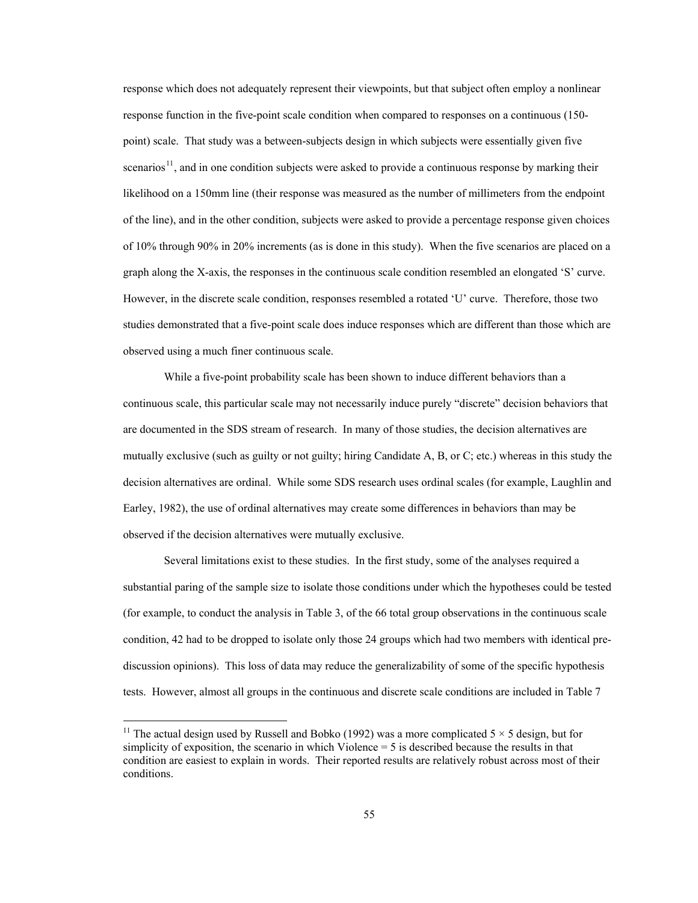response which does not adequately represent their viewpoints, but that subject often employ a nonlinear response function in the five-point scale condition when compared to responses on a continuous (150-point) scale. That study was a between-subjects design in which subjects were essentially given five scenarios[11], and in one condition subjects were asked to provide a continuous response by marking their likelihood on a 150mm line (their response was measured as the number of millimeters from the endpoint of the line), and in the other condition, subjects were asked to provide a percentage response given choices of 10% through 90% in 20% increments (as is done in this study). When the five scenarios are placed on a graph along the X-axis, the responses in the continuous scale condition resembled an elongated 'S' curve. However, in the discrete scale condition, responses resembled a rotated 'U' curve. Therefore, those two studies demonstrated that a five-point scale does induce responses which are different than those which are observed using a much finer continuous scale.

While a five-point probability scale has been shown to induce different behaviors than a continuous scale, this particular scale may not necessarily induce purely "discrete" decision behaviors that are documented in the SDS stream of research. In many of those studies, the decision alternatives are mutually exclusive (such as guilty or not guilty; hiring Candidate A, B, or C; etc.) whereas in this study the decision alternatives are ordinal. While some SDS research uses ordinal scales (for example, Laughlin and Earley, 1982), the use of ordinal alternatives may create some differences in behaviors than may be observed if the decision alternatives were mutually exclusive.

Several limitations exist to these studies. In the first study, some of the analyses required a substantial paring of the sample size to isolate those conditions under which the hypotheses could be tested (for example, to conduct the analysis in Table 3, of the 66 total group observations in the continuous scale condition, 42 had to be dropped to isolate only those 24 groups which had two members with identical pre-discussion opinions). This loss of data may reduce the generalizability of some of the specific hypothesis tests. However, almost all groups in the continuous and discrete scale conditions are included in Table 7

[11] The actual design used by Russell and Bobko (1992) was a more complicated $5 \times 5$ design, but for simplicity of exposition, the scenario in which Violence = 5 is described because the results in that condition are easiest to explain in words. Their reported results are relatively robust across most of their conditions.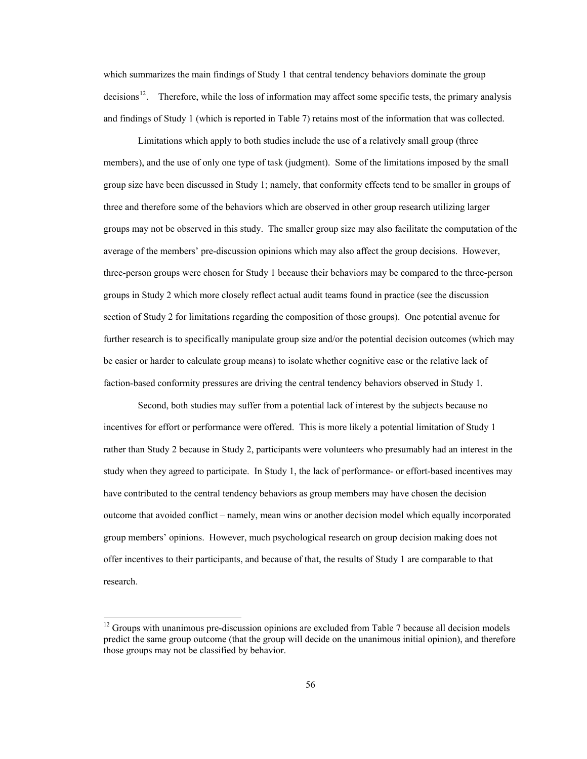which summarizes the main findings of Study 1 that central tendency behaviors dominate the group decisions[12]. Therefore, while the loss of information may affect some specific tests, the primary analysis and findings of Study 1 (which is reported in Table 7) retains most of the information that was collected.

Limitations which apply to both studies include the use of a relatively small group (three members), and the use of only one type of task (judgment). Some of the limitations imposed by the small group size have been discussed in Study 1; namely, that conformity effects tend to be smaller in groups of three and therefore some of the behaviors which are observed in other group research utilizing larger groups may not be observed in this study. The smaller group size may also facilitate the computation of the average of the members' pre-discussion opinions which may also affect the group decisions. However, three-person groups were chosen for Study 1 because their behaviors may be compared to the three-person groups in Study 2 which more closely reflect actual audit teams found in practice (see the discussion section of Study 2 for limitations regarding the composition of those groups). One potential avenue for further research is to specifically manipulate group size and/or the potential decision outcomes (which may be easier or harder to calculate group means) to isolate whether cognitive ease or the relative lack of faction-based conformity pressures are driving the central tendency behaviors observed in Study 1.

Second, both studies may suffer from a potential lack of interest by the subjects because no incentives for effort or performance were offered. This is more likely a potential limitation of Study 1 rather than Study 2 because in Study 2, participants were volunteers who presumably had an interest in the study when they agreed to participate. In Study 1, the lack of performance- or effort-based incentives may have contributed to the central tendency behaviors as group members may have chosen the decision outcome that avoided conflict – namely, mean wins or another decision model which equally incorporated group members' opinions. However, much psychological research on group decision making does not offer incentives to their participants, and because of that, the results of Study 1 are comparable to that research.

[12] Groups with unanimous pre-discussion opinions are excluded from Table 7 because all decision models predict the same group outcome (that the group will decide on the unanimous initial opinion), and therefore those groups may not be classified by behavior.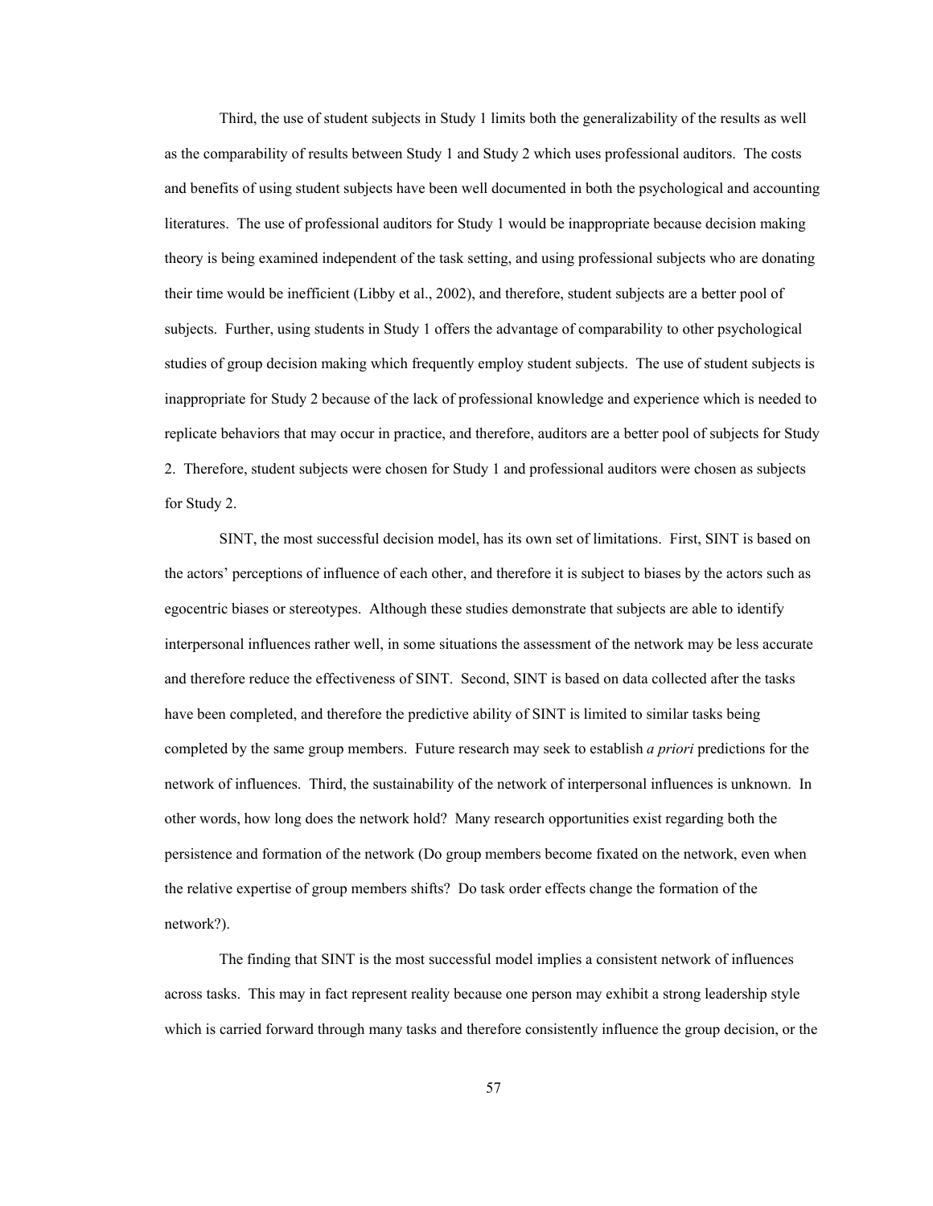Third, the use of student subjects in Study 1 limits both the generalizability of the results as well as the comparability of results between Study 1 and Study 2 which uses professional auditors. The costs and benefits of using student subjects have been well documented in both the psychological and accounting literatures. The use of professional auditors for Study 1 would be inappropriate because decision making theory is being examined independent of the task setting, and using professional subjects who are donating their time would be inefficient (Libby et al., 2002), and therefore, student subjects are a better pool of subjects. Further, using students in Study 1 offers the advantage of comparability to other psychological studies of group decision making which frequently employ student subjects. The use of student subjects is inappropriate for Study 2 because of the lack of professional knowledge and experience which is needed to replicate behaviors that may occur in practice, and therefore, auditors are a better pool of subjects for Study 2. Therefore, student subjects were chosen for Study 1 and professional auditors were chosen as subjects for Study 2.

SINT, the most successful decision model, has its own set of limitations. First, SINT is based on the actors' perceptions of influence of each other, and therefore it is subject to biases by the actors such as egocentric biases or stereotypes. Although these studies demonstrate that subjects are able to identify interpersonal influences rather well, in some situations the assessment of the network may be less accurate and therefore reduce the effectiveness of SINT. Second, SINT is based on data collected after the tasks have been completed, and therefore the predictive ability of SINT is limited to similar tasks being completed by the same group members. Future research may seek to establish *a priori* predictions for the network of influences. Third, the sustainability of the network of interpersonal influences is unknown. In other words, how long does the network hold? Many research opportunities exist regarding both the persistence and formation of the network (Do group members become fixated on the network, even when the relative expertise of group members shifts? Do task order effects change the formation of the network?).

The finding that SINT is the most successful model implies a consistent network of influences across tasks. This may in fact represent reality because one person may exhibit a strong leadership style which is carried forward through many tasks and therefore consistently influence the group decision, or the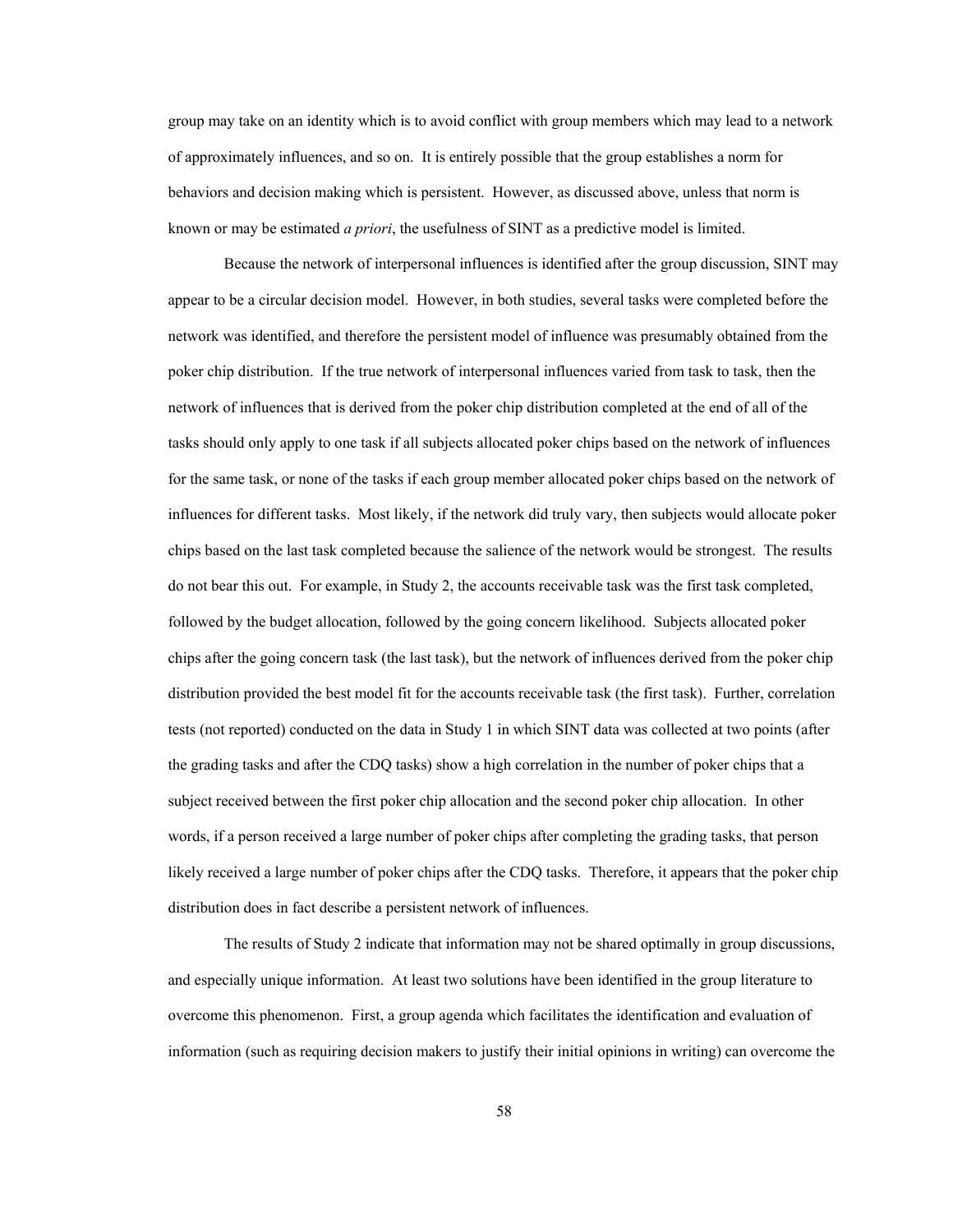group may take on an identity which is to avoid conflict with group members which may lead to a network of approximately influences, and so on. It is entirely possible that the group establishes a norm for behaviors and decision making which is persistent. However, as discussed above, unless that norm is known or may be estimated *a priori*, the usefulness of SINT as a predictive model is limited.

Because the network of interpersonal influences is identified after the group discussion, SINT may appear to be a circular decision model. However, in both studies, several tasks were completed before the network was identified, and therefore the persistent model of influence was presumably obtained from the poker chip distribution. If the true network of interpersonal influences varied from task to task, then the network of influences that is derived from the poker chip distribution completed at the end of all of the tasks should only apply to one task if all subjects allocated poker chips based on the network of influences for the same task, or none of the tasks if each group member allocated poker chips based on the network of influences for different tasks. Most likely, if the network did truly vary, then subjects would allocate poker chips based on the last task completed because the salience of the network would be strongest. The results do not bear this out. For example, in Study 2, the accounts receivable task was the first task completed, followed by the budget allocation, followed by the going concern likelihood. Subjects allocated poker chips after the going concern task (the last task), but the network of influences derived from the poker chip distribution provided the best model fit for the accounts receivable task (the first task). Further, correlation tests (not reported) conducted on the data in Study 1 in which SINT data was collected at two points (after the grading tasks and after the CDQ tasks) show a high correlation in the number of poker chips that a subject received between the first poker chip allocation and the second poker chip allocation. In other words, if a person received a large number of poker chips after completing the grading tasks, that person likely received a large number of poker chips after the CDQ tasks. Therefore, it appears that the poker chip distribution does in fact describe a persistent network of influences.

The results of Study 2 indicate that information may not be shared optimally in group discussions, and especially unique information. At least two solutions have been identified in the group literature to overcome this phenomenon. First, a group agenda which facilitates the identification and evaluation of information (such as requiring decision makers to justify their initial opinions in writing) can overcome the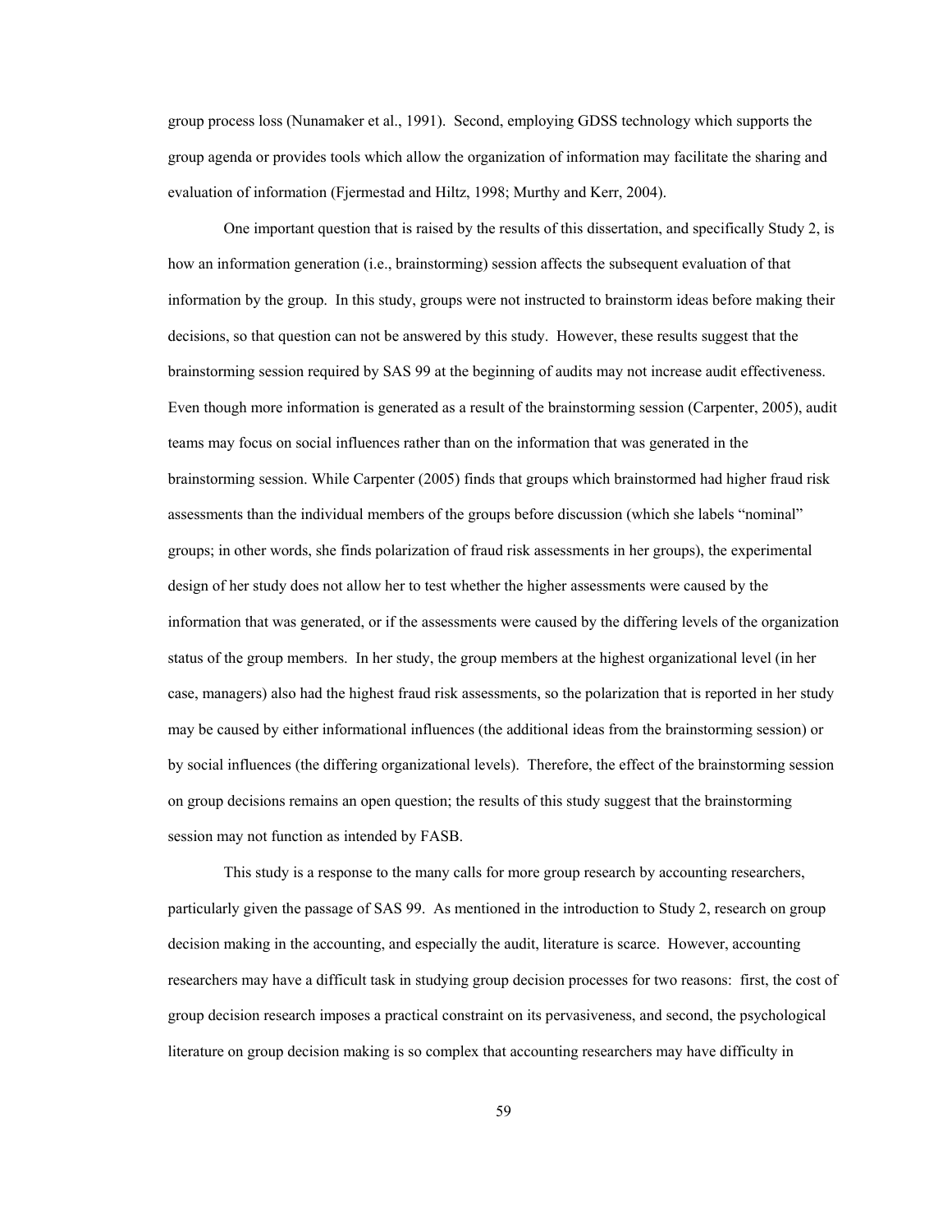group process loss (Nunamaker et al., 1991). Second, employing GDSS technology which supports the group agenda or provides tools which allow the organization of information may facilitate the sharing and evaluation of information (Fjermestad and Hiltz, 1998; Murthy and Kerr, 2004).

One important question that is raised by the results of this dissertation, and specifically Study 2, is how an information generation (i.e., brainstorming) session affects the subsequent evaluation of that information by the group. In this study, groups were not instructed to brainstorm ideas before making their decisions, so that question can not be answered by this study. However, these results suggest that the brainstorming session required by SAS 99 at the beginning of audits may not increase audit effectiveness. Even though more information is generated as a result of the brainstorming session (Carpenter, 2005), audit teams may focus on social influences rather than on the information that was generated in the brainstorming session. While Carpenter (2005) finds that groups which brainstormed had higher fraud risk assessments than the individual members of the groups before discussion (which she labels "nominal" groups; in other words, she finds polarization of fraud risk assessments in her groups), the experimental design of her study does not allow her to test whether the higher assessments were caused by the information that was generated, or if the assessments were caused by the differing levels of the organization status of the group members. In her study, the group members at the highest organizational level (in her case, managers) also had the highest fraud risk assessments, so the polarization that is reported in her study may be caused by either informational influences (the additional ideas from the brainstorming session) or by social influences (the differing organizational levels). Therefore, the effect of the brainstorming session on group decisions remains an open question; the results of this study suggest that the brainstorming session may not function as intended by FASB.

This study is a response to the many calls for more group research by accounting researchers, particularly given the passage of SAS 99. As mentioned in the introduction to Study 2, research on group decision making in the accounting, and especially the audit, literature is scarce. However, accounting researchers may have a difficult task in studying group decision processes for two reasons: first, the cost of group decision research imposes a practical constraint on its pervasiveness, and second, the psychological literature on group decision making is so complex that accounting researchers may have difficulty in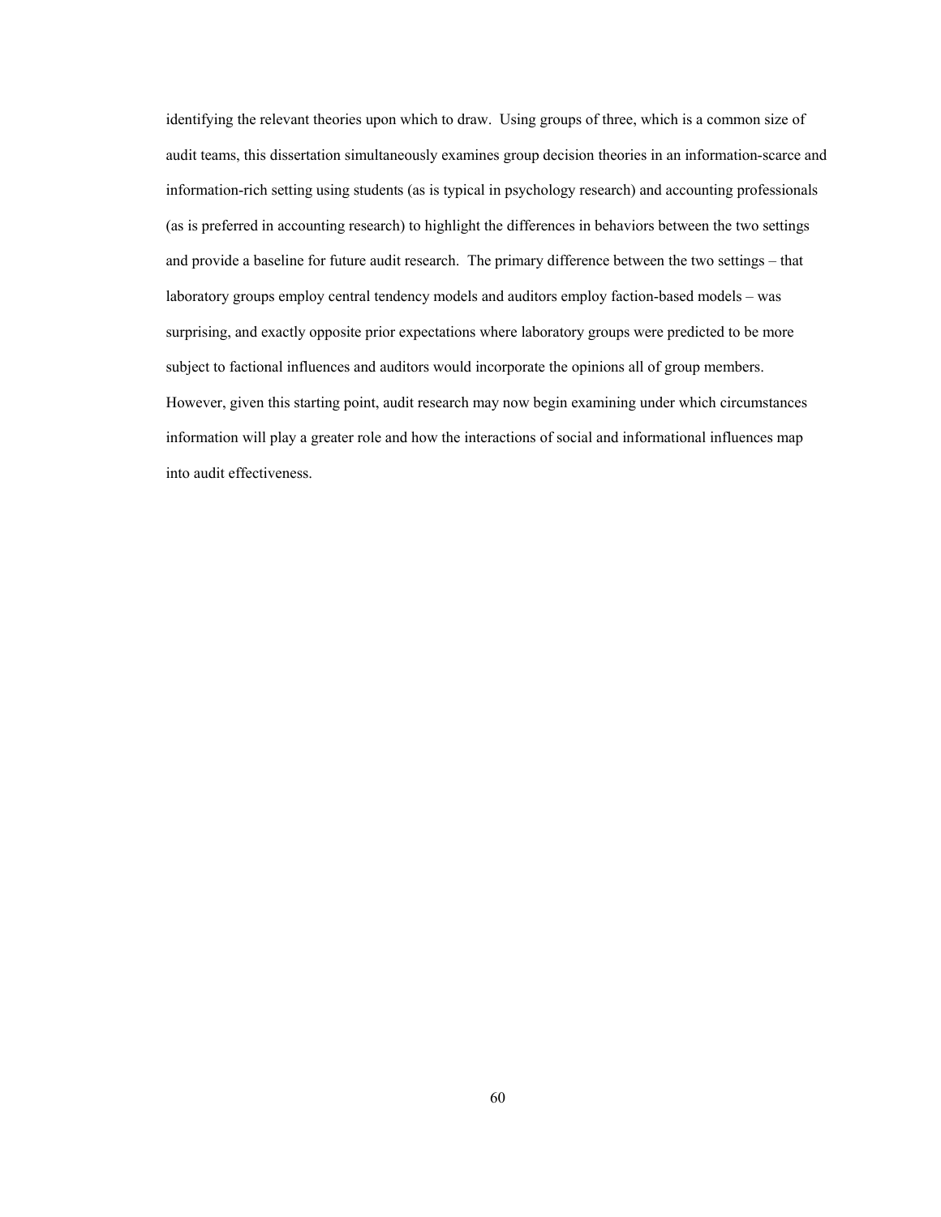identifying the relevant theories upon which to draw. Using groups of three, which is a common size of audit teams, this dissertation simultaneously examines group decision theories in an information-scarce and information-rich setting using students (as is typical in psychology research) and accounting professionals (as is preferred in accounting research) to highlight the differences in behaviors between the two settings and provide a baseline for future audit research. The primary difference between the two settings – that laboratory groups employ central tendency models and auditors employ faction-based models – was surprising, and exactly opposite prior expectations where laboratory groups were predicted to be more subject to factional influences and auditors would incorporate the opinions all of group members. However, given this starting point, audit research may now begin examining under which circumstances information will play a greater role and how the interactions of social and informational influences map into audit effectiveness.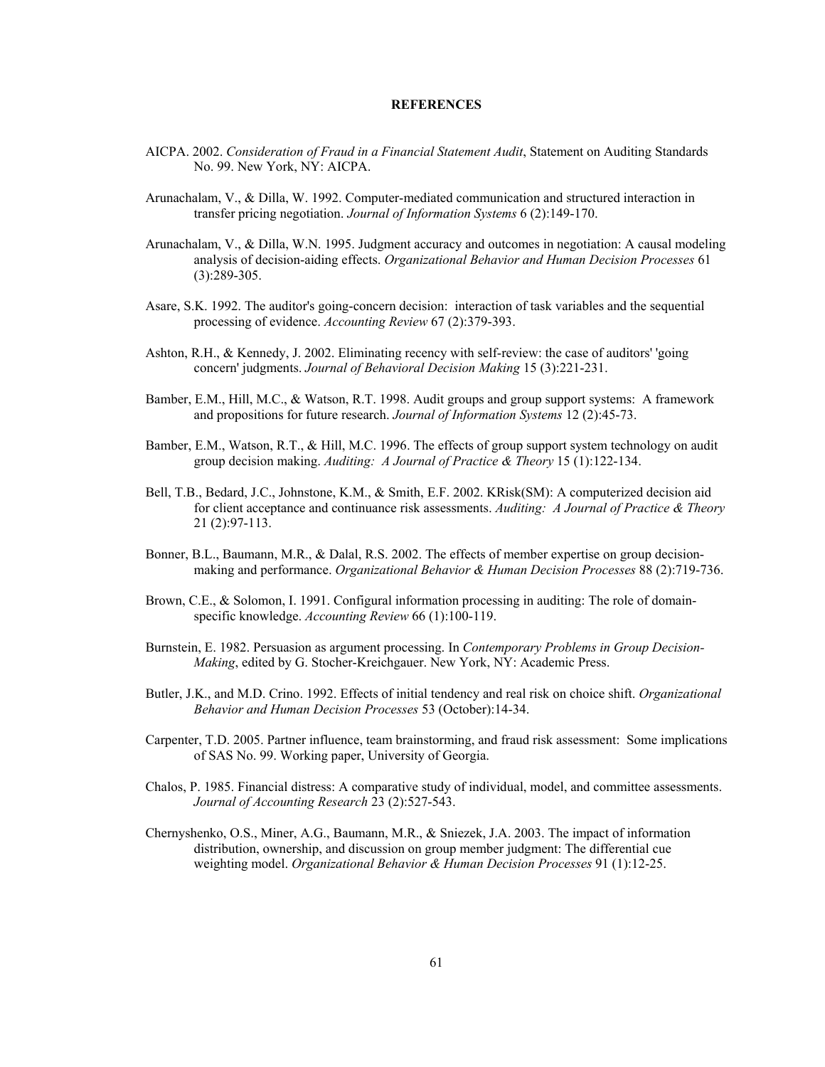## REFERENCES

AICPA. 2002. *Consideration of Fraud in a Financial Statement Audit*, Statement on Auditing Standards No. 99. New York, NY: AICPA.

Arunachalam, V., & Dilla, W. 1992. Computer-mediated communication and structured interaction in transfer pricing negotiation. *Journal of Information Systems* 6 (2):149-170.

Arunachalam, V., & Dilla, W.N. 1995. Judgment accuracy and outcomes in negotiation: A causal modeling analysis of decision-aiding effects. *Organizational Behavior and Human Decision Processes* 61 (3):289-305.

Asare, S.K. 1992. The auditor's going-concern decision: interaction of task variables and the sequential processing of evidence. *Accounting Review* 67 (2):379-393.

Ashton, R.H., & Kennedy, J. 2002. Eliminating recency with self-review: the case of auditors' 'going concern' judgments. *Journal of Behavioral Decision Making* 15 (3):221-231.

Bamber, E.M., Hill, M.C., & Watson, R.T. 1998. Audit groups and group support systems: A framework and propositions for future research. *Journal of Information Systems* 12 (2):45-73.

Bamber, E.M., Watson, R.T., & Hill, M.C. 1996. The effects of group support system technology on audit group decision making. *Auditing: A Journal of Practice & Theory* 15 (1):122-134.

Bell, T.B., Bedard, J.C., Johnstone, K.M., & Smith, E.F. 2002. KRisk(SM): A computerized decision aid for client acceptance and continuance risk assessments. *Auditing: A Journal of Practice & Theory* 21 (2):97-113.

Bonner, B.L., Baumann, M.R., & Dalal, R.S. 2002. The effects of member expertise on group decision-making and performance. *Organizational Behavior & Human Decision Processes* 88 (2):719-736.

Brown, C.E., & Solomon, I. 1991. Configural information processing in auditing: The role of domain-specific knowledge. *Accounting Review* 66 (1):100-119.

Burnstein, E. 1982. Persuasion as argument processing. In *Contemporary Problems in Group Decision-Making*, edited by G. Stocher-Kreichgauer. New York, NY: Academic Press.

Butler, J.K., and M.D. Crino. 1992. Effects of initial tendency and real risk on choice shift. *Organizational Behavior and Human Decision Processes* 53 (October):14-34.

Carpenter, T.D. 2005. Partner influence, team brainstorming, and fraud risk assessment: Some implications of SAS No. 99. Working paper, University of Georgia.

Chalos, P. 1985. Financial distress: A comparative study of individual, model, and committee assessments. *Journal of Accounting Research* 23 (2):527-543.

Chernyshenko, O.S., Miner, A.G., Baumann, M.R., & Sniezek, J.A. 2003. The impact of information distribution, ownership, and discussion on group member judgment: The differential cue weighting model. *Organizational Behavior & Human Decision Processes* 91 (1):12-25.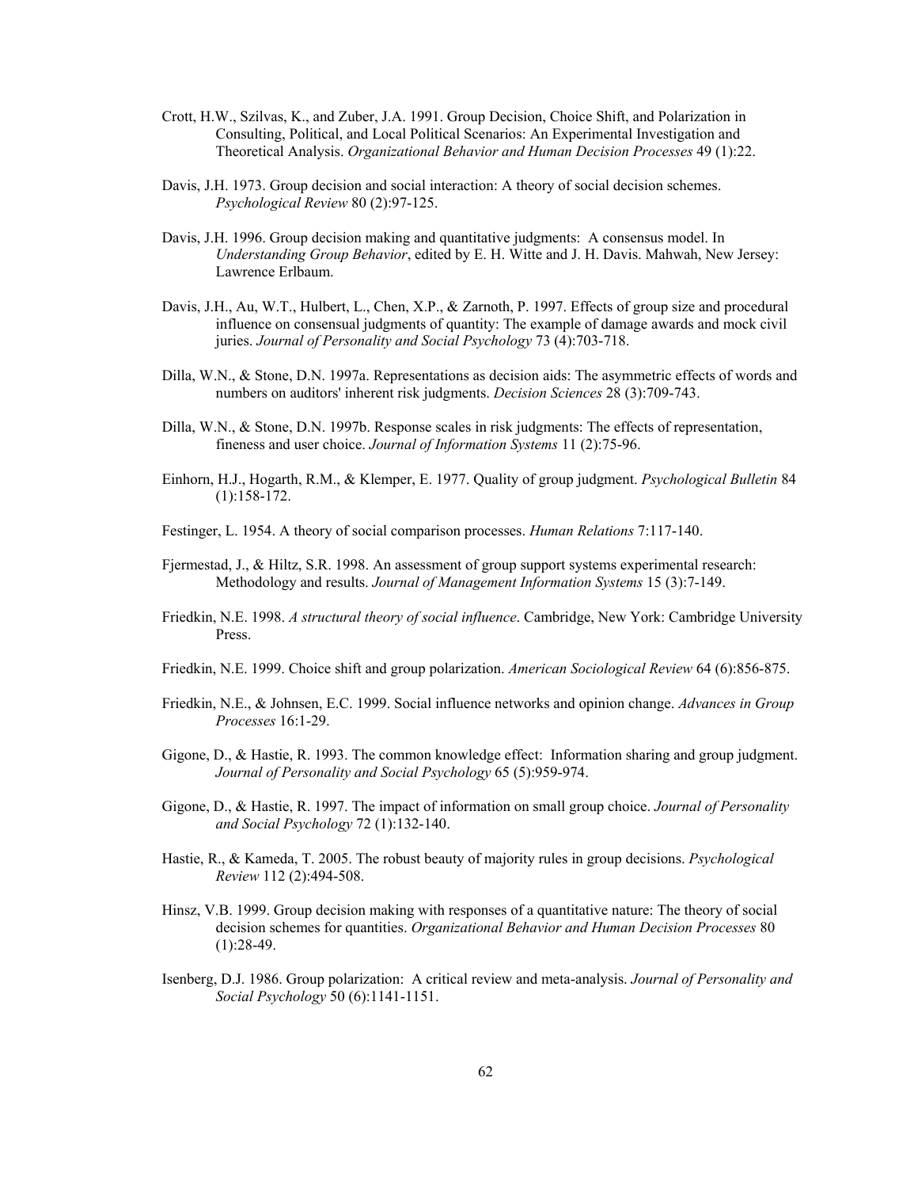Crott, H.W., Szilvas, K., and Zuber, J.A. 1991. Group Decision, Choice Shift, and Polarization in Consulting, Political, and Local Political Scenarios: An Experimental Investigation and Theoretical Analysis. *Organizational Behavior and Human Decision Processes* 49 (1):22.

Davis, J.H. 1973. Group decision and social interaction: A theory of social decision schemes. *Psychological Review* 80 (2):97-125.

Davis, J.H. 1996. Group decision making and quantitative judgments: A consensus model. In *Understanding Group Behavior*, edited by E. H. Witte and J. H. Davis. Mahwah, New Jersey: Lawrence Erlbaum.

Davis, J.H., Au, W.T., Hulbert, L., Chen, X.P., & Zarnoth, P. 1997. Effects of group size and procedural influence on consensual judgments of quantity: The example of damage awards and mock civil juries. *Journal of Personality and Social Psychology* 73 (4):703-718.

Dilla, W.N., & Stone, D.N. 1997a. Representations as decision aids: The asymmetric effects of words and numbers on auditors' inherent risk judgments. *Decision Sciences* 28 (3):709-743.

Dilla, W.N., & Stone, D.N. 1997b. Response scales in risk judgments: The effects of representation, fineness and user choice. *Journal of Information Systems* 11 (2):75-96.

Einhorn, H.J., Hogarth, R.M., & Klemper, E. 1977. Quality of group judgment. *Psychological Bulletin* 84 (1):158-172.

Festinger, L. 1954. A theory of social comparison processes. *Human Relations* 7:117-140.

Fjermestad, J., & Hiltz, S.R. 1998. An assessment of group support systems experimental research: Methodology and results. *Journal of Management Information Systems* 15 (3):7-149.

Friedkin, N.E. 1998. *A structural theory of social influence*. Cambridge, New York: Cambridge University Press.

Friedkin, N.E. 1999. Choice shift and group polarization. *American Sociological Review* 64 (6):856-875.

Friedkin, N.E., & Johnsen, E.C. 1999. Social influence networks and opinion change. *Advances in Group Processes* 16:1-29.

Gigone, D., & Hastie, R. 1993. The common knowledge effect: Information sharing and group judgment. *Journal of Personality and Social Psychology* 65 (5):959-974.

Gigone, D., & Hastie, R. 1997. The impact of information on small group choice. *Journal of Personality and Social Psychology* 72 (1):132-140.

Hastie, R., & Kameda, T. 2005. The robust beauty of majority rules in group decisions. *Psychological Review* 112 (2):494-508.

Hinsz, V.B. 1999. Group decision making with responses of a quantitative nature: The theory of social decision schemes for quantities. *Organizational Behavior and Human Decision Processes* 80 (1):28-49.

Isenberg, D.J. 1986. Group polarization: A critical review and meta-analysis. *Journal of Personality and Social Psychology* 50 (6):1141-1151.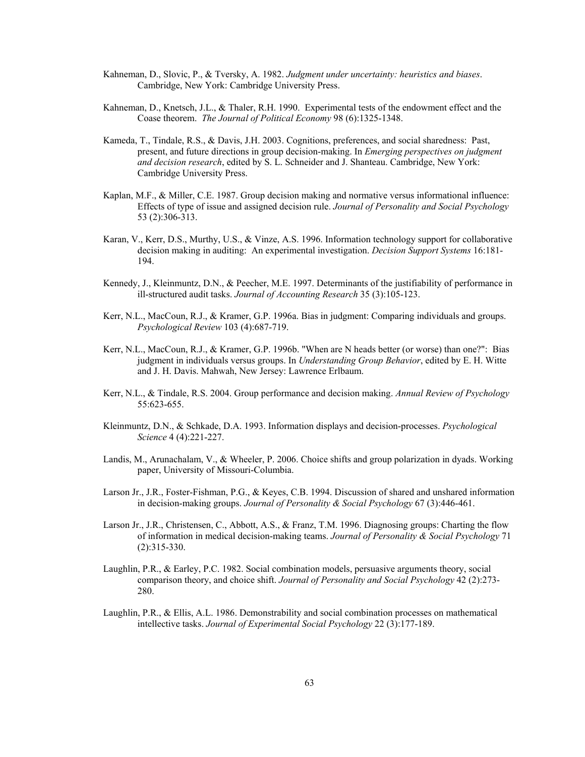Kahneman, D., Slovic, P., & Tversky, A. 1982. *Judgment under uncertainty: heuristics and biases*. Cambridge, New York: Cambridge University Press.

Kahneman, D., Knetsch, J.L., & Thaler, R.H. 1990. Experimental tests of the endowment effect and the Coase theorem. *The Journal of Political Economy* 98 (6):1325-1348.

Kameda, T., Tindale, R.S., & Davis, J.H. 2003. Cognitions, preferences, and social sharedness: Past, present, and future directions in group decision-making. In *Emerging perspectives on judgment and decision research*, edited by S. L. Schneider and J. Shanteau. Cambridge, New York: Cambridge University Press.

Kaplan, M.F., & Miller, C.E. 1987. Group decision making and normative versus informational influence: Effects of type of issue and assigned decision rule. *Journal of Personality and Social Psychology* 53 (2):306-313.

Karan, V., Kerr, D.S., Murthy, U.S., & Vinze, A.S. 1996. Information technology support for collaborative decision making in auditing: An experimental investigation. *Decision Support Systems* 16:181-194.

Kennedy, J., Kleinmuntz, D.N., & Peecher, M.E. 1997. Determinants of the justifiability of performance in ill-structured audit tasks. *Journal of Accounting Research* 35 (3):105-123.

Kerr, N.L., MacCoun, R.J., & Kramer, G.P. 1996a. Bias in judgment: Comparing individuals and groups. *Psychological Review* 103 (4):687-719.

Kerr, N.L., MacCoun, R.J., & Kramer, G.P. 1996b. "When are N heads better (or worse) than one?": Bias judgment in individuals versus groups. In *Understanding Group Behavior*, edited by E. H. Witte and J. H. Davis. Mahwah, New Jersey: Lawrence Erlbaum.

Kerr, N.L., & Tindale, R.S. 2004. Group performance and decision making. *Annual Review of Psychology* 55:623-655.

Kleinmuntz, D.N., & Schkade, D.A. 1993. Information displays and decision-processes. *Psychological Science* 4 (4):221-227.

Landis, M., Arunachalam, V., & Wheeler, P. 2006. Choice shifts and group polarization in dyads. Working paper, University of Missouri-Columbia.

Larson Jr., J.R., Foster-Fishman, P.G., & Keyes, C.B. 1994. Discussion of shared and unshared information in decision-making groups. *Journal of Personality & Social Psychology* 67 (3):446-461.

Larson Jr., J.R., Christensen, C., Abbott, A.S., & Franz, T.M. 1996. Diagnosing groups: Charting the flow of information in medical decision-making teams. *Journal of Personality & Social Psychology* 71 (2):315-330.

Laughlin, P.R., & Earley, P.C. 1982. Social combination models, persuasive arguments theory, social comparison theory, and choice shift. *Journal of Personality and Social Psychology* 42 (2):273-280.

Laughlin, P.R., & Ellis, A.L. 1986. Demonstrability and social combination processes on mathematical intellective tasks. *Journal of Experimental Social Psychology* 22 (3):177-189.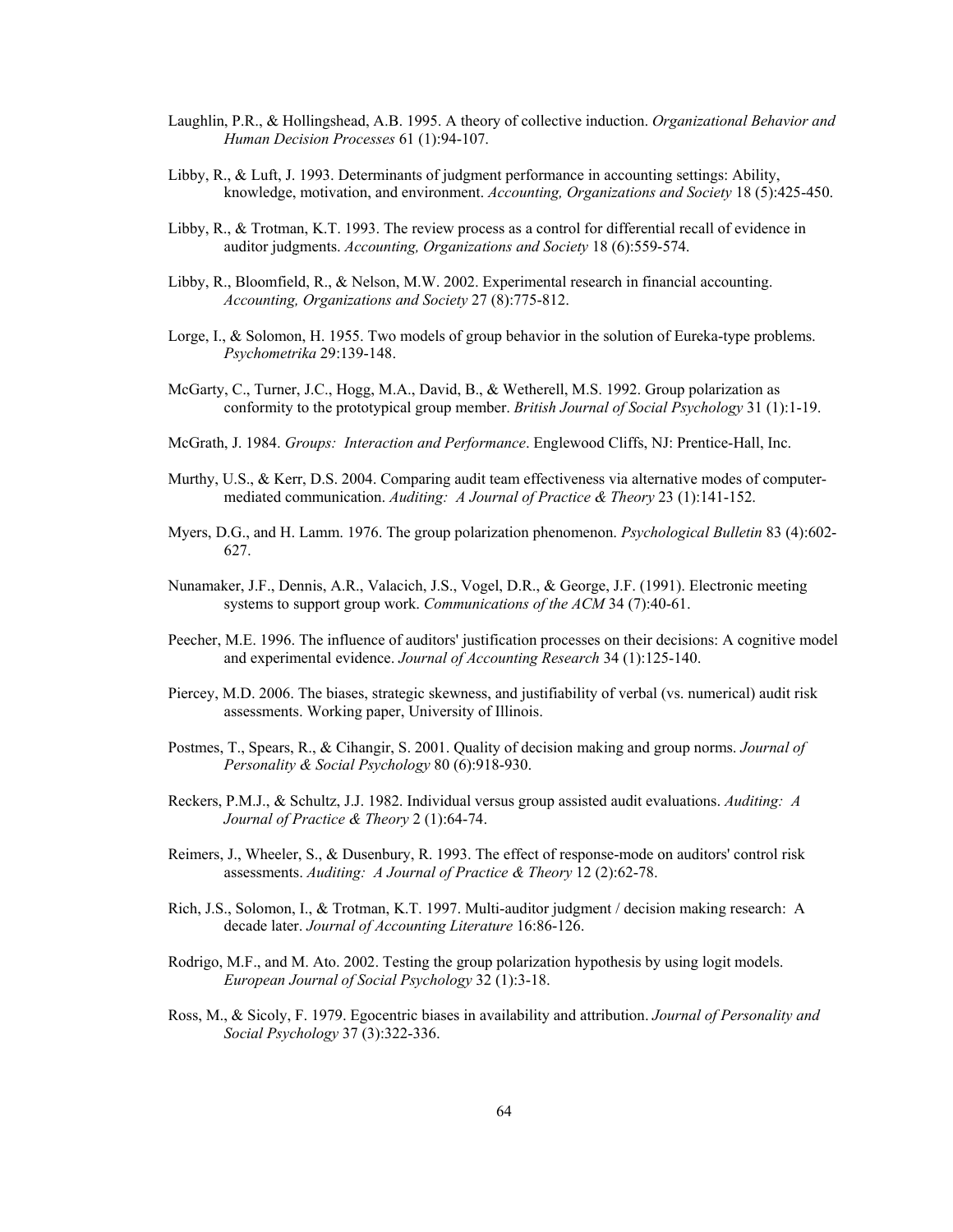Laughlin, P.R., & Hollingshead, A.B. 1995. A theory of collective induction. *Organizational Behavior and Human Decision Processes* 61 (1):94-107.

Libby, R., & Luft, J. 1993. Determinants of judgment performance in accounting settings: Ability, knowledge, motivation, and environment. *Accounting, Organizations and Society* 18 (5):425-450.

Libby, R., & Trotman, K.T. 1993. The review process as a control for differential recall of evidence in auditor judgments. *Accounting, Organizations and Society* 18 (6):559-574.

Libby, R., Bloomfield, R., & Nelson, M.W. 2002. Experimental research in financial accounting. *Accounting, Organizations and Society* 27 (8):775-812.

Lorge, I., & Solomon, H. 1955. Two models of group behavior in the solution of Eureka-type problems. *Psychometrika* 29:139-148.

McGarty, C., Turner, J.C., Hogg, M.A., David, B., & Wetherell, M.S. 1992. Group polarization as conformity to the prototypical group member. *British Journal of Social Psychology* 31 (1):1-19.

McGrath, J. 1984. *Groups: Interaction and Performance*. Englewood Cliffs, NJ: Prentice-Hall, Inc.

Murthy, U.S., & Kerr, D.S. 2004. Comparing audit team effectiveness via alternative modes of computer-mediated communication. *Auditing: A Journal of Practice & Theory* 23 (1):141-152.

Myers, D.G., and H. Lamm. 1976. The group polarization phenomenon. *Psychological Bulletin* 83 (4):602-627.

Nunamaker, J.F., Dennis, A.R., Valacich, J.S., Vogel, D.R., & George, J.F. (1991). Electronic meeting systems to support group work. *Communications of the ACM* 34 (7):40-61.

Peecher, M.E. 1996. The influence of auditors' justification processes on their decisions: A cognitive model and experimental evidence. *Journal of Accounting Research* 34 (1):125-140.

Piercey, M.D. 2006. The biases, strategic skewness, and justifiability of verbal (vs. numerical) audit risk assessments. Working paper, University of Illinois.

Postmes, T., Spears, R., & Cihangir, S. 2001. Quality of decision making and group norms. *Journal of Personality & Social Psychology* 80 (6):918-930.

Reckers, P.M.J., & Schultz, J.J. 1982. Individual versus group assisted audit evaluations. *Auditing: A Journal of Practice & Theory* 2 (1):64-74.

Reimers, J., Wheeler, S., & Dusenbury, R. 1993. The effect of response-mode on auditors' control risk assessments. *Auditing: A Journal of Practice & Theory* 12 (2):62-78.

Rich, J.S., Solomon, I., & Trotman, K.T. 1997. Multi-auditor judgment / decision making research: A decade later. *Journal of Accounting Literature* 16:86-126.

Rodrigo, M.F., and M. Ato. 2002. Testing the group polarization hypothesis by using logit models. *European Journal of Social Psychology* 32 (1):3-18.

Ross, M., & Sicoly, F. 1979. Egocentric biases in availability and attribution. *Journal of Personality and Social Psychology* 37 (3):322-336.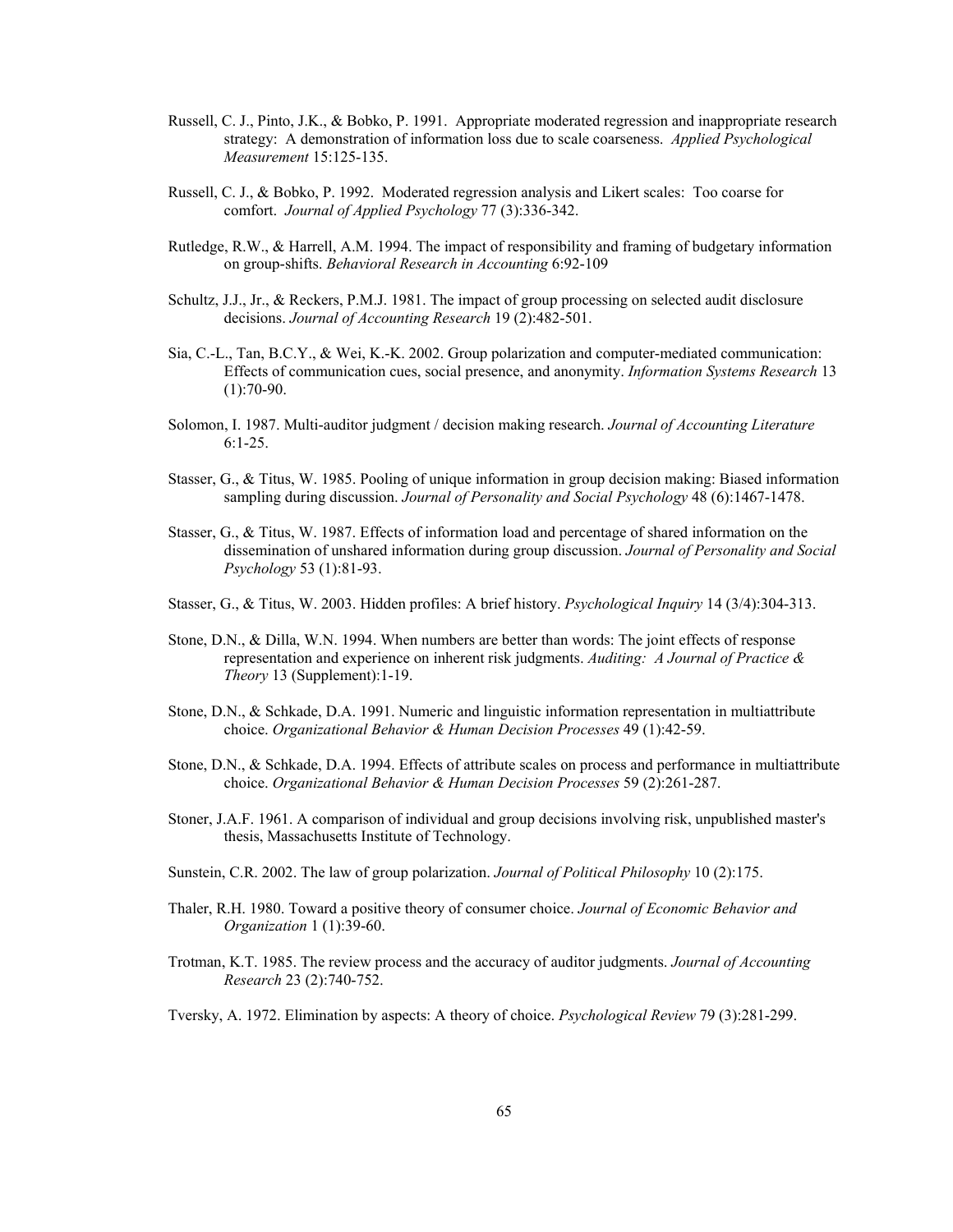Russell, C. J., Pinto, J.K., & Bobko, P. 1991. Appropriate moderated regression and inappropriate research strategy: A demonstration of information loss due to scale coarseness. *Applied Psychological Measurement* 15:125-135.

Russell, C. J., & Bobko, P. 1992. Moderated regression analysis and Likert scales: Too coarse for comfort. *Journal of Applied Psychology* 77 (3):336-342.

Rutledge, R.W., & Harrell, A.M. 1994. The impact of responsibility and framing of budgetary information on group-shifts. *Behavioral Research in Accounting* 6:92-109

Schultz, J.J., Jr., & Reckers, P.M.J. 1981. The impact of group processing on selected audit disclosure decisions. *Journal of Accounting Research* 19 (2):482-501.

Sia, C.-L., Tan, B.C.Y., & Wei, K.-K. 2002. Group polarization and computer-mediated communication: Effects of communication cues, social presence, and anonymity. *Information Systems Research* 13 (1):70-90.

Solomon, I. 1987. Multi-auditor judgment / decision making research. *Journal of Accounting Literature* 6:1-25.

Stasser, G., & Titus, W. 1985. Pooling of unique information in group decision making: Biased information sampling during discussion. *Journal of Personality and Social Psychology* 48 (6):1467-1478.

Stasser, G., & Titus, W. 1987. Effects of information load and percentage of shared information on the dissemination of unshared information during group discussion. *Journal of Personality and Social Psychology* 53 (1):81-93.

Stasser, G., & Titus, W. 2003. Hidden profiles: A brief history. *Psychological Inquiry* 14 (3/4):304-313.

Stone, D.N., & Dilla, W.N. 1994. When numbers are better than words: The joint effects of response representation and experience on inherent risk judgments. *Auditing: A Journal of Practice & Theory* 13 (Supplement):1-19.

Stone, D.N., & Schkade, D.A. 1991. Numeric and linguistic information representation in multiattribute choice. *Organizational Behavior & Human Decision Processes* 49 (1):42-59.

Stone, D.N., & Schkade, D.A. 1994. Effects of attribute scales on process and performance in multiattribute choice. *Organizational Behavior & Human Decision Processes* 59 (2):261-287.

Stoner, J.A.F. 1961. A comparison of individual and group decisions involving risk, unpublished master's thesis, Massachusetts Institute of Technology.

Sunstein, C.R. 2002. The law of group polarization. *Journal of Political Philosophy* 10 (2):175.

Thaler, R.H. 1980. Toward a positive theory of consumer choice. *Journal of Economic Behavior and Organization* 1 (1):39-60.

Trotman, K.T. 1985. The review process and the accuracy of auditor judgments. *Journal of Accounting Research* 23 (2):740-752.

Tversky, A. 1972. Elimination by aspects: A theory of choice. *Psychological Review* 79 (3):281-299.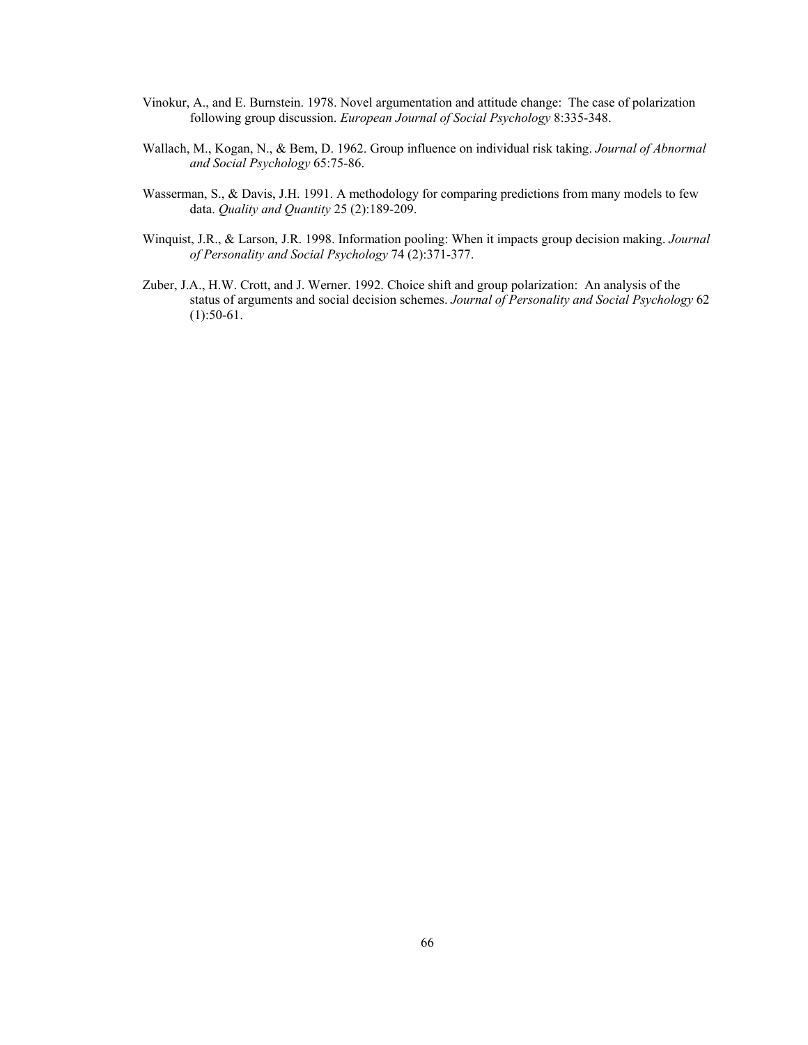Vinokur, A., and E. Burnstein. 1978. Novel argumentation and attitude change: The case of polarization following group discussion. *European Journal of Social Psychology* 8:335-348.

Wallach, M., Kogan, N., & Bem, D. 1962. Group influence on individual risk taking. *Journal of Abnormal and Social Psychology* 65:75-86.

Wasserman, S., & Davis, J.H. 1991. A methodology for comparing predictions from many models to few data. *Quality and Quantity* 25 (2):189-209.

Winquist, J.R., & Larson, J.R. 1998. Information pooling: When it impacts group decision making. *Journal of Personality and Social Psychology* 74 (2):371-377.

Zuber, J.A., H.W. Crott, and J. Werner. 1992. Choice shift and group polarization: An analysis of the status of arguments and social decision schemes. *Journal of Personality and Social Psychology* 62 (1):50-61.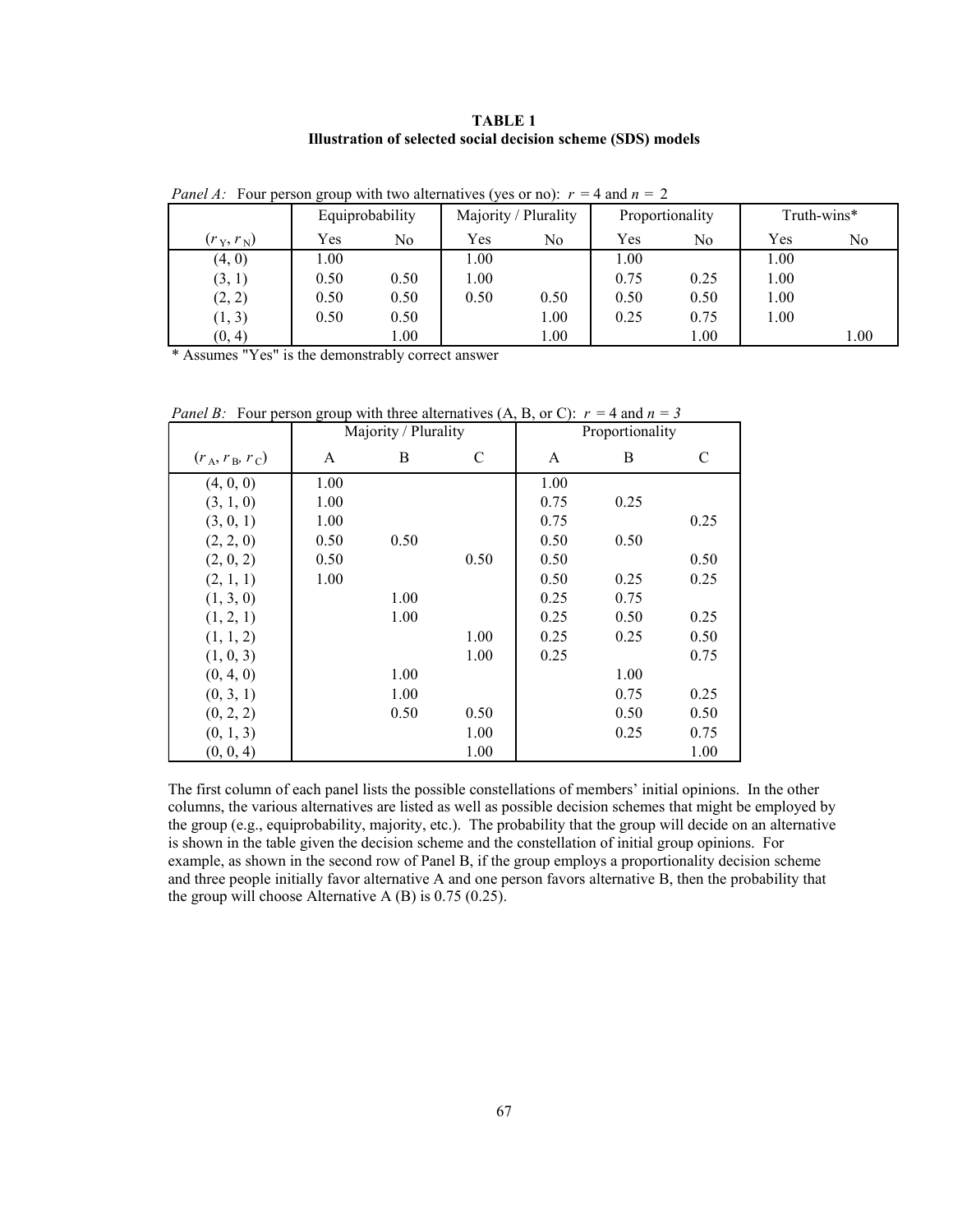**TABLE 1**
**Illustration of selected social decision scheme (SDS) models**

*Panel A:* Four person group with two alternatives (yes or no): $r = 4$ and $n = 2$

| | Equiprobability | | Majority / Plurality | | Proportionality | | Truth-wins* | |
|---|---|---|---|---|---|---|---|---|
| $(r_Y, r_N)$ | Yes | No | Yes | No | Yes | No | Yes | No |
| (4, 0) | 1.00 | | 1.00 | | 1.00 | | 1.00 | |
| (3, 1) | 0.50 | 0.50 | 1.00 | | 0.75 | 0.25 | 1.00 | |
| (2, 2) | 0.50 | 0.50 | 0.50 | 0.50 | 0.50 | 0.50 | 1.00 | |
| (1, 3) | 0.50 | 0.50 | | 1.00 | 0.25 | 0.75 | 1.00 | |
| (0, 4) | | 1.00 | | 1.00 | | 1.00 | | 1.00 |

\* Assumes "Yes" is the demonstrably correct answer

*Panel B:* Four person group with three alternatives (A, B, or C): $r = 4$ and $n = 3$

| | Majority / Plurality | | | Proportionality | | |
|---|---|---|---|---|---|---|
| $(r_A, r_B, r_C)$ | A | B | C | A | B | C |
| (4, 0, 0) | 1.00 | | | 1.00 | | |
| (3, 1, 0) | 1.00 | | | 0.75 | 0.25 | |
| (3, 0, 1) | 1.00 | | | 0.75 | | 0.25 |
| (2, 2, 0) | 0.50 | 0.50 | | 0.50 | 0.50 | |
| (2, 0, 2) | 0.50 | | 0.50 | 0.50 | | 0.50 |
| (2, 1, 1) | 1.00 | | | 0.50 | 0.25 | 0.25 |
| (1, 3, 0) | | 1.00 | | 0.25 | 0.75 | |
| (1, 2, 1) | | 1.00 | | 0.25 | 0.50 | 0.25 |
| (1, 1, 2) | | | 1.00 | 0.25 | 0.25 | 0.50 |
| (1, 0, 3) | | | 1.00 | 0.25 | | 0.75 |
| (0, 4, 0) | | 1.00 | | | 1.00 | |
| (0, 3, 1) | | 1.00 | | | 0.75 | 0.25 |
| (0, 2, 2) | | 0.50 | 0.50 | | 0.50 | 0.50 |
| (0, 1, 3) | | | 1.00 | | 0.25 | 0.75 |
| (0, 0, 4) | | | 1.00 | | | 1.00 |

The first column of each panel lists the possible constellations of members' initial opinions. In the other columns, the various alternatives are listed as well as possible decision schemes that might be employed by the group (e.g., equiprobability, majority, etc.). The probability that the group will decide on an alternative is shown in the table given the decision scheme and the constellation of initial group opinions. For example, as shown in the second row of Panel B, if the group employs a proportionality decision scheme and three people initially favor alternative A and one person favors alternative B, then the probability that the group will choose Alternative A (B) is 0.75 (0.25).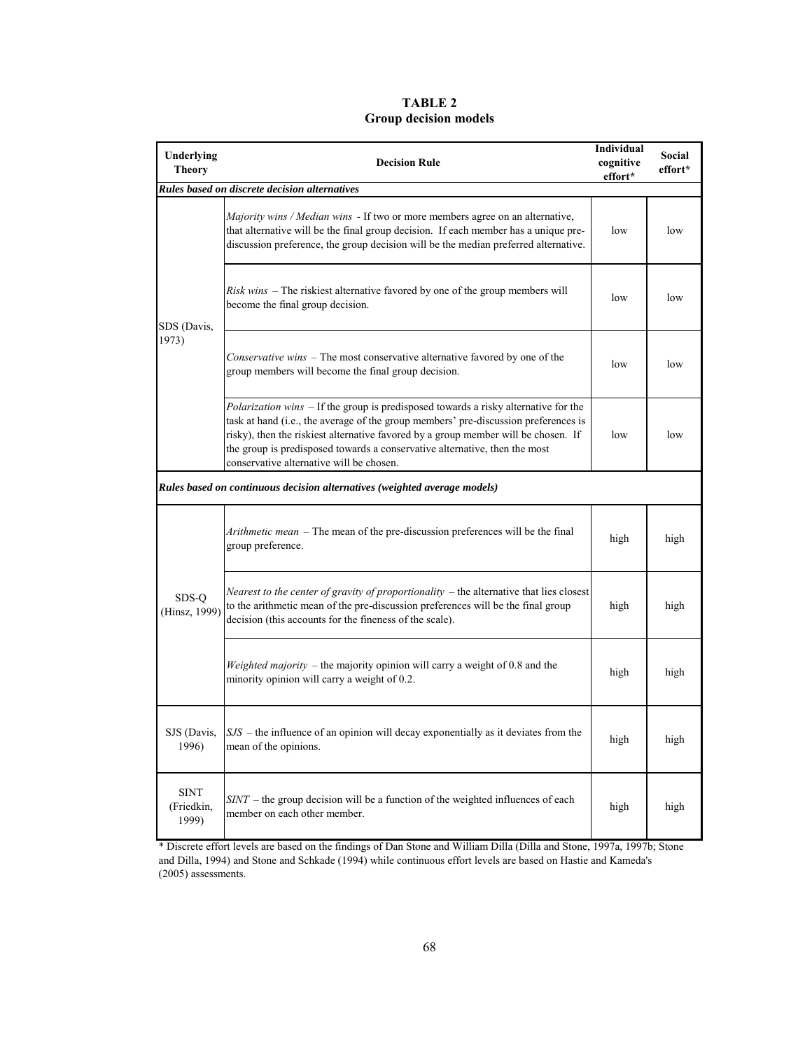**TABLE 2**
**Group decision models**

| Underlying Theory | Decision Rule | Individual cognitive effort* | Social effort* |
|---|---|---|---|
| ***Rules based on discrete decision alternatives*** | | | |
| SDS (Davis, 1973) | *Majority wins / Median wins* - If two or more members agree on an alternative, that alternative will be the final group decision. If each member has a unique pre-discussion preference, the group decision will be the median preferred alternative. | low | low |
| | *Risk wins* – The riskiest alternative favored by one of the group members will become the final group decision. | low | low |
| | *Conservative wins* – The most conservative alternative favored by one of the group members will become the final group decision. | low | low |
| | *Polarization wins* – If the group is predisposed towards a risky alternative for the task at hand (i.e., the average of the group members' pre-discussion preferences is risky), then the riskiest alternative favored by a group member will be chosen. If the group is predisposed towards a conservative alternative, then the most conservative alternative will be chosen. | low | low |
| ***Rules based on continuous decision alternatives (weighted average models)*** | | | |
| SDS-Q (Hinsz, 1999) | *Arithmetic mean* – The mean of the pre-discussion preferences will be the final group preference. | high | high |
| | *Nearest to the center of gravity of proportionality* – the alternative that lies closest to the arithmetic mean of the pre-discussion preferences will be the final group decision (this accounts for the fineness of the scale). | high | high |
| | *Weighted majority* – the majority opinion will carry a weight of 0.8 and the minority opinion will carry a weight of 0.2. | high | high |
| SJS (Davis, 1996) | *SJS* – the influence of an opinion will decay exponentially as it deviates from the mean of the opinions. | high | high |
| SINT (Friedkin, 1999) | *SINT* – the group decision will be a function of the weighted influences of each member on each other member. | high | high |

* Discrete effort levels are based on the findings of Dan Stone and William Dilla (Dilla and Stone, 1997a, 1997b; Stone and Dilla, 1994) and Stone and Schkade (1994) while continuous effort levels are based on Hastie and Kameda's (2005) assessments.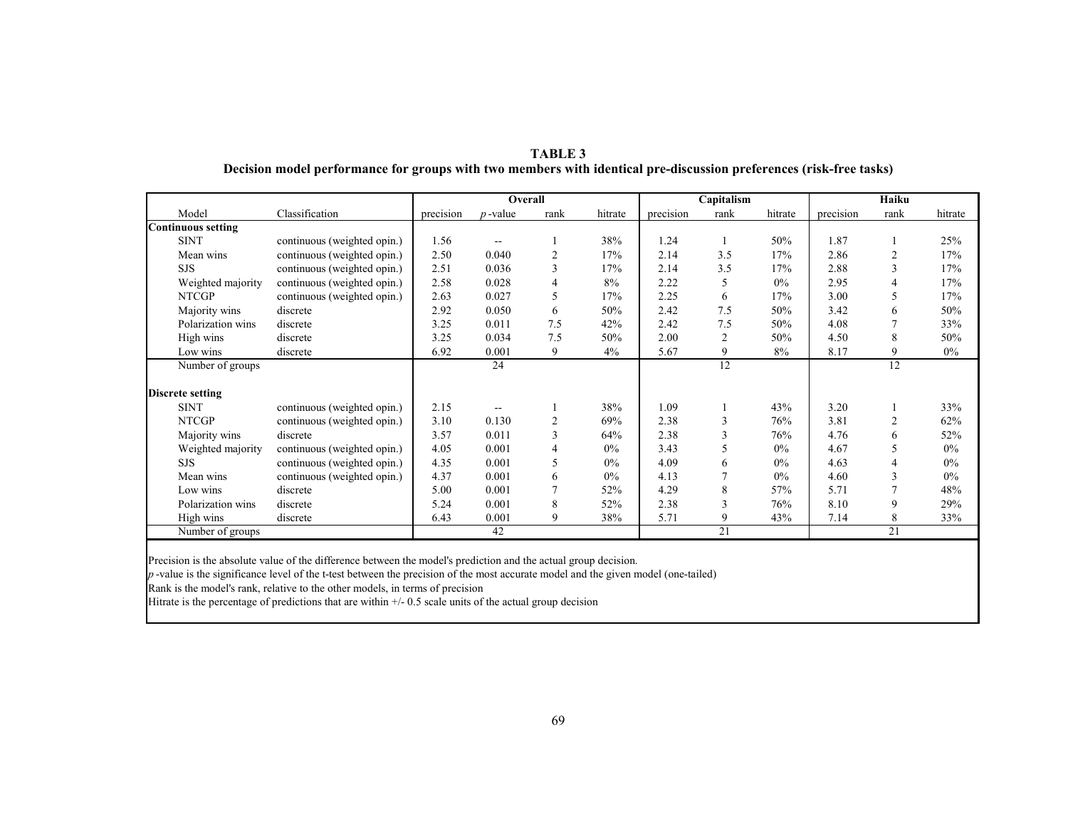**TABLE 3**

**Decision model performance for groups with two members with identical pre-discussion preferences (risk-free tasks)**

| Model | Classification | Overall | | | | Capitalism | | | Haiku | | |
|---|---|---|---|---|---|---|---|---|---|---|---|
| | | precision | *p*-value | rank | hitrate | precision | rank | hitrate | precision | rank | hitrate |
| **Continuous setting** | | | | | | | | | | | |
| SINT | continuous (weighted opin.) | 1.56 | -- | 1 | 38% | 1.24 | 1 | 50% | 1.87 | 1 | 25% |
| Mean wins | continuous (weighted opin.) | 2.50 | 0.040 | 2 | 17% | 2.14 | 3.5 | 17% | 2.86 | 2 | 17% |
| SJS | continuous (weighted opin.) | 2.51 | 0.036 | 3 | 17% | 2.14 | 3.5 | 17% | 2.88 | 3 | 17% |
| Weighted majority | continuous (weighted opin.) | 2.58 | 0.028 | 4 | 8% | 2.22 | 5 | 0% | 2.95 | 4 | 17% |
| NTCGP | continuous (weighted opin.) | 2.63 | 0.027 | 5 | 17% | 2.25 | 6 | 17% | 3.00 | 5 | 17% |
| Majority wins | discrete | 2.92 | 0.050 | 6 | 50% | 2.42 | 7.5 | 50% | 3.42 | 6 | 50% |
| Polarization wins | discrete | 3.25 | 0.011 | 7.5 | 42% | 2.42 | 7.5 | 50% | 4.08 | 7 | 33% |
| High wins | discrete | 3.25 | 0.034 | 7.5 | 50% | 2.00 | 2 | 50% | 4.50 | 8 | 50% |
| Low wins | discrete | 6.92 | 0.001 | 9 | 4% | 5.67 | 9 | 8% | 8.17 | 9 | 0% |
| Number of groups | | | 24 | | | | 12 | | | 12 | |
| **Discrete setting** | | | | | | | | | | | |
| SINT | continuous (weighted opin.) | 2.15 | -- | 1 | 38% | 1.09 | 1 | 43% | 3.20 | 1 | 33% |
| NTCGP | continuous (weighted opin.) | 3.10 | 0.130 | 2 | 69% | 2.38 | 3 | 76% | 3.81 | 2 | 62% |
| Majority wins | discrete | 3.57 | 0.011 | 3 | 64% | 2.38 | 3 | 76% | 4.76 | 6 | 52% |
| Weighted majority | continuous (weighted opin.) | 4.05 | 0.001 | 4 | 0% | 3.43 | 5 | 0% | 4.67 | 5 | 0% |
| SJS | continuous (weighted opin.) | 4.35 | 0.001 | 5 | 0% | 4.09 | 6 | 0% | 4.63 | 4 | 0% |
| Mean wins | continuous (weighted opin.) | 4.37 | 0.001 | 6 | 0% | 4.13 | 7 | 0% | 4.60 | 3 | 0% |
| Low wins | discrete | 5.00 | 0.001 | 7 | 52% | 4.29 | 8 | 57% | 5.71 | 7 | 48% |
| Polarization wins | discrete | 5.24 | 0.001 | 8 | 52% | 2.38 | 3 | 76% | 8.10 | 9 | 29% |
| High wins | discrete | 6.43 | 0.001 | 9 | 38% | 5.71 | 9 | 43% | 7.14 | 8 | 33% |
| Number of groups | | | 42 | | | | 21 | | | 21 | |

Precision is the absolute value of the difference between the model's prediction and the actual group decision.

*p*-value is the significance level of the t-test between the precision of the most accurate model and the given model (one-tailed)

Rank is the model's rank, relative to the other models, in terms of precision

Hitrate is the percentage of predictions that are within +/- 0.5 scale units of the actual group decision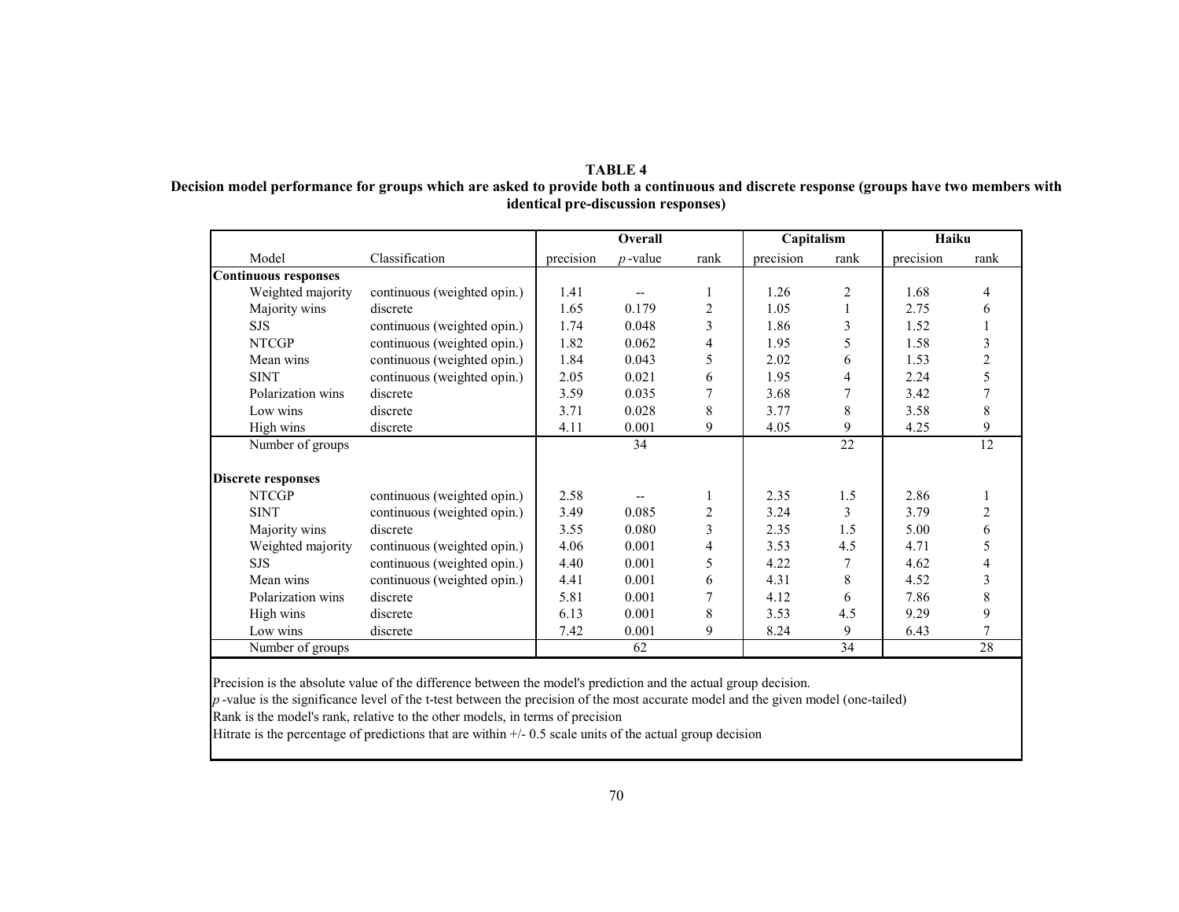**TABLE 4**
**Decision model performance for groups which are asked to provide both a continuous and discrete response (groups have two members with identical pre-discussion responses)**

| | | Overall | | | Capitalism | | Haiku | |
|---|---|---|---|---|---|---|---|---|
| Model | Classification | precision | $p$-value | rank | precision | rank | precision | rank |
| **Continuous responses** | | | | | | | | |
| Weighted majority | continuous (weighted opin.) | 1.41 | -- | 1 | 1.26 | 2 | 1.68 | 4 |
| Majority wins | discrete | 1.65 | 0.179 | 2 | 1.05 | 1 | 2.75 | 6 |
| SJS | continuous (weighted opin.) | 1.74 | 0.048 | 3 | 1.86 | 3 | 1.52 | 1 |
| NTCGP | continuous (weighted opin.) | 1.82 | 0.062 | 4 | 1.95 | 5 | 1.58 | 3 |
| Mean wins | continuous (weighted opin.) | 1.84 | 0.043 | 5 | 2.02 | 6 | 1.53 | 2 |
| SINT | continuous (weighted opin.) | 2.05 | 0.021 | 6 | 1.95 | 4 | 2.24 | 5 |
| Polarization wins | discrete | 3.59 | 0.035 | 7 | 3.68 | 7 | 3.42 | 7 |
| Low wins | discrete | 3.71 | 0.028 | 8 | 3.77 | 8 | 3.58 | 8 |
| High wins | discrete | 4.11 | 0.001 | 9 | 4.05 | 9 | 4.25 | 9 |
| Number of groups | | | 34 | | | 22 | | 12 |
| **Discrete responses** | | | | | | | | |
| NTCGP | continuous (weighted opin.) | 2.58 | -- | 1 | 2.35 | 1.5 | 2.86 | 1 |
| SINT | continuous (weighted opin.) | 3.49 | 0.085 | 2 | 3.24 | 3 | 3.79 | 2 |
| Majority wins | discrete | 3.55 | 0.080 | 3 | 2.35 | 1.5 | 5.00 | 6 |
| Weighted majority | continuous (weighted opin.) | 4.06 | 0.001 | 4 | 3.53 | 4.5 | 4.71 | 5 |
| SJS | continuous (weighted opin.) | 4.40 | 0.001 | 5 | 4.22 | 7 | 4.62 | 4 |
| Mean wins | continuous (weighted opin.) | 4.41 | 0.001 | 6 | 4.31 | 8 | 4.52 | 3 |
| Polarization wins | discrete | 5.81 | 0.001 | 7 | 4.12 | 6 | 7.86 | 8 |
| High wins | discrete | 6.13 | 0.001 | 8 | 3.53 | 4.5 | 9.29 | 9 |
| Low wins | discrete | 7.42 | 0.001 | 9 | 8.24 | 9 | 6.43 | 7 |
| Number of groups | | | 62 | | | 34 | | 28 |

Precision is the absolute value of the difference between the model's prediction and the actual group decision.
$p$-value is the significance level of the t-test between the precision of the most accurate model and the given model (one-tailed)
Rank is the model's rank, relative to the other models, in terms of precision
Hitrate is the percentage of predictions that are within +/- 0.5 scale units of the actual group decision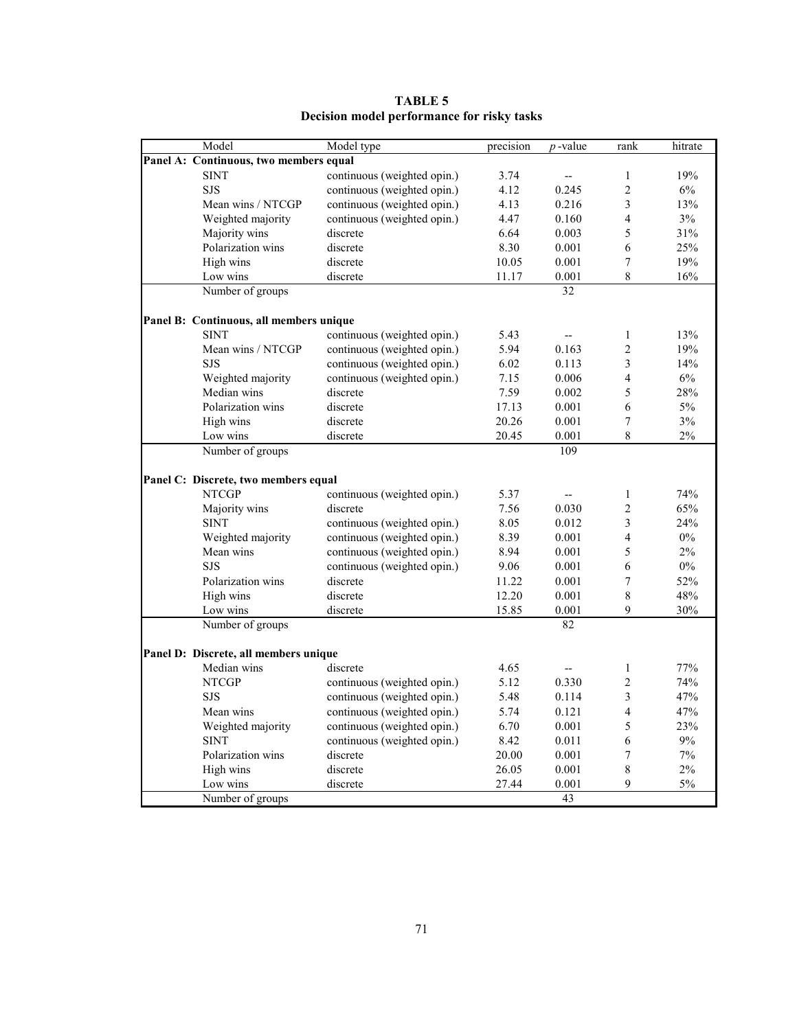**TABLE 5**
**Decision model performance for risky tasks**

| Model | Model type | precision | *p* -value | rank | hitrate |
|---|---|---|---|---|---|
| **Panel A: Continuous, two members equal** | | | | | |
| SINT | continuous (weighted opin.) | 3.74 | -- | 1 | 19% |
| SJS | continuous (weighted opin.) | 4.12 | 0.245 | 2 | 6% |
| Mean wins / NTCGP | continuous (weighted opin.) | 4.13 | 0.216 | 3 | 13% |
| Weighted majority | continuous (weighted opin.) | 4.47 | 0.160 | 4 | 3% |
| Majority wins | discrete | 6.64 | 0.003 | 5 | 31% |
| Polarization wins | discrete | 8.30 | 0.001 | 6 | 25% |
| High wins | discrete | 10.05 | 0.001 | 7 | 19% |
| Low wins | discrete | 11.17 | 0.001 | 8 | 16% |
| Number of groups | | | 32 | | |
| **Panel B: Continuous, all members unique** | | | | | |
| SINT | continuous (weighted opin.) | 5.43 | -- | 1 | 13% |
| Mean wins / NTCGP | continuous (weighted opin.) | 5.94 | 0.163 | 2 | 19% |
| SJS | continuous (weighted opin.) | 6.02 | 0.113 | 3 | 14% |
| Weighted majority | continuous (weighted opin.) | 7.15 | 0.006 | 4 | 6% |
| Median wins | discrete | 7.59 | 0.002 | 5 | 28% |
| Polarization wins | discrete | 17.13 | 0.001 | 6 | 5% |
| High wins | discrete | 20.26 | 0.001 | 7 | 3% |
| Low wins | discrete | 20.45 | 0.001 | 8 | 2% |
| Number of groups | | | 109 | | |
| **Panel C: Discrete, two members equal** | | | | | |
| NTCGP | continuous (weighted opin.) | 5.37 | -- | 1 | 74% |
| Majority wins | discrete | 7.56 | 0.030 | 2 | 65% |
| SINT | continuous (weighted opin.) | 8.05 | 0.012 | 3 | 24% |
| Weighted majority | continuous (weighted opin.) | 8.39 | 0.001 | 4 | 0% |
| Mean wins | continuous (weighted opin.) | 8.94 | 0.001 | 5 | 2% |
| SJS | continuous (weighted opin.) | 9.06 | 0.001 | 6 | 0% |
| Polarization wins | discrete | 11.22 | 0.001 | 7 | 52% |
| High wins | discrete | 12.20 | 0.001 | 8 | 48% |
| Low wins | discrete | 15.85 | 0.001 | 9 | 30% |
| Number of groups | | | 82 | | |
| **Panel D: Discrete, all members unique** | | | | | |
| Median wins | discrete | 4.65 | -- | 1 | 77% |
| NTCGP | continuous (weighted opin.) | 5.12 | 0.330 | 2 | 74% |
| SJS | continuous (weighted opin.) | 5.48 | 0.114 | 3 | 47% |
| Mean wins | continuous (weighted opin.) | 5.74 | 0.121 | 4 | 47% |
| Weighted majority | continuous (weighted opin.) | 6.70 | 0.001 | 5 | 23% |
| SINT | continuous (weighted opin.) | 8.42 | 0.011 | 6 | 9% |
| Polarization wins | discrete | 20.00 | 0.001 | 7 | 7% |
| High wins | discrete | 26.05 | 0.001 | 8 | 2% |
| Low wins | discrete | 27.44 | 0.001 | 9 | 5% |
| Number of groups | | | 43 | | |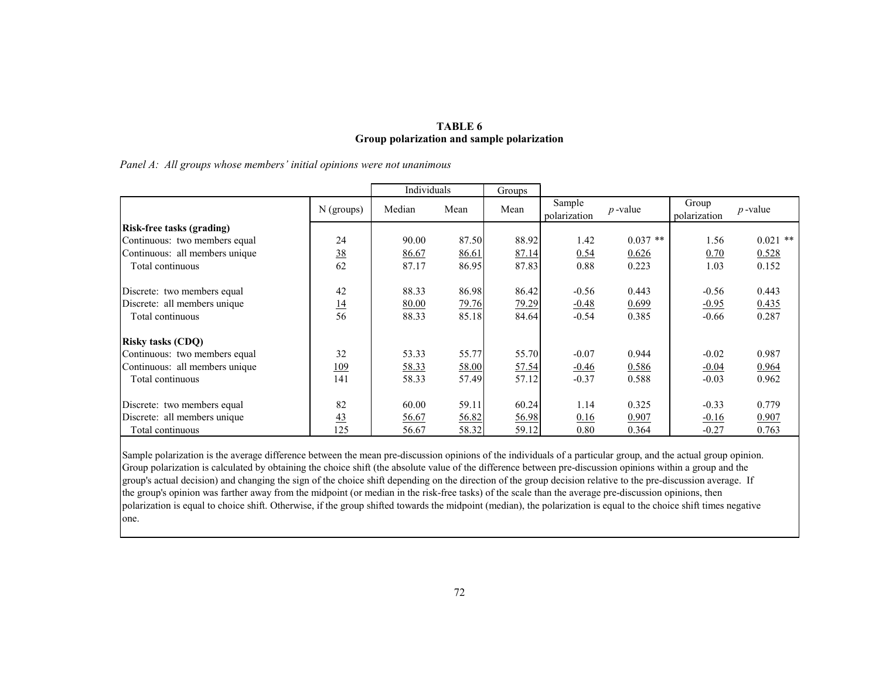**TABLE 6**
**Group polarization and sample polarization**

*Panel A: All groups whose members' initial opinions were not unanimous*

| | N (groups) | Individuals | | Groups | | | | |
|---|---|---|---|---|---|---|---|---|
| | | Median | Mean | Mean | Sample polarization | *p* -value | Group polarization | *p* -value |
| **Risk-free tasks (grading)** | | | | | | | | |
| Continuous: two members equal | 24 | 90.00 | 87.50 | 88.92 | 1.42 | 0.037 ** | 1.56 | 0.021 ** |
| Continuous: all members unique | 38 | 86.67 | 86.61 | 87.14 | 0.54 | 0.626 | 0.70 | 0.528 |
| Total continuous | 62 | 87.17 | 86.95 | 87.83 | 0.88 | 0.223 | 1.03 | 0.152 |
| Discrete: two members equal | 42 | 88.33 | 86.98 | 86.42 | -0.56 | 0.443 | -0.56 | 0.443 |
| Discrete: all members unique | 14 | 80.00 | 79.76 | 79.29 | -0.48 | 0.699 | -0.95 | 0.435 |
| Total continuous | 56 | 88.33 | 85.18 | 84.64 | -0.54 | 0.385 | -0.66 | 0.287 |
| **Risky tasks (CDQ)** | | | | | | | | |
| Continuous: two members equal | 32 | 53.33 | 55.77 | 55.70 | -0.07 | 0.944 | -0.02 | 0.987 |
| Continuous: all members unique | 109 | 58.33 | 58.00 | 57.54 | -0.46 | 0.586 | -0.04 | 0.964 |
| Total continuous | 141 | 58.33 | 57.49 | 57.12 | -0.37 | 0.588 | -0.03 | 0.962 |
| Discrete: two members equal | 82 | 60.00 | 59.11 | 60.24 | 1.14 | 0.325 | -0.33 | 0.779 |
| Discrete: all members unique | 43 | 56.67 | 56.82 | 56.98 | 0.16 | 0.907 | -0.16 | 0.907 |
| Total continuous | 125 | 56.67 | 58.32 | 59.12 | 0.80 | 0.364 | -0.27 | 0.763 |

Sample polarization is the average difference between the mean pre-discussion opinions of the individuals of a particular group, and the actual group opinion. Group polarization is calculated by obtaining the choice shift (the absolute value of the difference between pre-discussion opinions within a group and the group's actual decision) and changing the sign of the choice shift depending on the direction of the group decision relative to the pre-discussion average. If the group's opinion was farther away from the midpoint (or median in the risk-free tasks) of the scale than the average pre-discussion opinions, then polarization is equal to choice shift. Otherwise, if the group shifted towards the midpoint (median), the polarization is equal to the choice shift times negative one.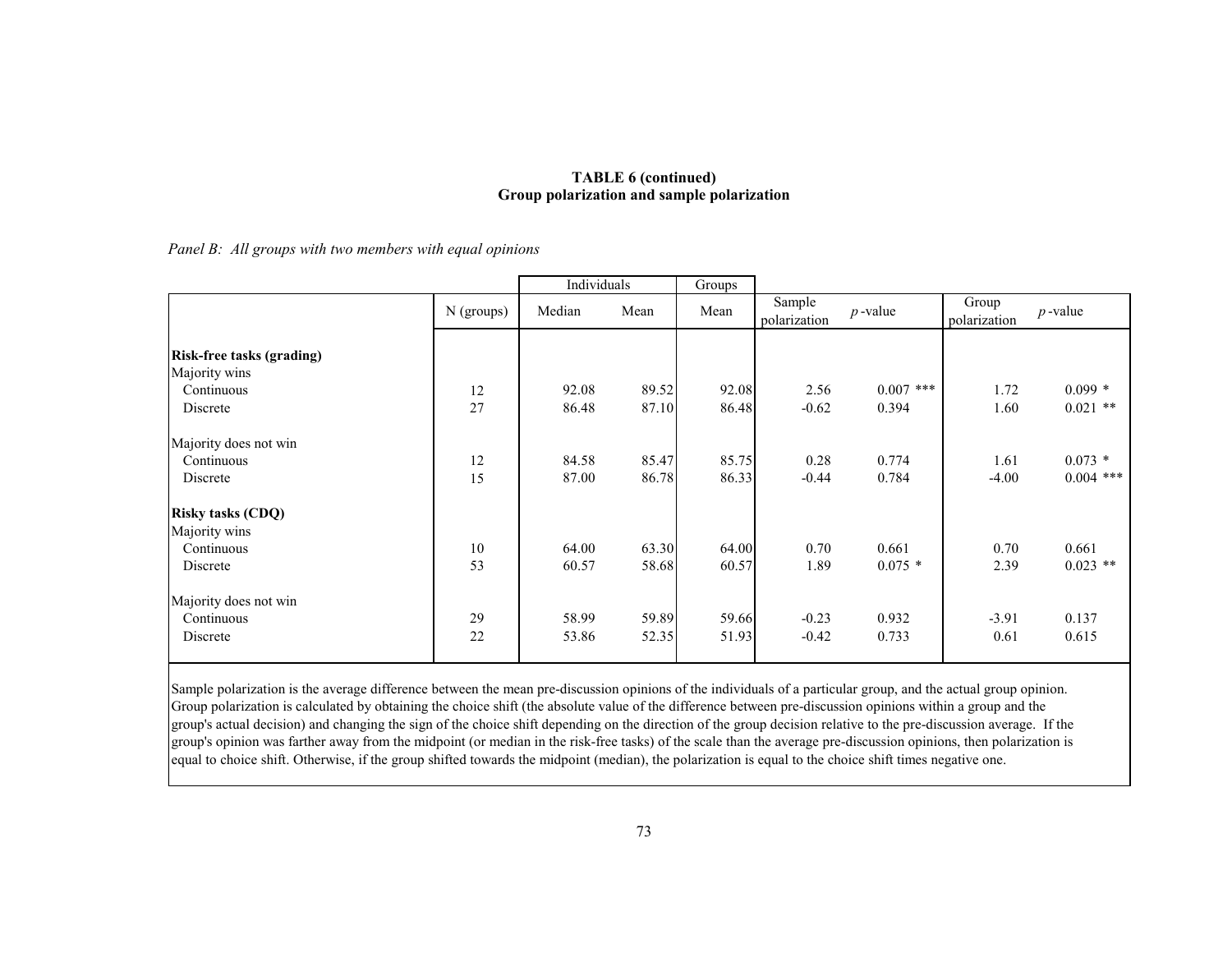**TABLE 6 (continued)**
**Group polarization and sample polarization**

*Panel B: All groups with two members with equal opinions*

| | N (groups) | Individuals | | Groups | | | | |
|---|---|---|---|---|---|---|---|---|
| | | Median | Mean | Mean | Sample polarization | *p*-value | Group polarization | *p*-value |
| **Risk-free tasks (grading)** | | | | | | | | |
| Majority wins | | | | | | | | |
| Continuous | 12 | 92.08 | 89.52 | 92.08 | 2.56 | 0.007 *** | 1.72 | 0.099 * |
| Discrete | 27 | 86.48 | 87.10 | 86.48 | -0.62 | 0.394 | 1.60 | 0.021 ** |
| Majority does not win | | | | | | | | |
| Continuous | 12 | 84.58 | 85.47 | 85.75 | 0.28 | 0.774 | 1.61 | 0.073 * |
| Discrete | 15 | 87.00 | 86.78 | 86.33 | -0.44 | 0.784 | -4.00 | 0.004 *** |
| **Risky tasks (CDQ)** | | | | | | | | |
| Majority wins | | | | | | | | |
| Continuous | 10 | 64.00 | 63.30 | 64.00 | 0.70 | 0.661 | 0.70 | 0.661 |
| Discrete | 53 | 60.57 | 58.68 | 60.57 | 1.89 | 0.075 * | 2.39 | 0.023 ** |
| Majority does not win | | | | | | | | |
| Continuous | 29 | 58.99 | 59.89 | 59.66 | -0.23 | 0.932 | -3.91 | 0.137 |
| Discrete | 22 | 53.86 | 52.35 | 51.93 | -0.42 | 0.733 | 0.61 | 0.615 |

Sample polarization is the average difference between the mean pre-discussion opinions of the individuals of a particular group, and the actual group opinion. Group polarization is calculated by obtaining the choice shift (the absolute value of the difference between pre-discussion opinions within a group and the group's actual decision) and changing the sign of the choice shift depending on the direction of the group decision relative to the pre-discussion average. If the group's opinion was farther away from the midpoint (or median in the risk-free tasks) of the scale than the average pre-discussion opinions, then polarization is equal to choice shift. Otherwise, if the group shifted towards the midpoint (median), the polarization is equal to the choice shift times negative one.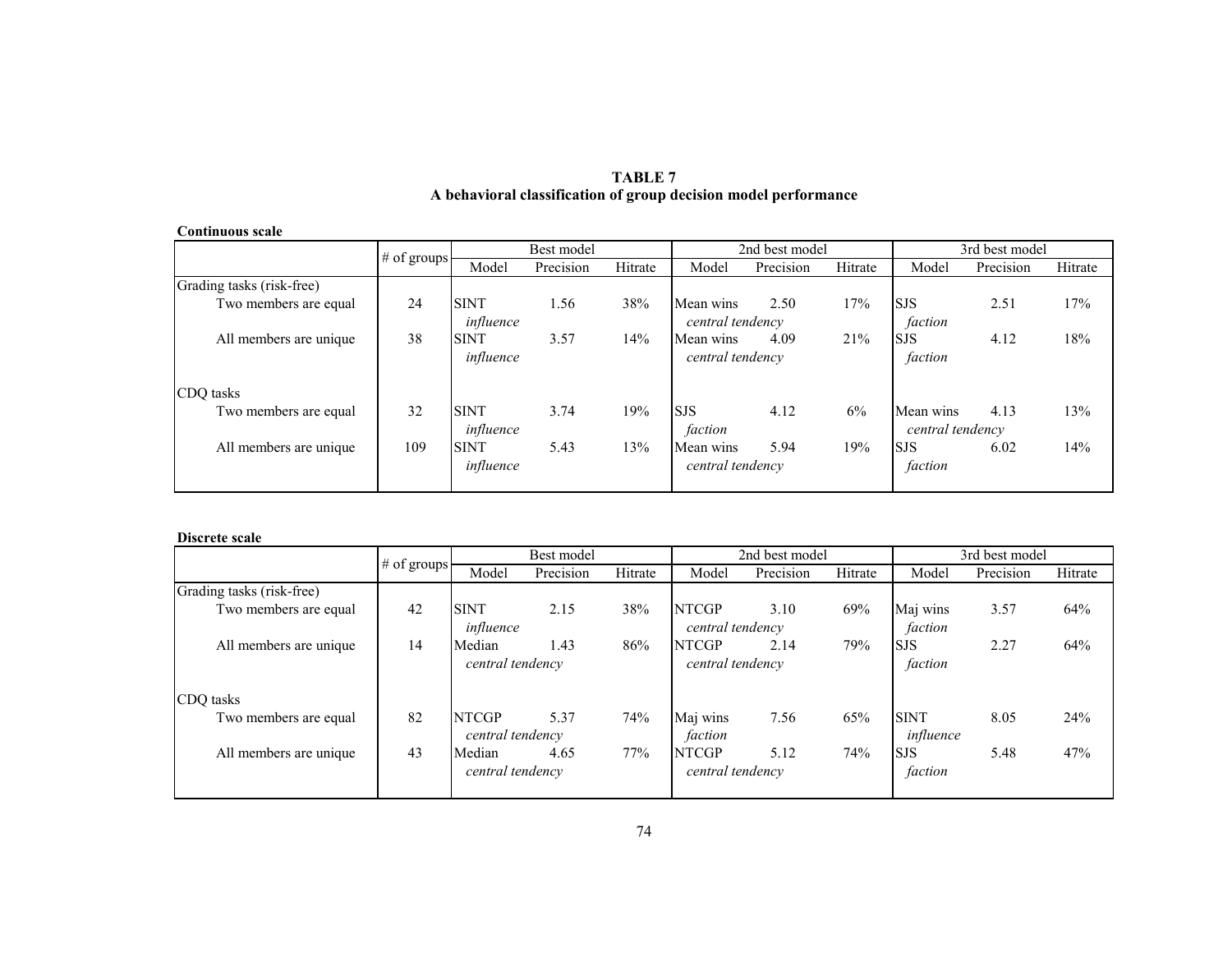**TABLE 7**
**A behavioral classification of group decision model performance**

**Continuous scale**

| | # of groups | Best model | | | 2nd best model | | | 3rd best model | | |
|---|---|---|---|---|---|---|---|---|---|---|
| | | Model | Precision | Hitrate | Model | Precision | Hitrate | Model | Precision | Hitrate |
| Grading tasks (risk-free) | | | | | | | | | | |
| Two members are equal | 24 | SINT *influence* | 1.56 | 38% | Mean wins *central tendency* | 2.50 | 17% | SJS *faction* | 2.51 | 17% |
| All members are unique | 38 | SINT *influence* | 3.57 | 14% | Mean wins *central tendency* | 4.09 | 21% | SJS *faction* | 4.12 | 18% |
| CDQ tasks | | | | | | | | | | |
| Two members are equal | 32 | SINT *influence* | 3.74 | 19% | SJS *faction* | 4.12 | 6% | Mean wins *central tendency* | 4.13 | 13% |
| All members are unique | 109 | SINT *influence* | 5.43 | 13% | Mean wins *central tendency* | 5.94 | 19% | SJS *faction* | 6.02 | 14% |

**Discrete scale**

| | # of groups | Best model | | | 2nd best model | | | 3rd best model | | |
|---|---|---|---|---|---|---|---|---|---|---|
| | | Model | Precision | Hitrate | Model | Precision | Hitrate | Model | Precision | Hitrate |
| Grading tasks (risk-free) | | | | | | | | | | |
| Two members are equal | 42 | SINT *influence* | 2.15 | 38% | NTCGP *central tendency* | 3.10 | 69% | Maj wins *faction* | 3.57 | 64% |
| All members are unique | 14 | Median *central tendency* | 1.43 | 86% | NTCGP *central tendency* | 2.14 | 79% | SJS *faction* | 2.27 | 64% |
| CDQ tasks | | | | | | | | | | |
| Two members are equal | 82 | NTCGP *central tendency* | 5.37 | 74% | Maj wins *faction* | 7.56 | 65% | SINT *influence* | 8.05 | 24% |
| All members are unique | 43 | Median *central tendency* | 4.65 | 77% | NTCGP *central tendency* | 5.12 | 74% | SJS *faction* | 5.48 | 47% |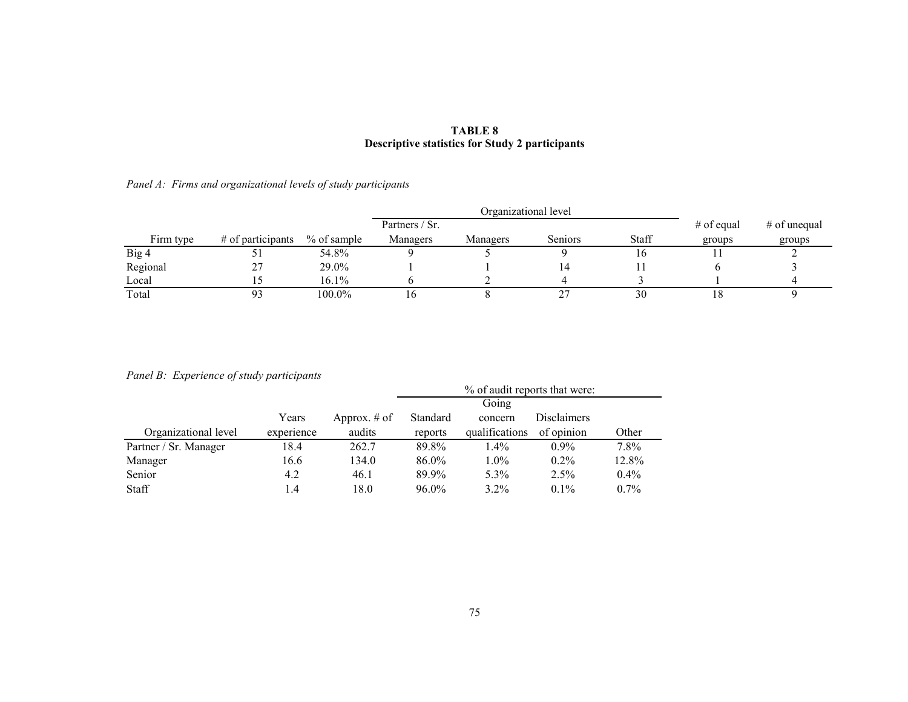**TABLE 8**
**Descriptive statistics for Study 2 participants**

*Panel A: Firms and organizational levels of study participants*

| | | | Organizational level | | | | | |
|---|---|---|---|---|---|---|---|---|
| Firm type | # of participants | % of sample | Partners / Sr. Managers | Managers | Seniors | Staff | # of equal groups | # of unequal groups |
| Big 4 | 51 | 54.8% | 9 | 5 | 9 | 16 | 11 | 2 |
| Regional | 27 | 29.0% | 1 | 1 | 14 | 11 | 6 | 3 |
| Local | 15 | 16.1% | 6 | 2 | 4 | 3 | 1 | 4 |
| Total | 93 | 100.0% | 16 | 8 | 27 | 30 | 18 | 9 |

*Panel B: Experience of study participants*

| | | | % of audit reports that were: | | | |
|---|---|---|---|---|---|---|
| Organizational level | Years experience | Approx. # of audits | Standard reports | Going concern qualifications | Disclaimers of opinion | Other |
| Partner / Sr. Manager | 18.4 | 262.7 | 89.8% | 1.4% | 0.9% | 7.8% |
| Manager | 16.6 | 134.0 | 86.0% | 1.0% | 0.2% | 12.8% |
| Senior | 4.2 | 46.1 | 89.9% | 5.3% | 2.5% | 0.4% |
| Staff | 1.4 | 18.0 | 96.0% | 3.2% | 0.1% | 0.7% |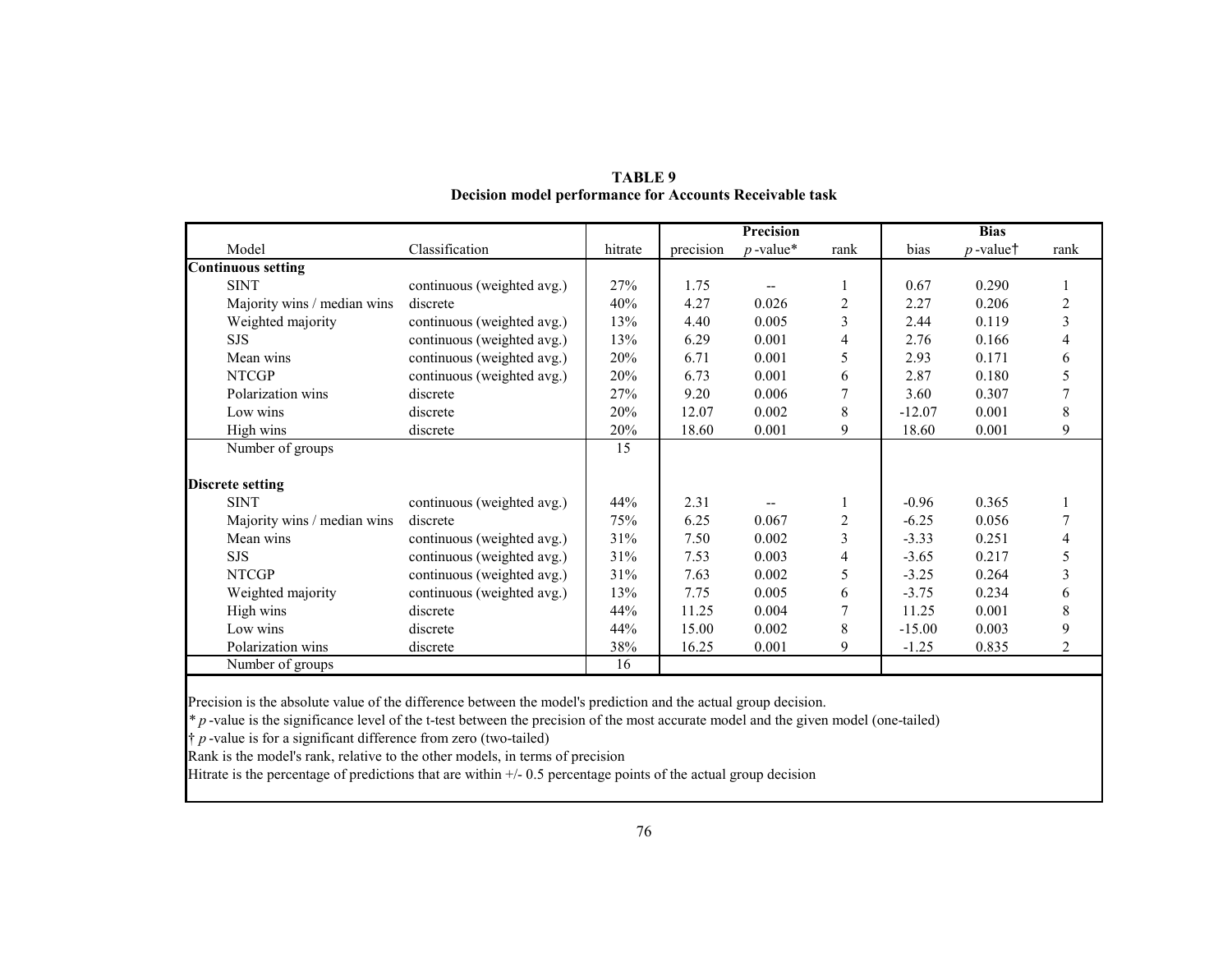**TABLE 9**
**Decision model performance for Accounts Receivable task**

| | | | Precision | | | Bias | | |
|---|---|---|---|---|---|---|---|---|
| Model | Classification | hitrate | precision | *p*-value* | rank | bias | *p*-value† | rank |
| **Continuous setting** | | | | | | | | |
| SINT | continuous (weighted avg.) | 27% | 1.75 | -- | 1 | 0.67 | 0.290 | 1 |
| Majority wins / median wins | discrete | 40% | 4.27 | 0.026 | 2 | 2.27 | 0.206 | 2 |
| Weighted majority | continuous (weighted avg.) | 13% | 4.40 | 0.005 | 3 | 2.44 | 0.119 | 3 |
| SJS | continuous (weighted avg.) | 13% | 6.29 | 0.001 | 4 | 2.76 | 0.166 | 4 |
| Mean wins | continuous (weighted avg.) | 20% | 6.71 | 0.001 | 5 | 2.93 | 0.171 | 6 |
| NTCGP | continuous (weighted avg.) | 20% | 6.73 | 0.001 | 6 | 2.87 | 0.180 | 5 |
| Polarization wins | discrete | 27% | 9.20 | 0.006 | 7 | 3.60 | 0.307 | 7 |
| Low wins | discrete | 20% | 12.07 | 0.002 | 8 | -12.07 | 0.001 | 8 |
| High wins | discrete | 20% | 18.60 | 0.001 | 9 | 18.60 | 0.001 | 9 |
| Number of groups | | 15 | | | | | | |
| **Discrete setting** | | | | | | | | |
| SINT | continuous (weighted avg.) | 44% | 2.31 | -- | 1 | -0.96 | 0.365 | 1 |
| Majority wins / median wins | discrete | 75% | 6.25 | 0.067 | 2 | -6.25 | 0.056 | 7 |
| Mean wins | continuous (weighted avg.) | 31% | 7.50 | 0.002 | 3 | -3.33 | 0.251 | 4 |
| SJS | continuous (weighted avg.) | 31% | 7.53 | 0.003 | 4 | -3.65 | 0.217 | 5 |
| NTCGP | continuous (weighted avg.) | 31% | 7.63 | 0.002 | 5 | -3.25 | 0.264 | 3 |
| Weighted majority | continuous (weighted avg.) | 13% | 7.75 | 0.005 | 6 | -3.75 | 0.234 | 6 |
| High wins | discrete | 44% | 11.25 | 0.004 | 7 | 11.25 | 0.001 | 8 |
| Low wins | discrete | 44% | 15.00 | 0.002 | 8 | -15.00 | 0.003 | 9 |
| Polarization wins | discrete | 38% | 16.25 | 0.001 | 9 | -1.25 | 0.835 | 2 |
| Number of groups | | 16 | | | | | | |

Precision is the absolute value of the difference between the model's prediction and the actual group decision.
\* *p*-value is the significance level of the t-test between the precision of the most accurate model and the given model (one-tailed)
† *p*-value is for a significant difference from zero (two-tailed)
Rank is the model's rank, relative to the other models, in terms of precision
Hitrate is the percentage of predictions that are within +/- 0.5 percentage points of the actual group decision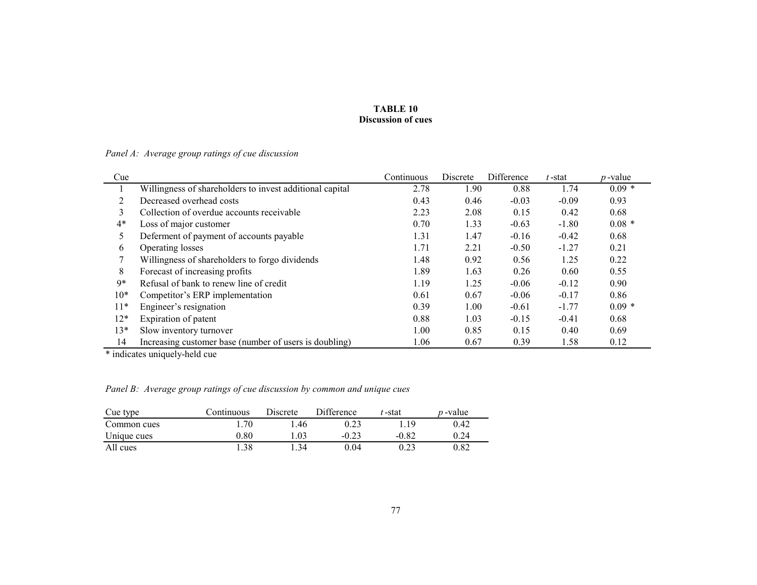**TABLE 10**
**Discussion of cues**

*Panel A: Average group ratings of cue discussion*

| Cue | | Continuous | Discrete | Difference | *t*-stat | *p*-value |
|---|---|---|---|---|---|---|
| 1 | Willingness of shareholders to invest additional capital | 2.78 | 1.90 | 0.88 | 1.74 | 0.09 * |
| 2 | Decreased overhead costs | 0.43 | 0.46 | -0.03 | -0.09 | 0.93 |
| 3 | Collection of overdue accounts receivable | 2.23 | 2.08 | 0.15 | 0.42 | 0.68 |
| 4* | Loss of major customer | 0.70 | 1.33 | -0.63 | -1.80 | 0.08 * |
| 5 | Deferment of payment of accounts payable | 1.31 | 1.47 | -0.16 | -0.42 | 0.68 |
| 6 | Operating losses | 1.71 | 2.21 | -0.50 | -1.27 | 0.21 |
| 7 | Willingness of shareholders to forgo dividends | 1.48 | 0.92 | 0.56 | 1.25 | 0.22 |
| 8 | Forecast of increasing profits | 1.89 | 1.63 | 0.26 | 0.60 | 0.55 |
| 9* | Refusal of bank to renew line of credit | 1.19 | 1.25 | -0.06 | -0.12 | 0.90 |
| 10* | Competitor's ERP implementation | 0.61 | 0.67 | -0.06 | -0.17 | 0.86 |
| 11* | Engineer's resignation | 0.39 | 1.00 | -0.61 | -1.77 | 0.09 * |
| 12* | Expiration of patent | 0.88 | 1.03 | -0.15 | -0.41 | 0.68 |
| 13* | Slow inventory turnover | 1.00 | 0.85 | 0.15 | 0.40 | 0.69 |
| 14 | Increasing customer base (number of users is doubling) | 1.06 | 0.67 | 0.39 | 1.58 | 0.12 |

\* indicates uniquely-held cue

*Panel B: Average group ratings of cue discussion by common and unique cues*

| Cue type | Continuous | Discrete | Difference | *t*-stat | *p*-value |
|---|---|---|---|---|---|
| Common cues | 1.70 | 1.46 | 0.23 | 1.19 | 0.42 |
| Unique cues | 0.80 | 1.03 | -0.23 | -0.82 | 0.24 |
| All cues | 1.38 | 1.34 | 0.04 | 0.23 | 0.82 |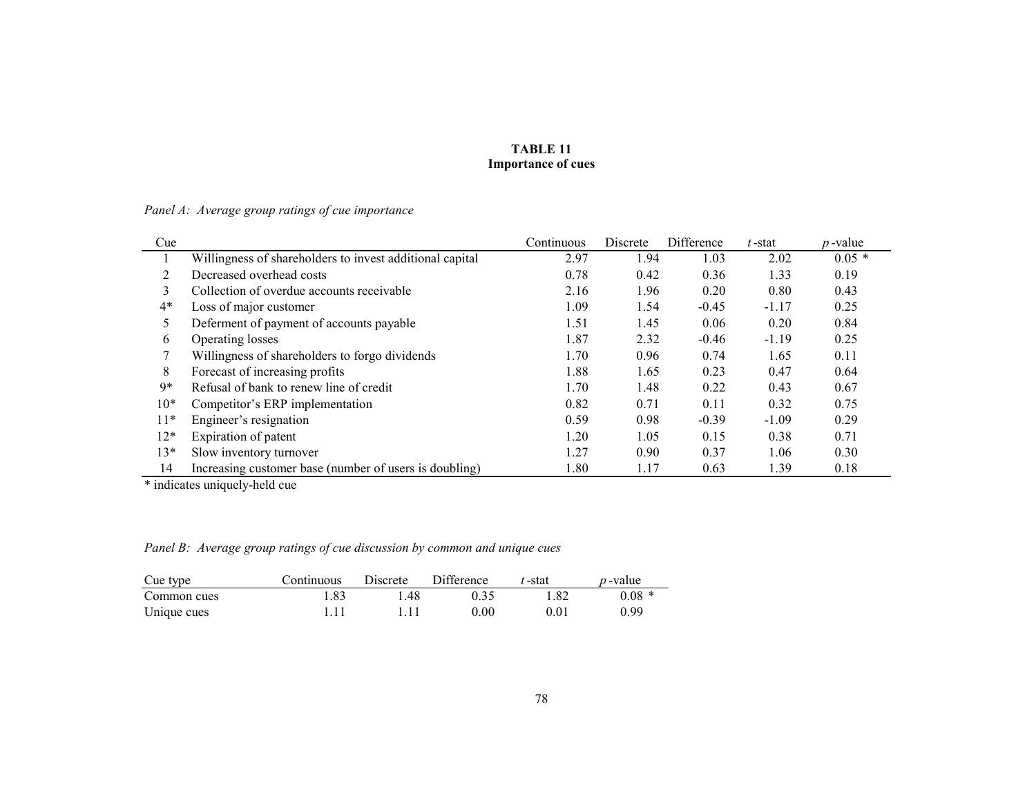**TABLE 11**
**Importance of cues**

*Panel A: Average group ratings of cue importance*

| Cue | | Continuous | Discrete | Difference | *t*-stat | *p*-value |
|---|---|---|---|---|---|---|
| 1 | Willingness of shareholders to invest additional capital | 2.97 | 1.94 | 1.03 | 2.02 | 0.05 * |
| 2 | Decreased overhead costs | 0.78 | 0.42 | 0.36 | 1.33 | 0.19 |
| 3 | Collection of overdue accounts receivable | 2.16 | 1.96 | 0.20 | 0.80 | 0.43 |
| 4* | Loss of major customer | 1.09 | 1.54 | -0.45 | -1.17 | 0.25 |
| 5 | Deferment of payment of accounts payable | 1.51 | 1.45 | 0.06 | 0.20 | 0.84 |
| 6 | Operating losses | 1.87 | 2.32 | -0.46 | -1.19 | 0.25 |
| 7 | Willingness of shareholders to forgo dividends | 1.70 | 0.96 | 0.74 | 1.65 | 0.11 |
| 8 | Forecast of increasing profits | 1.88 | 1.65 | 0.23 | 0.47 | 0.64 |
| 9* | Refusal of bank to renew line of credit | 1.70 | 1.48 | 0.22 | 0.43 | 0.67 |
| 10* | Competitor's ERP implementation | 0.82 | 0.71 | 0.11 | 0.32 | 0.75 |
| 11* | Engineer's resignation | 0.59 | 0.98 | -0.39 | -1.09 | 0.29 |
| 12* | Expiration of patent | 1.20 | 1.05 | 0.15 | 0.38 | 0.71 |
| 13* | Slow inventory turnover | 1.27 | 0.90 | 0.37 | 1.06 | 0.30 |
| 14 | Increasing customer base (number of users is doubling) | 1.80 | 1.17 | 0.63 | 1.39 | 0.18 |

* indicates uniquely-held cue

*Panel B: Average group ratings of cue discussion by common and unique cues*

| Cue type | Continuous | Discrete | Difference | *t*-stat | *p*-value |
|---|---|---|---|---|---|
| Common cues | 1.83 | 1.48 | 0.35 | 1.82 | 0.08 * |
| Unique cues | 1.11 | 1.11 | 0.00 | 0.01 | 0.99 |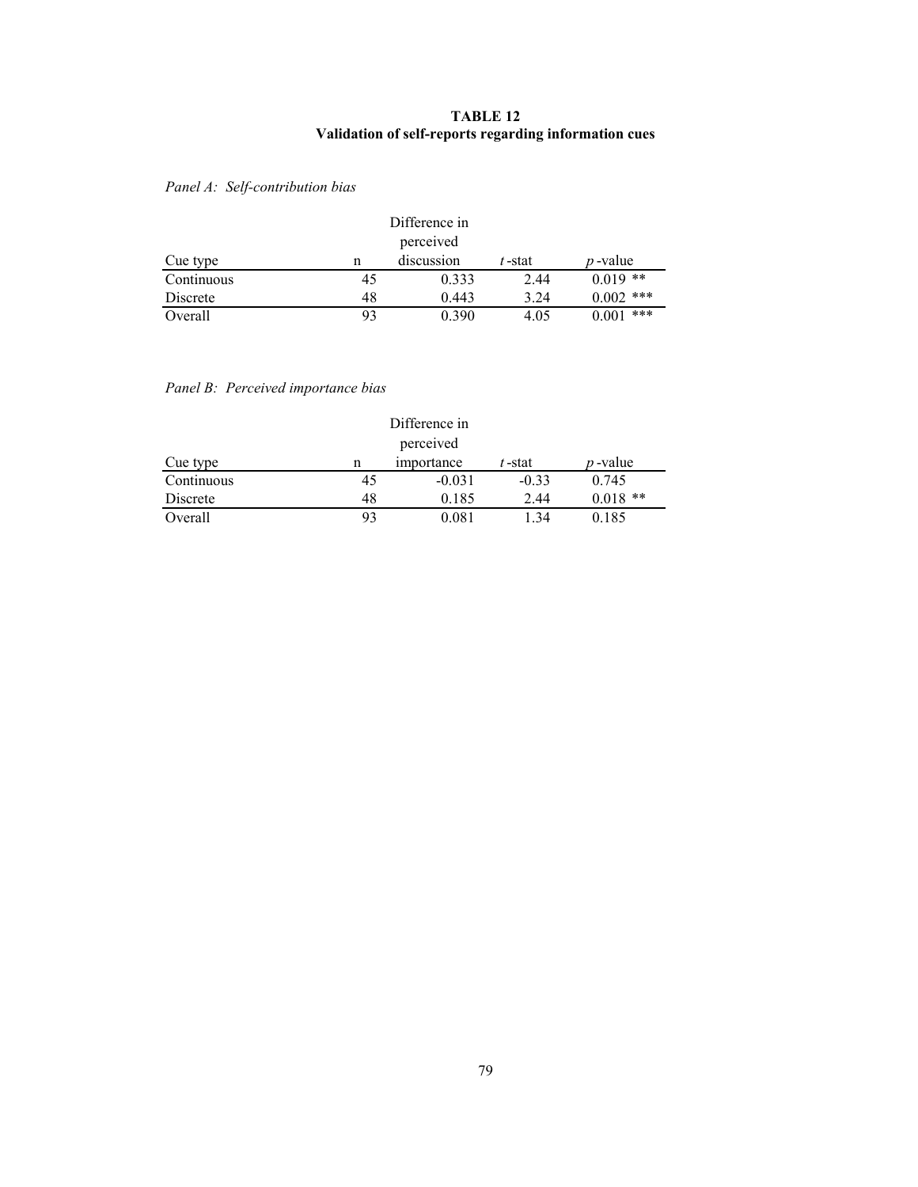**TABLE 12**
**Validation of self-reports regarding information cues**

*Panel A: Self-contribution bias*

| Cue type | n | Difference in perceived discussion | *t*-stat | *p*-value |
|---|---|---|---|---|
| Continuous | 45 | 0.333 | 2.44 | 0.019 ** |
| Discrete | 48 | 0.443 | 3.24 | 0.002 *** |
| Overall | 93 | 0.390 | 4.05 | 0.001 *** |

*Panel B: Perceived importance bias*

| Cue type | n | Difference in perceived importance | *t*-stat | *p*-value |
|---|---|---|---|---|
| Continuous | 45 | -0.031 | -0.33 | 0.745 |
| Discrete | 48 | 0.185 | 2.44 | 0.018 ** |
| Overall | 93 | 0.081 | 1.34 | 0.185 |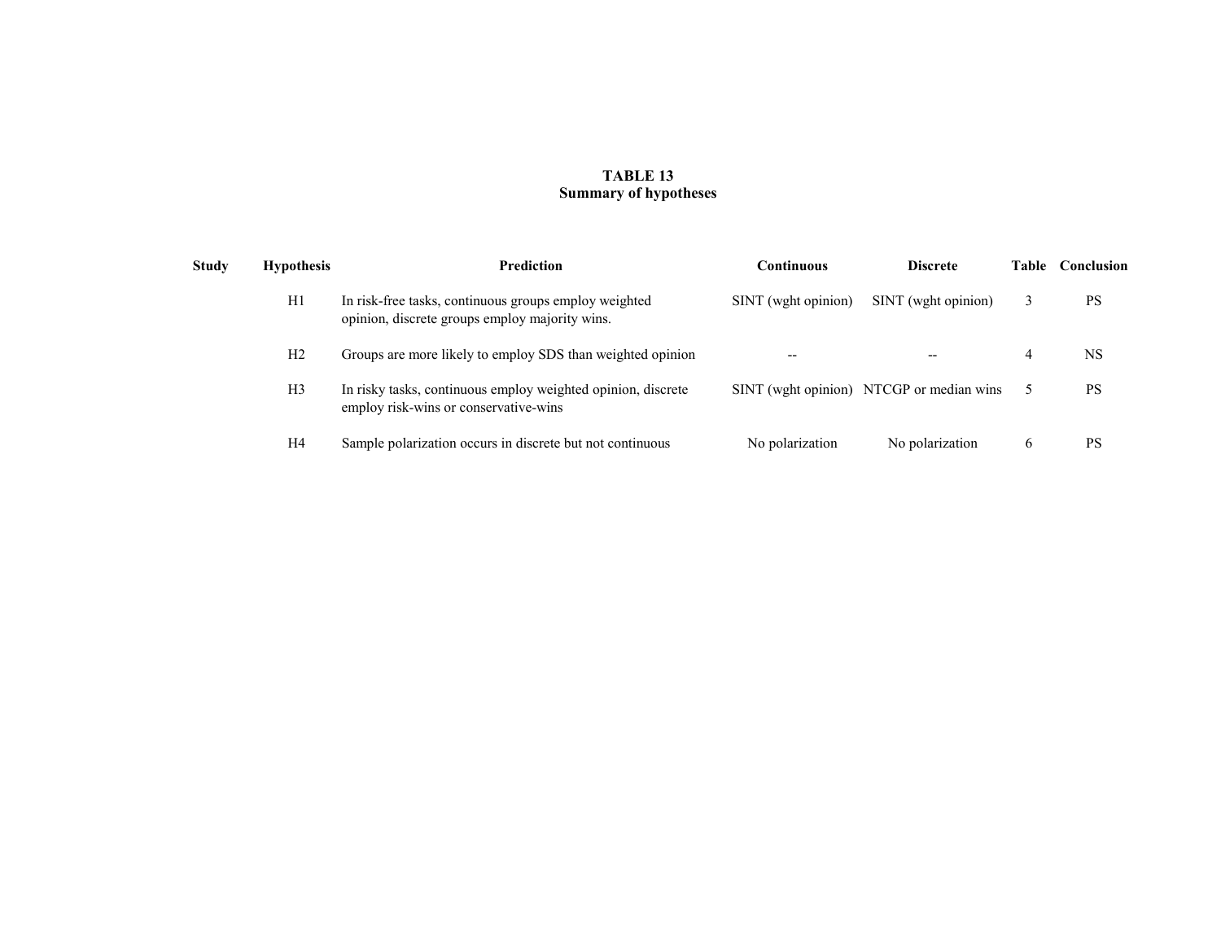**TABLE 13**
**Summary of hypotheses**

| Study | Hypothesis | Prediction | Continuous | Discrete | Table | Conclusion |
|---|---|---|---|---|---|---|
| | H1 | In risk-free tasks, continuous groups employ weighted opinion, discrete groups employ majority wins. | SINT (wght opinion) | SINT (wght opinion) | 3 | PS |
| | H2 | Groups are more likely to employ SDS than weighted opinion | -- | -- | 4 | NS |
| | H3 | In risky tasks, continuous employ weighted opinion, discrete employ risk-wins or conservative-wins | SINT (wght opinion) | NTCGP or median wins | 5 | PS |
| | H4 | Sample polarization occurs in discrete but not continuous | No polarization | No polarization | 6 | PS |